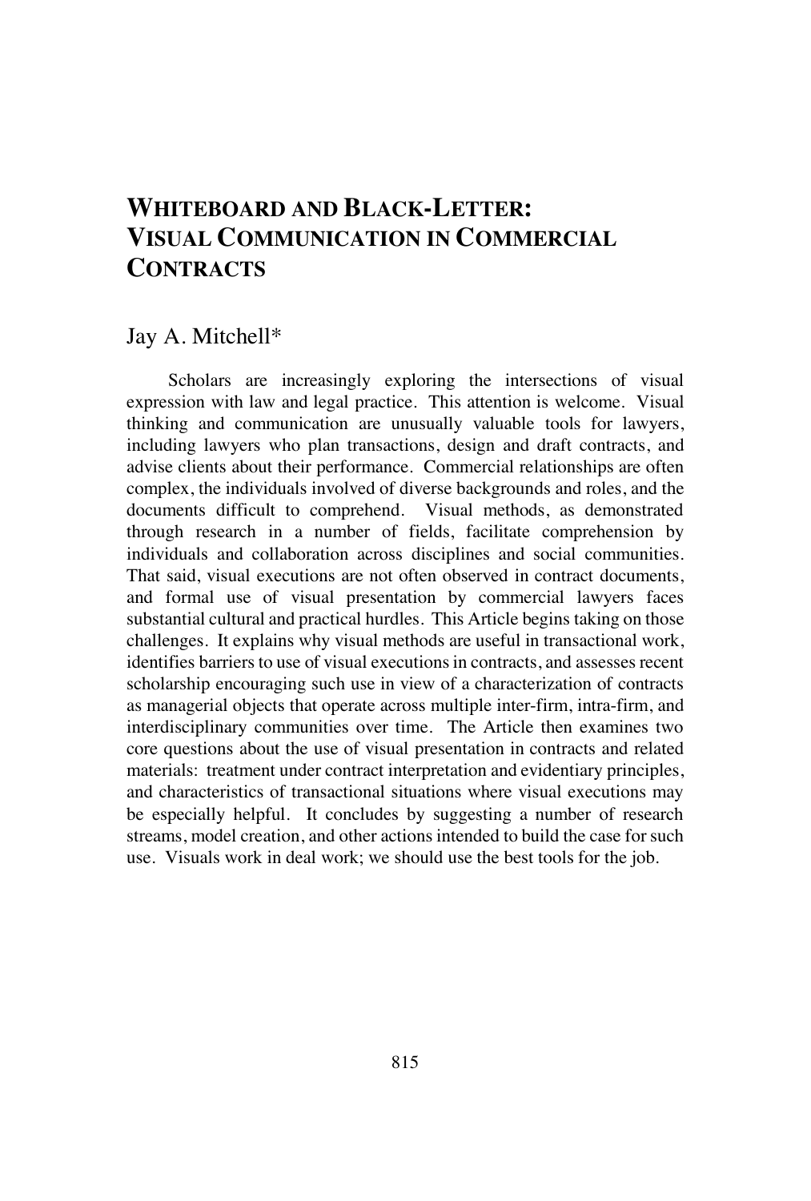# WHITEBOARD AND BLACK-LETTER: VISUAL COMMUNICATION IN COMMERCIAL CONTRACTS

Jay A. Mitchell*

Scholars are increasingly exploring the intersections of visual expression with law and legal practice. This attention is welcome. Visual thinking and communication are unusually valuable tools for lawyers, including lawyers who plan transactions, design and draft contracts, and advise clients about their performance. Commercial relationships are often complex, the individuals involved of diverse backgrounds and roles, and the documents difficult to comprehend. Visual methods, as demonstrated through research in a number of fields, facilitate comprehension by individuals and collaboration across disciplines and social communities. That said, visual executions are not often observed in contract documents, and formal use of visual presentation by commercial lawyers faces substantial cultural and practical hurdles. This Article begins taking on those challenges. It explains why visual methods are useful in transactional work, identifies barriers to use of visual executions in contracts, and assesses recent scholarship encouraging such use in view of a characterization of contracts as managerial objects that operate across multiple inter-firm, intra-firm, and interdisciplinary communities over time. The Article then examines two core questions about the use of visual presentation in contracts and related materials: treatment under contract interpretation and evidentiary principles, and characteristics of transactional situations where visual executions may be especially helpful. It concludes by suggesting a number of research streams, model creation, and other actions intended to build the case for such use. Visuals work in deal work; we should use the best tools for the job.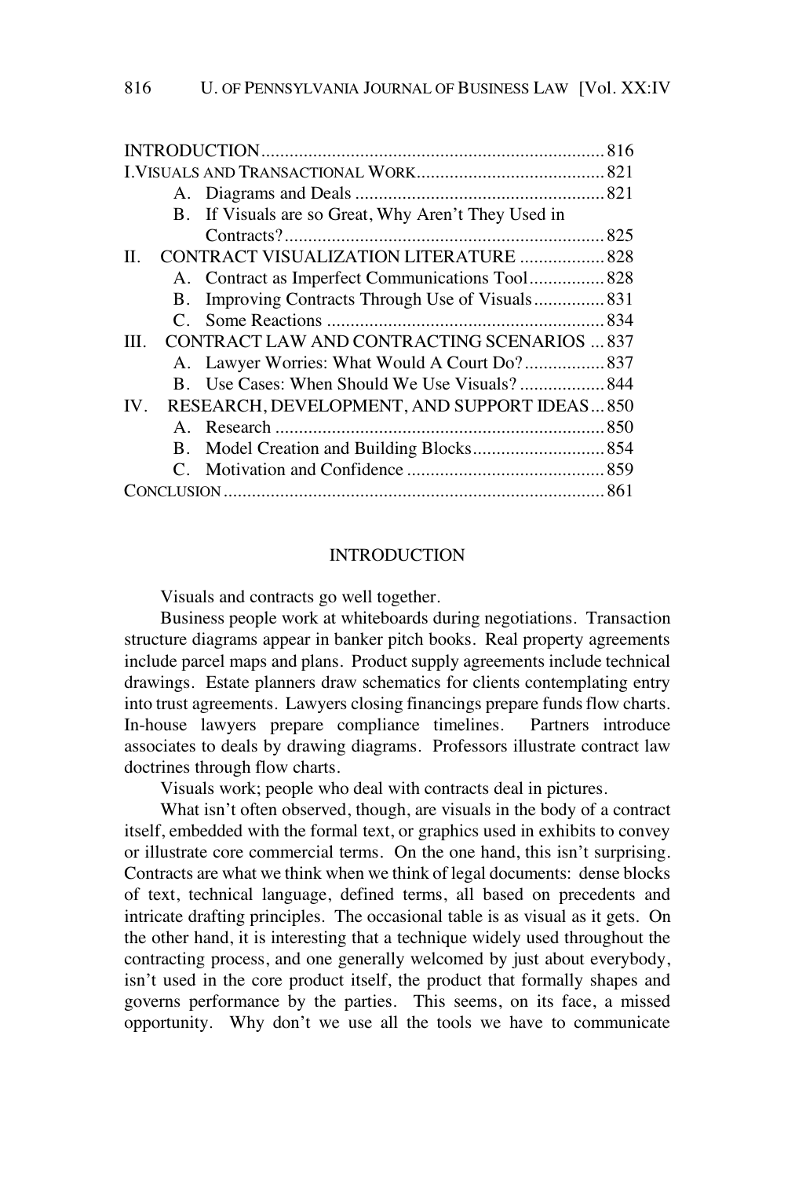| | |
|---|---|
| INTRODUCTION | 816 |
| I. VISUALS AND TRANSACTIONAL WORK | 821 |
| A. Diagrams and Deals | 821 |
| B. If Visuals are so Great, Why Aren't They Used in Contracts? | 825 |
| II. CONTRACT VISUALIZATION LITERATURE | 828 |
| A. Contract as Imperfect Communications Tool | 828 |
| B. Improving Contracts Through Use of Visuals | 831 |
| C. Some Reactions | 834 |
| III. CONTRACT LAW AND CONTRACTING SCENARIOS | 837 |
| A. Lawyer Worries: What Would A Court Do? | 837 |
| B. Use Cases: When Should We Use Visuals? | 844 |
| IV. RESEARCH, DEVELOPMENT, AND SUPPORT IDEAS | 850 |
| A. Research | 850 |
| B. Model Creation and Building Blocks | 854 |
| C. Motivation and Confidence | 859 |
| CONCLUSION | 861 |

## INTRODUCTION

Visuals and contracts go well together.

Business people work at whiteboards during negotiations. Transaction structure diagrams appear in banker pitch books. Real property agreements include parcel maps and plans. Product supply agreements include technical drawings. Estate planners draw schematics for clients contemplating entry into trust agreements. Lawyers closing financings prepare funds flow charts. In-house lawyers prepare compliance timelines. Partners introduce associates to deals by drawing diagrams. Professors illustrate contract law doctrines through flow charts.

Visuals work; people who deal with contracts deal in pictures.

What isn't often observed, though, are visuals in the body of a contract itself, embedded with the formal text, or graphics used in exhibits to convey or illustrate core commercial terms. On the one hand, this isn't surprising. Contracts are what we think when we think of legal documents: dense blocks of text, technical language, defined terms, all based on precedents and intricate drafting principles. The occasional table is as visual as it gets. On the other hand, it is interesting that a technique widely used throughout the contracting process, and one generally welcomed by just about everybody, isn't used in the core product itself, the product that formally shapes and governs performance by the parties. This seems, on its face, a missed opportunity. Why don't we use all the tools we have to communicate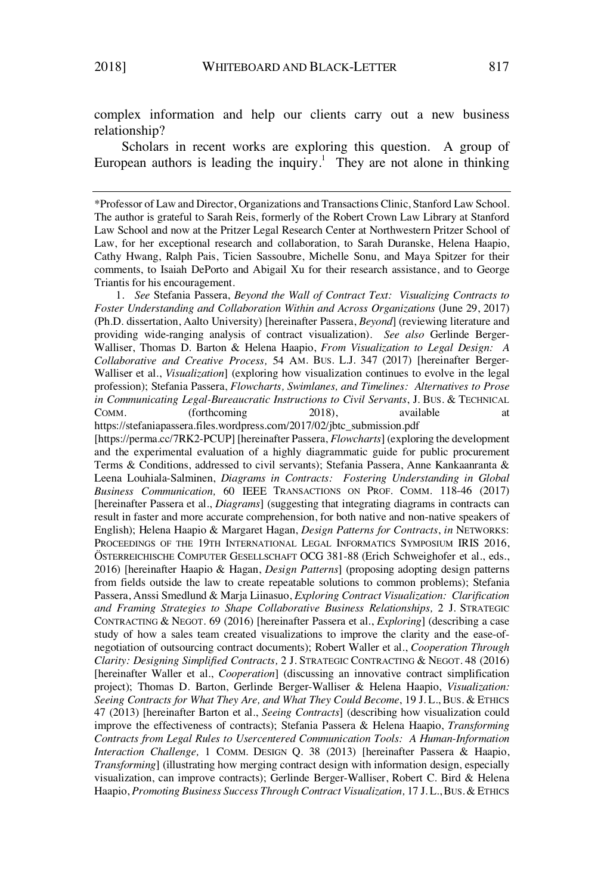complex information and help our clients carry out a new business relationship?

Scholars in recent works are exploring this question. A group of European authors is leading the inquiry.[1] They are not alone in thinking

---

*Professor of Law and Director, Organizations and Transactions Clinic, Stanford Law School. The author is grateful to Sarah Reis, formerly of the Robert Crown Law Library at Stanford Law School and now at the Pritzer Legal Research Center at Northwestern Pritzer School of Law, for her exceptional research and collaboration, to Sarah Duranske, Helena Haapio, Cathy Hwang, Ralph Pais, Ticien Sassoubre, Michelle Sonu, and Maya Spitzer for their comments, to Isaiah DePorto and Abigail Xu for their research assistance, and to George Triantis for his encouragement.

1. *See* Stefania Passera, *Beyond the Wall of Contract Text: Visualizing Contracts to Foster Understanding and Collaboration Within and Across Organizations* (June 29, 2017) (Ph.D. dissertation, Aalto University) [hereinafter Passera, *Beyond*] (reviewing literature and providing wide-ranging analysis of contract visualization). *See also* Gerlinde Berger-Walliser, Thomas D. Barton & Helena Haapio, *From Visualization to Legal Design: A Collaborative and Creative Process,* 54 AM. BUS. L.J. 347 (2017) [hereinafter Berger-Walliser et al., *Visualization*] (exploring how visualization continues to evolve in the legal profession); Stefania Passera, *Flowcharts, Swimlanes, and Timelines: Alternatives to Prose in Communicating Legal-Bureaucratic Instructions to Civil Servants*, J. BUS. & TECHNICAL COMM. (forthcoming 2018), available at https://stefaniapassera.files.wordpress.com/2017/02/jbtc_submission.pdf [https://perma.cc/7RK2-PCUP] [hereinafter Passera, *Flowcharts*] (exploring the development and the experimental evaluation of a highly diagrammatic guide for public procurement Terms & Conditions, addressed to civil servants); Stefania Passera, Anne Kankaanranta & Leena Louhiala-Salminen, *Diagrams in Contracts: Fostering Understanding in Global Business Communication,* 60 IEEE TRANSACTIONS ON PROF. COMM. 118-46 (2017) [hereinafter Passera et al., *Diagrams*] (suggesting that integrating diagrams in contracts can result in faster and more accurate comprehension, for both native and non-native speakers of English); Helena Haapio & Margaret Hagan, *Design Patterns for Contracts*, *in* NETWORKS: PROCEEDINGS OF THE 19TH INTERNATIONAL LEGAL INFORMATICS SYMPOSIUM IRIS 2016, ÖSTERREICHISCHE COMPUTER GESELLSCHAFT OCG 381-88 (Erich Schweighofer et al., eds., 2016) [hereinafter Haapio & Hagan, *Design Patterns*] (proposing adopting design patterns from fields outside the law to create repeatable solutions to common problems); Stefania Passera, Anssi Smedlund & Marja Liinasuo, *Exploring Contract Visualization: Clarification and Framing Strategies to Shape Collaborative Business Relationships,* 2 J. STRATEGIC CONTRACTING & NEGOT. 69 (2016) [hereinafter Passera et al., *Exploring*] (describing a case study of how a sales team created visualizations to improve the clarity and the ease-of-negotiation of outsourcing contract documents); Robert Waller et al., *Cooperation Through Clarity: Designing Simplified Contracts,* 2 J. STRATEGIC CONTRACTING & NEGOT. 48 (2016) [hereinafter Waller et al., *Cooperation*] (discussing an innovative contract simplification project); Thomas D. Barton, Gerlinde Berger-Walliser & Helena Haapio, *Visualization: Seeing Contracts for What They Are, and What They Could Become*, 19 J. L., BUS. & ETHICS 47 (2013) [hereinafter Barton et al., *Seeing Contracts*] (describing how visualization could improve the effectiveness of contracts); Stefania Passera & Helena Haapio, *Transforming Contracts from Legal Rules to Usercentered Communication Tools: A Human-Information Interaction Challenge,* 1 COMM. DESIGN Q. 38 (2013) [hereinafter Passera & Haapio, *Transforming*] (illustrating how merging contract design with information design, especially visualization, can improve contracts); Gerlinde Berger-Walliser, Robert C. Bird & Helena Haapio, *Promoting Business Success Through Contract Visualization,* 17 J. L., BUS. & ETHICS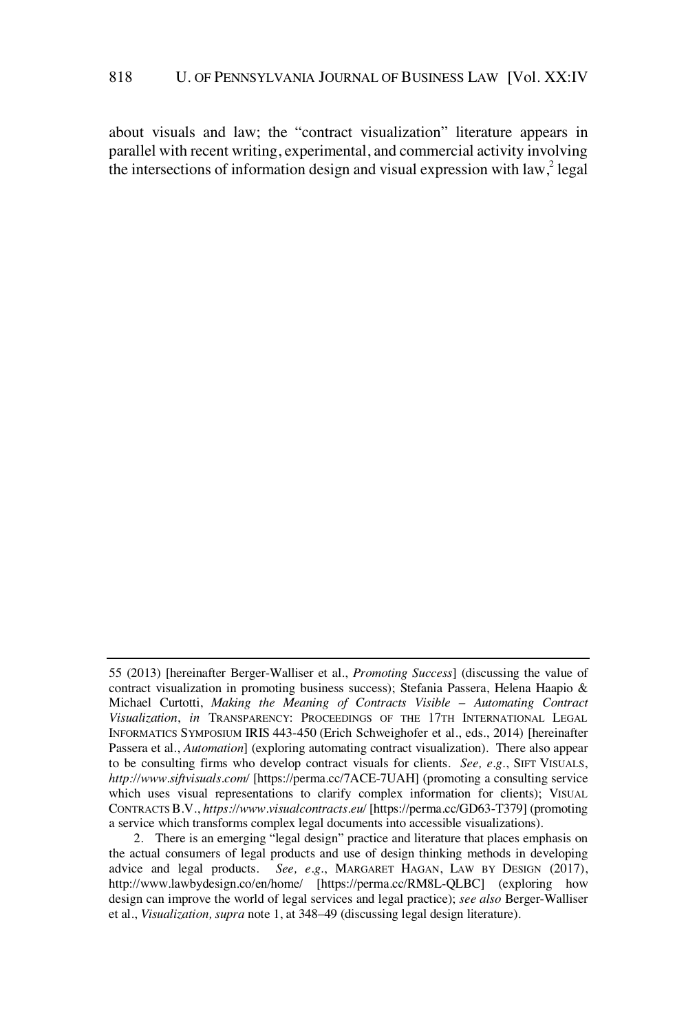about visuals and law; the "contract visualization" literature appears in parallel with recent writing, experimental, and commercial activity involving the intersections of information design and visual expression with law,[2] legal

---

55 (2013) [hereinafter Berger-Walliser et al., *Promoting Success*] (discussing the value of contract visualization in promoting business success); Stefania Passera, Helena Haapio & Michael Curtotti, *Making the Meaning of Contracts Visible – Automating Contract Visualization*, *in* TRANSPARENCY: PROCEEDINGS OF THE 17TH INTERNATIONAL LEGAL INFORMATICS SYMPOSIUM IRIS 443-450 (Erich Schweighofer et al., eds., 2014) [hereinafter Passera et al., *Automation*] (exploring automating contract visualization). There also appear to be consulting firms who develop contract visuals for clients. *See, e.g.*, SIFT VISUALS, *http://www.siftvisuals.com/* [https://perma.cc/7ACE-7UAH] (promoting a consulting service which uses visual representations to clarify complex information for clients); VISUAL CONTRACTS B.V., *https://www.visualcontracts.eu/* [https://perma.cc/GD63-T379] (promoting a service which transforms complex legal documents into accessible visualizations).

2. There is an emerging "legal design" practice and literature that places emphasis on the actual consumers of legal products and use of design thinking methods in developing advice and legal products. *See, e.g.*, MARGARET HAGAN, LAW BY DESIGN (2017), http://www.lawbydesign.co/en/home/ [https://perma.cc/RM8L-QLBC] (exploring how design can improve the world of legal services and legal practice); *see also* Berger-Walliser et al., *Visualization, supra* note 1, at 348–49 (discussing legal design literature).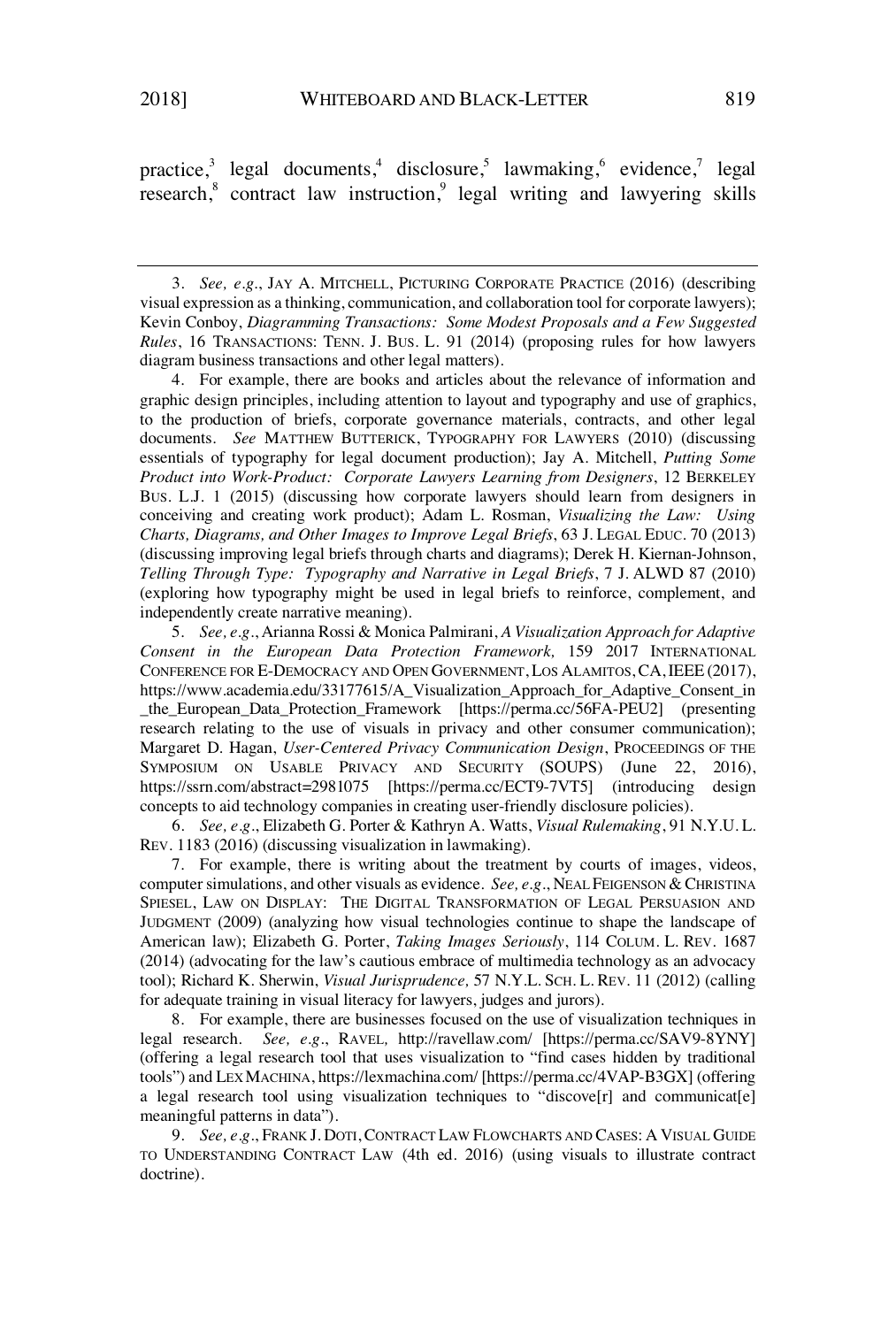practice,[3] legal documents,[4] disclosure,[5] lawmaking,[6] evidence,[7] legal research,[8] contract law instruction,[9] legal writing and lawyering skills

---

3. *See, e.g.*, JAY A. MITCHELL, PICTURING CORPORATE PRACTICE (2016) (describing visual expression as a thinking, communication, and collaboration tool for corporate lawyers); Kevin Conboy, *Diagramming Transactions: Some Modest Proposals and a Few Suggested Rules*, 16 TRANSACTIONS: TENN. J. BUS. L. 91 (2014) (proposing rules for how lawyers diagram business transactions and other legal matters).

4. For example, there are books and articles about the relevance of information and graphic design principles, including attention to layout and typography and use of graphics, to the production of briefs, corporate governance materials, contracts, and other legal documents. *See* MATTHEW BUTTERICK, TYPOGRAPHY FOR LAWYERS (2010) (discussing essentials of typography for legal document production); Jay A. Mitchell, *Putting Some Product into Work-Product: Corporate Lawyers Learning from Designers*, 12 BERKELEY BUS. L.J. 1 (2015) (discussing how corporate lawyers should learn from designers in conceiving and creating work product); Adam L. Rosman, *Visualizing the Law: Using Charts, Diagrams, and Other Images to Improve Legal Briefs*, 63 J. LEGAL EDUC. 70 (2013) (discussing improving legal briefs through charts and diagrams); Derek H. Kiernan-Johnson, *Telling Through Type: Typography and Narrative in Legal Briefs*, 7 J. ALWD 87 (2010) (exploring how typography might be used in legal briefs to reinforce, complement, and independently create narrative meaning).

5. *See, e.g.*, Arianna Rossi & Monica Palmirani, *A Visualization Approach for Adaptive Consent in the European Data Protection Framework,* 159 2017 INTERNATIONAL CONFERENCE FOR E-DEMOCRACY AND OPEN GOVERNMENT, LOS ALAMITOS, CA, IEEE (2017), https://www.academia.edu/33177615/A_Visualization_Approach_for_Adaptive_Consent_in_the_European_Data_Protection_Framework [https://perma.cc/56FA-PEU2] (presenting research relating to the use of visuals in privacy and other consumer communication); Margaret D. Hagan, *User-Centered Privacy Communication Design*, PROCEEDINGS OF THE SYMPOSIUM ON USABLE PRIVACY AND SECURITY (SOUPS) (June 22, 2016), https://ssrn.com/abstract=2981075 [https://perma.cc/ECT9-7VT5] (introducing design concepts to aid technology companies in creating user-friendly disclosure policies).

6. *See, e.g.*, Elizabeth G. Porter & Kathryn A. Watts, *Visual Rulemaking*, 91 N.Y.U. L. REV. 1183 (2016) (discussing visualization in lawmaking).

7. For example, there is writing about the treatment by courts of images, videos, computer simulations, and other visuals as evidence. *See, e.g.*, NEAL FEIGENSON & CHRISTINA SPIESEL, LAW ON DISPLAY: THE DIGITAL TRANSFORMATION OF LEGAL PERSUASION AND JUDGMENT (2009) (analyzing how visual technologies continue to shape the landscape of American law); Elizabeth G. Porter, *Taking Images Seriously*, 114 COLUM. L. REV. 1687 (2014) (advocating for the law's cautious embrace of multimedia technology as an advocacy tool); Richard K. Sherwin, *Visual Jurisprudence,* 57 N.Y.L. SCH. L. REV. 11 (2012) (calling for adequate training in visual literacy for lawyers, judges and jurors).

8. For example, there are businesses focused on the use of visualization techniques in legal research. *See, e.g.*, RAVEL, http://ravellaw.com/ [https://perma.cc/SAV9-8YNY] (offering a legal research tool that uses visualization to "find cases hidden by traditional tools") and LEX MACHINA, https://lexmachina.com/ [https://perma.cc/4VAP-B3GX] (offering a legal research tool using visualization techniques to "discove[r] and communicat[e] meaningful patterns in data").

9. *See, e.g.*, FRANK J. DOTI, CONTRACT LAW FLOWCHARTS AND CASES: A VISUAL GUIDE TO UNDERSTANDING CONTRACT LAW (4th ed. 2016) (using visuals to illustrate contract doctrine).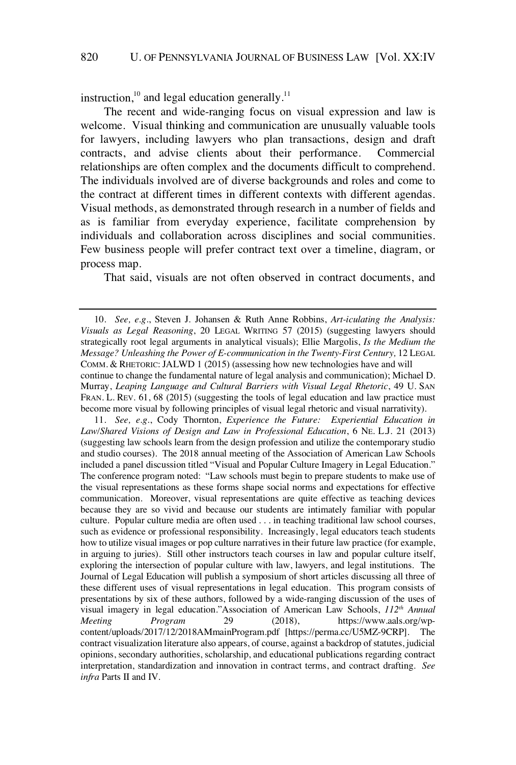instruction,[10] and legal education generally.[11]

The recent and wide-ranging focus on visual expression and law is welcome. Visual thinking and communication are unusually valuable tools for lawyers, including lawyers who plan transactions, design and draft contracts, and advise clients about their performance. Commercial relationships are often complex and the documents difficult to comprehend. The individuals involved are of diverse backgrounds and roles and come to the contract at different times in different contexts with different agendas. Visual methods, as demonstrated through research in a number of fields and as is familiar from everyday experience, facilitate comprehension by individuals and collaboration across disciplines and social communities. Few business people will prefer contract text over a timeline, diagram, or process map.

That said, visuals are not often observed in contract documents, and

---

10. *See, e.g.*, Steven J. Johansen & Ruth Anne Robbins, *Art-iculating the Analysis: Visuals as Legal Reasoning*, 20 LEGAL WRITING 57 (2015) (suggesting lawyers should strategically root legal arguments in analytical visuals); Ellie Margolis, *Is the Medium the Message? Unleashing the Power of E-communication in the Twenty-First Century,* 12 LEGAL COMM. & RHETORIC: JALWD 1 (2015) (assessing how new technologies have and will continue to change the fundamental nature of legal analysis and communication); Michael D. Murray, *Leaping Language and Cultural Barriers with Visual Legal Rhetoric*, 49 U. SAN FRAN. L. REV. 61, 68 (2015) (suggesting the tools of legal education and law practice must become more visual by following principles of visual legal rhetoric and visual narrativity).

11. *See, e.g.*, Cody Thornton, *Experience the Future: Experiential Education in Law/Shared Visions of Design and Law in Professional Education*, 6 NE. L.J. 21 (2013) (suggesting law schools learn from the design profession and utilize the contemporary studio and studio courses). The 2018 annual meeting of the Association of American Law Schools included a panel discussion titled "Visual and Popular Culture Imagery in Legal Education." The conference program noted: "Law schools must begin to prepare students to make use of the visual representations as these forms shape social norms and expectations for effective communication. Moreover, visual representations are quite effective as teaching devices because they are so vivid and because our students are intimately familiar with popular culture. Popular culture media are often used . . . in teaching traditional law school courses, such as evidence or professional responsibility. Increasingly, legal educators teach students how to utilize visual images or pop culture narratives in their future law practice (for example, in arguing to juries). Still other instructors teach courses in law and popular culture itself, exploring the intersection of popular culture with law, lawyers, and legal institutions. The Journal of Legal Education will publish a symposium of short articles discussing all three of these different uses of visual representations in legal education. This program consists of presentations by six of these authors, followed by a wide-ranging discussion of the uses of visual imagery in legal education."Association of American Law Schools, *112th Annual Meeting Program* 29 (2018), https://www.aals.org/wp-content/uploads/2017/12/2018AMmainProgram.pdf [https://perma.cc/U5MZ-9CRP]. The contract visualization literature also appears, of course, against a backdrop of statutes, judicial opinions, secondary authorities, scholarship, and educational publications regarding contract interpretation, standardization and innovation in contract terms, and contract drafting. *See infra* Parts II and IV.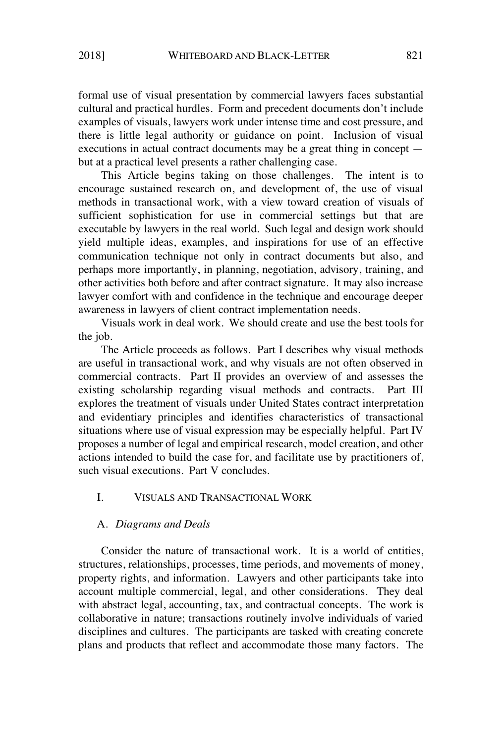formal use of visual presentation by commercial lawyers faces substantial cultural and practical hurdles. Form and precedent documents don't include examples of visuals, lawyers work under intense time and cost pressure, and there is little legal authority or guidance on point. Inclusion of visual executions in actual contract documents may be a great thing in concept — but at a practical level presents a rather challenging case.

This Article begins taking on those challenges. The intent is to encourage sustained research on, and development of, the use of visual methods in transactional work, with a view toward creation of visuals of sufficient sophistication for use in commercial settings but that are executable by lawyers in the real world. Such legal and design work should yield multiple ideas, examples, and inspirations for use of an effective communication technique not only in contract documents but also, and perhaps more importantly, in planning, negotiation, advisory, training, and other activities both before and after contract signature. It may also increase lawyer comfort with and confidence in the technique and encourage deeper awareness in lawyers of client contract implementation needs.

Visuals work in deal work. We should create and use the best tools for the job.

The Article proceeds as follows. Part I describes why visual methods are useful in transactional work, and why visuals are not often observed in commercial contracts. Part II provides an overview of and assesses the existing scholarship regarding visual methods and contracts. Part III explores the treatment of visuals under United States contract interpretation and evidentiary principles and identifies characteristics of transactional situations where use of visual expression may be especially helpful. Part IV proposes a number of legal and empirical research, model creation, and other actions intended to build the case for, and facilitate use by practitioners of, such visual executions. Part V concludes.

## I. VISUALS AND TRANSACTIONAL WORK

### A. *Diagrams and Deals*

Consider the nature of transactional work. It is a world of entities, structures, relationships, processes, time periods, and movements of money, property rights, and information. Lawyers and other participants take into account multiple commercial, legal, and other considerations. They deal with abstract legal, accounting, tax, and contractual concepts. The work is collaborative in nature; transactions routinely involve individuals of varied disciplines and cultures. The participants are tasked with creating concrete plans and products that reflect and accommodate those many factors. The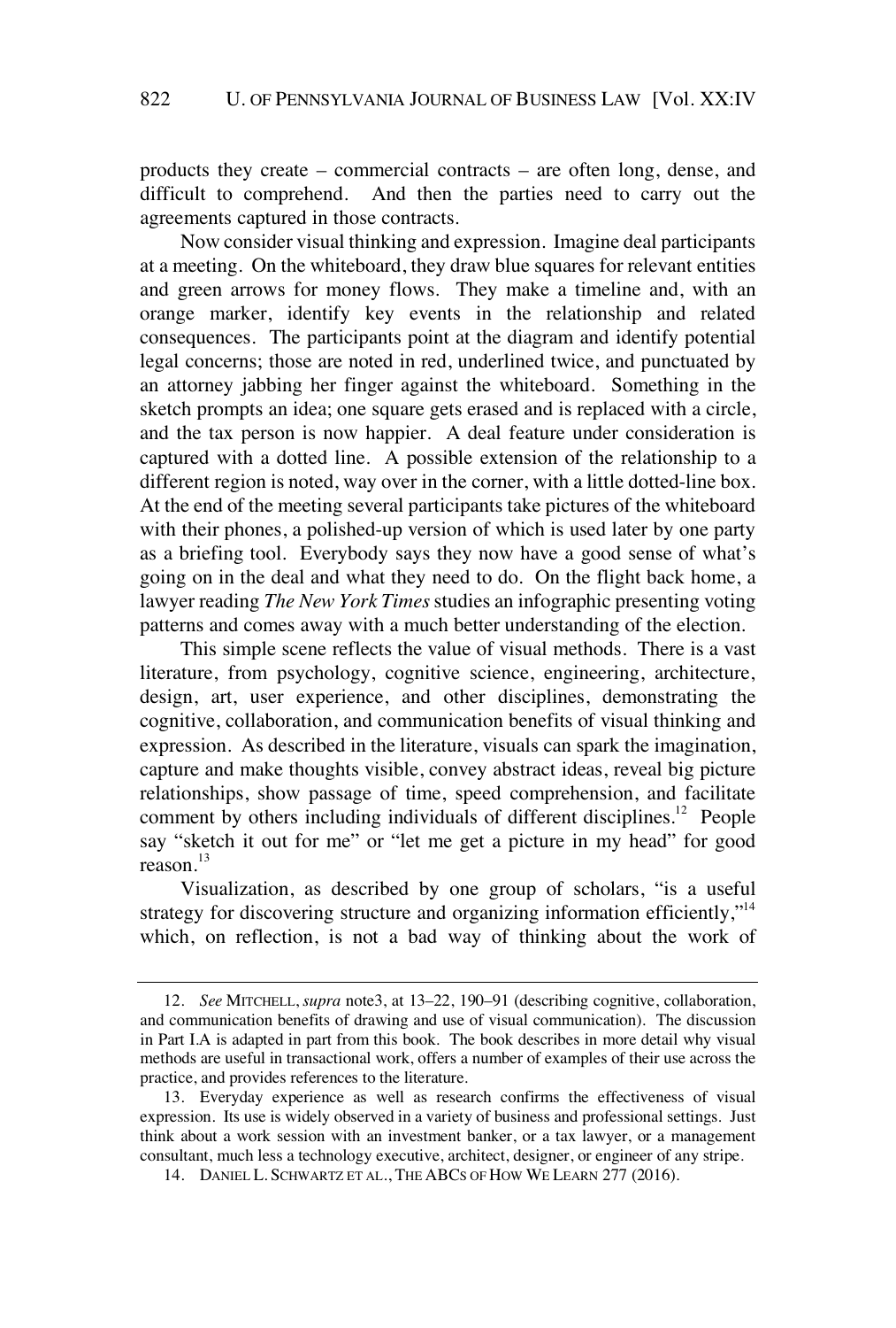products they create – commercial contracts – are often long, dense, and difficult to comprehend. And then the parties need to carry out the agreements captured in those contracts.

Now consider visual thinking and expression. Imagine deal participants at a meeting. On the whiteboard, they draw blue squares for relevant entities and green arrows for money flows. They make a timeline and, with an orange marker, identify key events in the relationship and related consequences. The participants point at the diagram and identify potential legal concerns; those are noted in red, underlined twice, and punctuated by an attorney jabbing her finger against the whiteboard. Something in the sketch prompts an idea; one square gets erased and is replaced with a circle, and the tax person is now happier. A deal feature under consideration is captured with a dotted line. A possible extension of the relationship to a different region is noted, way over in the corner, with a little dotted-line box. At the end of the meeting several participants take pictures of the whiteboard with their phones, a polished-up version of which is used later by one party as a briefing tool. Everybody says they now have a good sense of what's going on in the deal and what they need to do. On the flight back home, a lawyer reading *The New York Times* studies an infographic presenting voting patterns and comes away with a much better understanding of the election.

This simple scene reflects the value of visual methods. There is a vast literature, from psychology, cognitive science, engineering, architecture, design, art, user experience, and other disciplines, demonstrating the cognitive, collaboration, and communication benefits of visual thinking and expression. As described in the literature, visuals can spark the imagination, capture and make thoughts visible, convey abstract ideas, reveal big picture relationships, show passage of time, speed comprehension, and facilitate comment by others including individuals of different disciplines.[12] People say "sketch it out for me" or "let me get a picture in my head" for good reason.[13]

Visualization, as described by one group of scholars, "is a useful strategy for discovering structure and organizing information efficiently,"[14] which, on reflection, is not a bad way of thinking about the work of

---

12. *See* MITCHELL, *supra* note3, at 13–22, 190–91 (describing cognitive, collaboration, and communication benefits of drawing and use of visual communication). The discussion in Part I.A is adapted in part from this book. The book describes in more detail why visual methods are useful in transactional work, offers a number of examples of their use across the practice, and provides references to the literature.

13. Everyday experience as well as research confirms the effectiveness of visual expression. Its use is widely observed in a variety of business and professional settings. Just think about a work session with an investment banker, or a tax lawyer, or a management consultant, much less a technology executive, architect, designer, or engineer of any stripe.

14. DANIEL L. SCHWARTZ ET AL., THE ABCS OF HOW WE LEARN 277 (2016).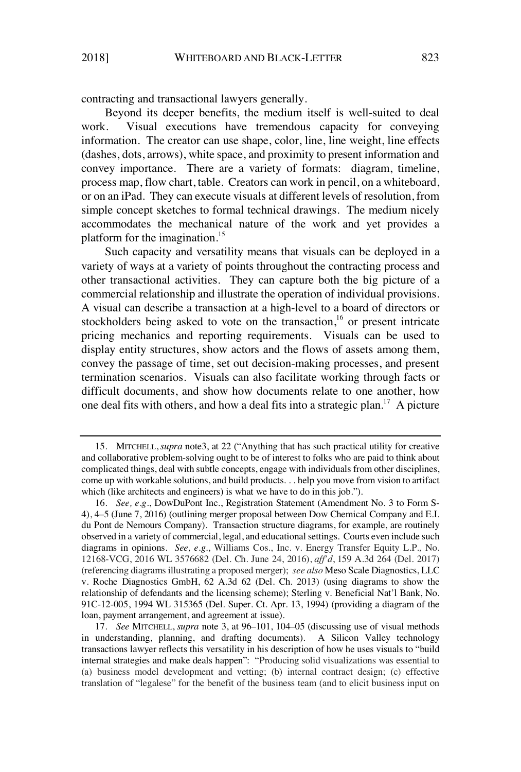contracting and transactional lawyers generally.

Beyond its deeper benefits, the medium itself is well-suited to deal work. Visual executions have tremendous capacity for conveying information. The creator can use shape, color, line, line weight, line effects (dashes, dots, arrows), white space, and proximity to present information and convey importance. There are a variety of formats: diagram, timeline, process map, flow chart, table. Creators can work in pencil, on a whiteboard, or on an iPad. They can execute visuals at different levels of resolution, from simple concept sketches to formal technical drawings. The medium nicely accommodates the mechanical nature of the work and yet provides a platform for the imagination.[15]

Such capacity and versatility means that visuals can be deployed in a variety of ways at a variety of points throughout the contracting process and other transactional activities. They can capture both the big picture of a commercial relationship and illustrate the operation of individual provisions. A visual can describe a transaction at a high-level to a board of directors or stockholders being asked to vote on the transaction,[16] or present intricate pricing mechanics and reporting requirements. Visuals can be used to display entity structures, show actors and the flows of assets among them, convey the passage of time, set out decision-making processes, and present termination scenarios. Visuals can also facilitate working through facts or difficult documents, and show how documents relate to one another, how one deal fits with others, and how a deal fits into a strategic plan.[17] A picture

---

15. MITCHELL, *supra* note3, at 22 ("Anything that has such practical utility for creative and collaborative problem-solving ought to be of interest to folks who are paid to think about complicated things, deal with subtle concepts, engage with individuals from other disciplines, come up with workable solutions, and build products. . . help you move from vision to artifact which (like architects and engineers) is what we have to do in this job.").

16. *See, e.g*., DowDuPont Inc., Registration Statement (Amendment No. 3 to Form S-4), 4–5 (June 7, 2016) (outlining merger proposal between Dow Chemical Company and E.I. du Pont de Nemours Company). Transaction structure diagrams, for example, are routinely observed in a variety of commercial, legal, and educational settings. Courts even include such diagrams in opinions. *See, e.g*., Williams Cos., Inc. v. Energy Transfer Equity L.P., No. 12168-VCG, 2016 WL 3576682 (Del. Ch. June 24, 2016), *aff'd*, 159 A.3d 264 (Del. 2017) (referencing diagrams illustrating a proposed merger); *see also* Meso Scale Diagnostics, LLC v. Roche Diagnostics GmbH, 62 A.3d 62 (Del. Ch. 2013) (using diagrams to show the relationship of defendants and the licensing scheme); Sterling v. Beneficial Nat'l Bank, No. 91C-12-005, 1994 WL 315365 (Del. Super. Ct. Apr. 13, 1994) (providing a diagram of the loan, payment arrangement, and agreement at issue).

17. *See* MITCHELL, *supra* note 3, at 96–101, 104–05 (discussing use of visual methods in understanding, planning, and drafting documents). A Silicon Valley technology transactions lawyer reflects this versatility in his description of how he uses visuals to "build internal strategies and make deals happen": "Producing solid visualizations was essential to (a) business model development and vetting; (b) internal contract design; (c) effective translation of "legalese" for the benefit of the business team (and to elicit business input on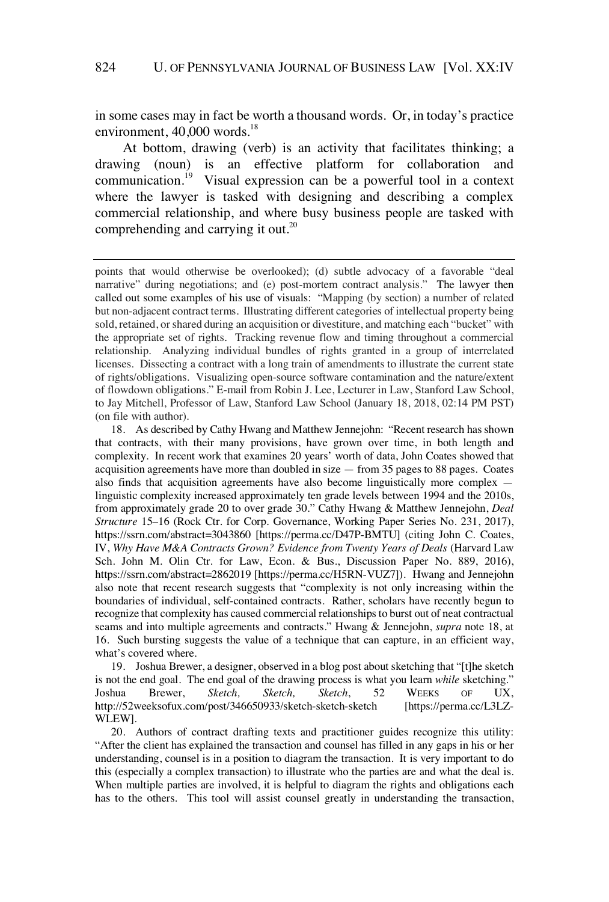in some cases may in fact be worth a thousand words. Or, in today's practice environment, 40,000 words.[18]

At bottom, drawing (verb) is an activity that facilitates thinking; a drawing (noun) is an effective platform for collaboration and communication.[19] Visual expression can be a powerful tool in a context where the lawyer is tasked with designing and describing a complex commercial relationship, and where busy business people are tasked with comprehending and carrying it out.[20]

---

points that would otherwise be overlooked); (d) subtle advocacy of a favorable "deal narrative" during negotiations; and (e) post-mortem contract analysis." The lawyer then called out some examples of his use of visuals: "Mapping (by section) a number of related but non-adjacent contract terms. Illustrating different categories of intellectual property being sold, retained, or shared during an acquisition or divestiture, and matching each "bucket" with the appropriate set of rights. Tracking revenue flow and timing throughout a commercial relationship. Analyzing individual bundles of rights granted in a group of interrelated licenses. Dissecting a contract with a long train of amendments to illustrate the current state of rights/obligations. Visualizing open-source software contamination and the nature/extent of flowdown obligations." E-mail from Robin J. Lee, Lecturer in Law, Stanford Law School, to Jay Mitchell, Professor of Law, Stanford Law School (January 18, 2018, 02:14 PM PST) (on file with author).

18. As described by Cathy Hwang and Matthew Jennejohn: "Recent research has shown that contracts, with their many provisions, have grown over time, in both length and complexity. In recent work that examines 20 years' worth of data, John Coates showed that acquisition agreements have more than doubled in size — from 35 pages to 88 pages. Coates also finds that acquisition agreements have also become linguistically more complex — linguistic complexity increased approximately ten grade levels between 1994 and the 2010s, from approximately grade 20 to over grade 30." Cathy Hwang & Matthew Jennejohn, *Deal Structure* 15–16 (Rock Ctr. for Corp. Governance, Working Paper Series No. 231, 2017), https://ssrn.com/abstract=3043860 [https://perma.cc/D47P-BMTU] (citing John C. Coates, IV, *Why Have M&A Contracts Grown? Evidence from Twenty Years of Deals* (Harvard Law Sch. John M. Olin Ctr. for Law, Econ. & Bus., Discussion Paper No. 889, 2016), https://ssrn.com/abstract=2862019 [https://perma.cc/H5RN-VUZ7]). Hwang and Jennejohn also note that recent research suggests that "complexity is not only increasing within the boundaries of individual, self-contained contracts. Rather, scholars have recently begun to recognize that complexity has caused commercial relationships to burst out of neat contractual seams and into multiple agreements and contracts." Hwang & Jennejohn, *supra* note 18, at 16. Such bursting suggests the value of a technique that can capture, in an efficient way, what's covered where.

19. Joshua Brewer, a designer, observed in a blog post about sketching that "[t]he sketch is not the end goal. The end goal of the drawing process is what you learn *while* sketching." Joshua Brewer, *Sketch, Sketch, Sketch*, 52 WEEKS OF UX, http://52weeksofux.com/post/346650933/sketch-sketch-sketch [https://perma.cc/L3LZ-WLEW].

20. Authors of contract drafting texts and practitioner guides recognize this utility: "After the client has explained the transaction and counsel has filled in any gaps in his or her understanding, counsel is in a position to diagram the transaction. It is very important to do this (especially a complex transaction) to illustrate who the parties are and what the deal is. When multiple parties are involved, it is helpful to diagram the rights and obligations each has to the others. This tool will assist counsel greatly in understanding the transaction,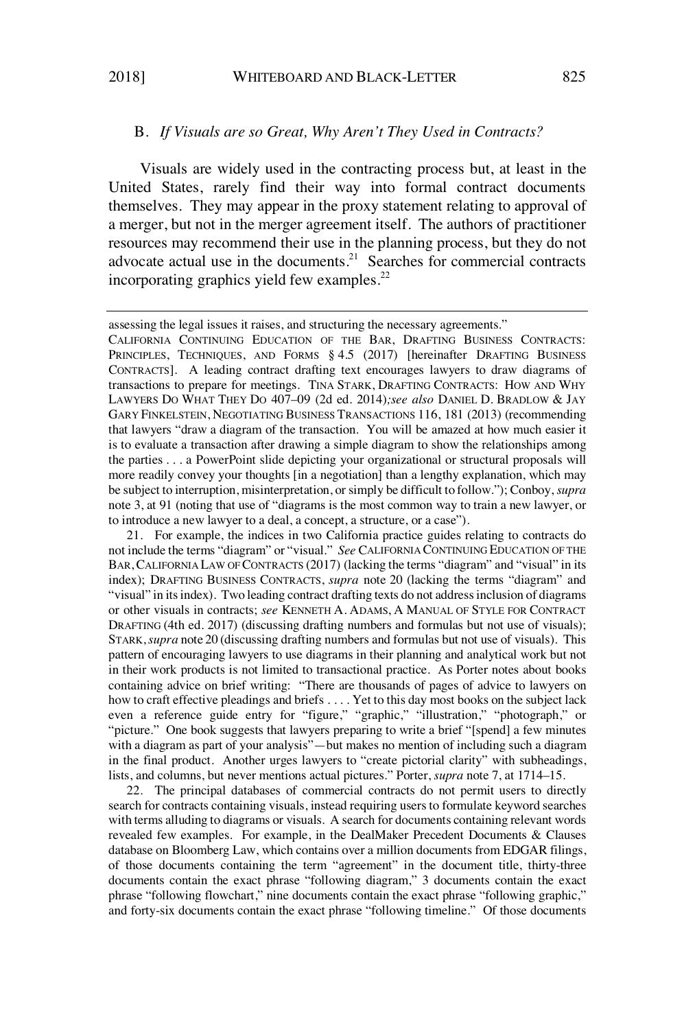### B. *If Visuals are so Great, Why Aren't They Used in Contracts?*

Visuals are widely used in the contracting process but, at least in the United States, rarely find their way into formal contract documents themselves. They may appear in the proxy statement relating to approval of a merger, but not in the merger agreement itself. The authors of practitioner resources may recommend their use in the planning process, but they do not advocate actual use in the documents.[21] Searches for commercial contracts incorporating graphics yield few examples.[22]

---

assessing the legal issues it raises, and structuring the necessary agreements." CALIFORNIA CONTINUING EDUCATION OF THE BAR, DRAFTING BUSINESS CONTRACTS: PRINCIPLES, TECHNIQUES, AND FORMS § 4.5 (2017) [hereinafter DRAFTING BUSINESS CONTRACTS]. A leading contract drafting text encourages lawyers to draw diagrams of transactions to prepare for meetings. TINA STARK, DRAFTING CONTRACTS: HOW AND WHY LAWYERS DO WHAT THEY DO 407–09 (2d ed. 2014)*;see also* DANIEL D. BRADLOW & JAY GARY FINKELSTEIN, NEGOTIATING BUSINESS TRANSACTIONS 116, 181 (2013) (recommending that lawyers "draw a diagram of the transaction. You will be amazed at how much easier it is to evaluate a transaction after drawing a simple diagram to show the relationships among the parties . . . a PowerPoint slide depicting your organizational or structural proposals will more readily convey your thoughts [in a negotiation] than a lengthy explanation, which may be subject to interruption, misinterpretation, or simply be difficult to follow."); Conboy, *supra* note 3, at 91 (noting that use of "diagrams is the most common way to train a new lawyer, or to introduce a new lawyer to a deal, a concept, a structure, or a case").

21. For example, the indices in two California practice guides relating to contracts do not include the terms "diagram" or "visual." *See* CALIFORNIA CONTINUING EDUCATION OF THE BAR, CALIFORNIA LAW OF CONTRACTS (2017) (lacking the terms "diagram" and "visual" in its index); DRAFTING BUSINESS CONTRACTS, *supra* note 20 (lacking the terms "diagram" and "visual" in its index). Two leading contract drafting texts do not address inclusion of diagrams or other visuals in contracts; *see* KENNETH A. ADAMS, A MANUAL OF STYLE FOR CONTRACT DRAFTING (4th ed. 2017) (discussing drafting numbers and formulas but not use of visuals); STARK, *supra* note 20 (discussing drafting numbers and formulas but not use of visuals). This pattern of encouraging lawyers to use diagrams in their planning and analytical work but not in their work products is not limited to transactional practice. As Porter notes about books containing advice on brief writing: "There are thousands of pages of advice to lawyers on how to craft effective pleadings and briefs . . . . Yet to this day most books on the subject lack even a reference guide entry for "figure," "graphic," "illustration," "photograph," or "picture." One book suggests that lawyers preparing to write a brief "[spend] a few minutes with a diagram as part of your analysis"—but makes no mention of including such a diagram in the final product. Another urges lawyers to "create pictorial clarity" with subheadings, lists, and columns, but never mentions actual pictures." Porter, *supra* note 7, at 1714–15.

22. The principal databases of commercial contracts do not permit users to directly search for contracts containing visuals, instead requiring users to formulate keyword searches with terms alluding to diagrams or visuals. A search for documents containing relevant words revealed few examples. For example, in the DealMaker Precedent Documents & Clauses database on Bloomberg Law, which contains over a million documents from EDGAR filings, of those documents containing the term "agreement" in the document title, thirty-three documents contain the exact phrase "following diagram," 3 documents contain the exact phrase "following flowchart," nine documents contain the exact phrase "following graphic," and forty-six documents contain the exact phrase "following timeline." Of those documents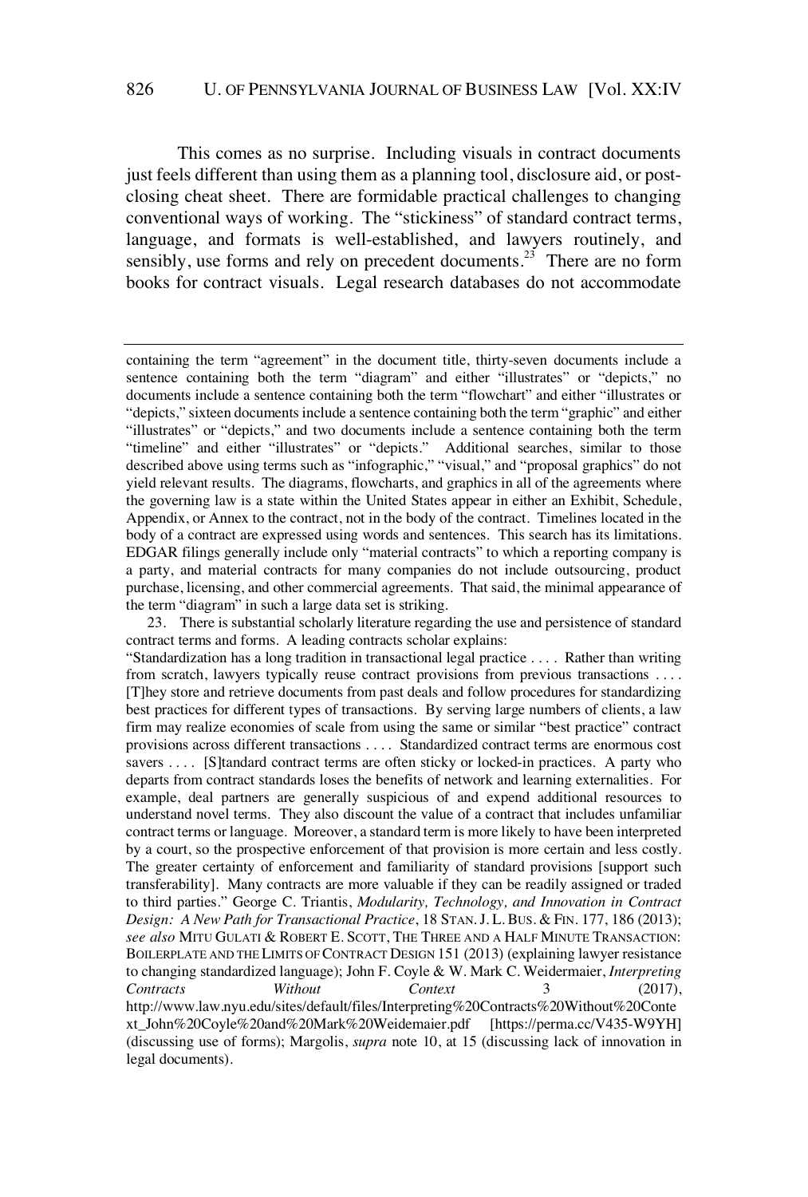This comes as no surprise. Including visuals in contract documents just feels different than using them as a planning tool, disclosure aid, or post-closing cheat sheet. There are formidable practical challenges to changing conventional ways of working. The "stickiness" of standard contract terms, language, and formats is well-established, and lawyers routinely, and sensibly, use forms and rely on precedent documents.[23] There are no form books for contract visuals. Legal research databases do not accommodate

---

containing the term "agreement" in the document title, thirty-seven documents include a sentence containing both the term "diagram" and either "illustrates" or "depicts," no documents include a sentence containing both the term "flowchart" and either "illustrates or "depicts," sixteen documents include a sentence containing both the term "graphic" and either "illustrates" or "depicts," and two documents include a sentence containing both the term "timeline" and either "illustrates" or "depicts." Additional searches, similar to those described above using terms such as "infographic," "visual," and "proposal graphics" do not yield relevant results. The diagrams, flowcharts, and graphics in all of the agreements where the governing law is a state within the United States appear in either an Exhibit, Schedule, Appendix, or Annex to the contract, not in the body of the contract. Timelines located in the body of a contract are expressed using words and sentences. This search has its limitations. EDGAR filings generally include only "material contracts" to which a reporting company is a party, and material contracts for many companies do not include outsourcing, product purchase, licensing, and other commercial agreements. That said, the minimal appearance of the term "diagram" in such a large data set is striking.

23. There is substantial scholarly literature regarding the use and persistence of standard contract terms and forms. A leading contracts scholar explains:

"Standardization has a long tradition in transactional legal practice . . . . Rather than writing from scratch, lawyers typically reuse contract provisions from previous transactions . . . . [T]hey store and retrieve documents from past deals and follow procedures for standardizing best practices for different types of transactions. By serving large numbers of clients, a law firm may realize economies of scale from using the same or similar "best practice" contract provisions across different transactions . . . . Standardized contract terms are enormous cost savers . . . . [S]tandard contract terms are often sticky or locked-in practices. A party who departs from contract standards loses the benefits of network and learning externalities. For example, deal partners are generally suspicious of and expend additional resources to understand novel terms. They also discount the value of a contract that includes unfamiliar contract terms or language. Moreover, a standard term is more likely to have been interpreted by a court, so the prospective enforcement of that provision is more certain and less costly. The greater certainty of enforcement and familiarity of standard provisions [support such transferability]. Many contracts are more valuable if they can be readily assigned or traded to third parties." George C. Triantis, *Modularity, Technology, and Innovation in Contract Design: A New Path for Transactional Practice*, 18 STAN. J. L. BUS. & FIN. 177, 186 (2013); *see also* MITU GULATI & ROBERT E. SCOTT, THE THREE AND A HALF MINUTE TRANSACTION: BOILERPLATE AND THE LIMITS OF CONTRACT DESIGN 151 (2013) (explaining lawyer resistance to changing standardized language); John F. Coyle & W. Mark C. Weidermaier, *Interpreting Contracts Without Context* 3 (2017), http://www.law.nyu.edu/sites/default/files/Interpreting%20Contracts%20Without%20Context_John%20Coyle%20and%20Mark%20Weidemaier.pdf [https://perma.cc/V435-W9YH] (discussing use of forms); Margolis, *supra* note 10, at 15 (discussing lack of innovation in legal documents).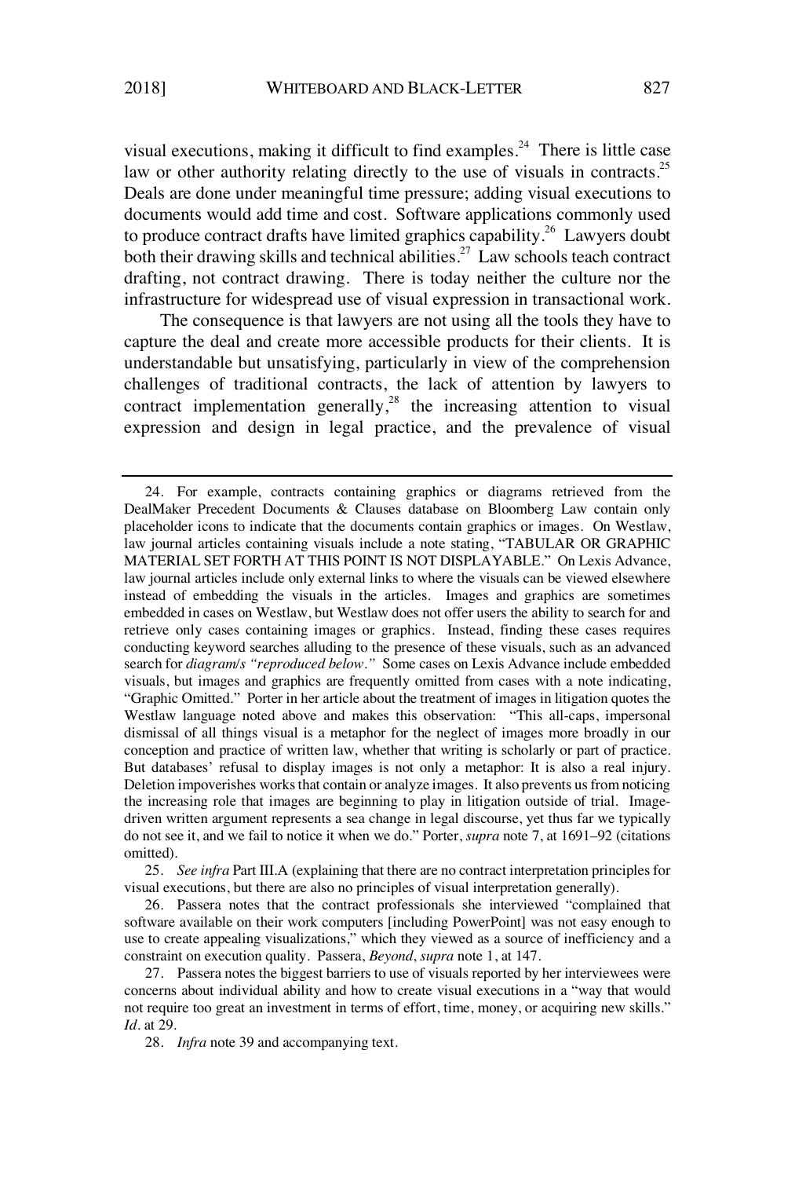visual executions, making it difficult to find examples.[24] There is little case law or other authority relating directly to the use of visuals in contracts.[25] Deals are done under meaningful time pressure; adding visual executions to documents would add time and cost. Software applications commonly used to produce contract drafts have limited graphics capability.[26] Lawyers doubt both their drawing skills and technical abilities.[27] Law schools teach contract drafting, not contract drawing. There is today neither the culture nor the infrastructure for widespread use of visual expression in transactional work.

The consequence is that lawyers are not using all the tools they have to capture the deal and create more accessible products for their clients. It is understandable but unsatisfying, particularly in view of the comprehension challenges of traditional contracts, the lack of attention by lawyers to contract implementation generally,[28] the increasing attention to visual expression and design in legal practice, and the prevalence of visual

---

24. For example, contracts containing graphics or diagrams retrieved from the DealMaker Precedent Documents & Clauses database on Bloomberg Law contain only placeholder icons to indicate that the documents contain graphics or images. On Westlaw, law journal articles containing visuals include a note stating, "TABULAR OR GRAPHIC MATERIAL SET FORTH AT THIS POINT IS NOT DISPLAYABLE." On Lexis Advance, law journal articles include only external links to where the visuals can be viewed elsewhere instead of embedding the visuals in the articles. Images and graphics are sometimes embedded in cases on Westlaw, but Westlaw does not offer users the ability to search for and retrieve only cases containing images or graphics. Instead, finding these cases requires conducting keyword searches alluding to the presence of these visuals, such as an advanced search for *diagram/s "reproduced below."* Some cases on Lexis Advance include embedded visuals, but images and graphics are frequently omitted from cases with a note indicating, "Graphic Omitted." Porter in her article about the treatment of images in litigation quotes the Westlaw language noted above and makes this observation: "This all-caps, impersonal dismissal of all things visual is a metaphor for the neglect of images more broadly in our conception and practice of written law, whether that writing is scholarly or part of practice. But databases' refusal to display images is not only a metaphor: It is also a real injury. Deletion impoverishes works that contain or analyze images. It also prevents us from noticing the increasing role that images are beginning to play in litigation outside of trial. Image-driven written argument represents a sea change in legal discourse, yet thus far we typically do not see it, and we fail to notice it when we do." Porter, *supra* note 7, at 1691–92 (citations omitted).

25. *See infra* Part III.A (explaining that there are no contract interpretation principles for visual executions, but there are also no principles of visual interpretation generally).

26. Passera notes that the contract professionals she interviewed "complained that software available on their work computers [including PowerPoint] was not easy enough to use to create appealing visualizations," which they viewed as a source of inefficiency and a constraint on execution quality. Passera, *Beyond*, *supra* note 1, at 147.

27. Passera notes the biggest barriers to use of visuals reported by her interviewees were concerns about individual ability and how to create visual executions in a "way that would not require too great an investment in terms of effort, time, money, or acquiring new skills." *Id.* at 29.

28. *Infra* note 39 and accompanying text.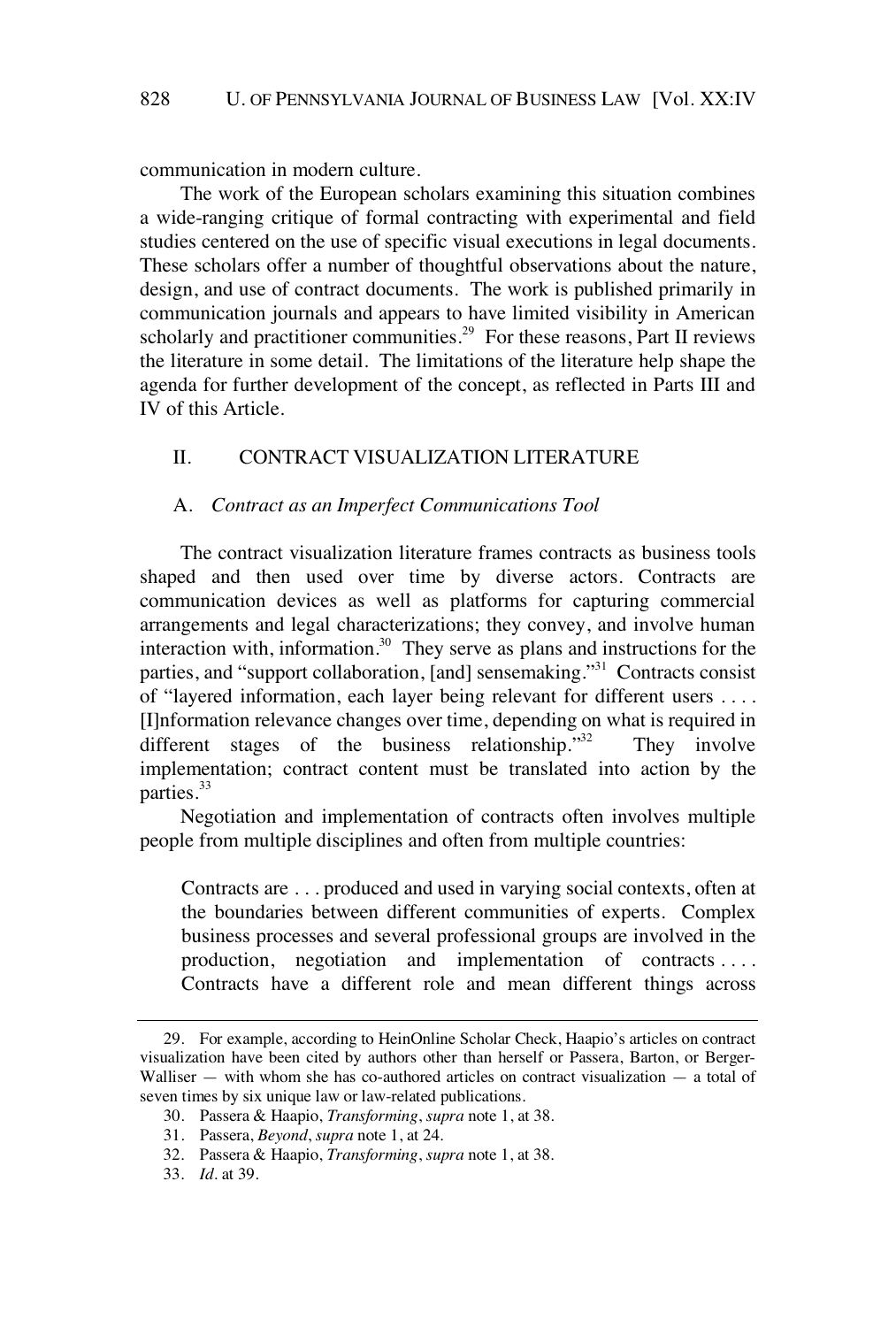communication in modern culture.

The work of the European scholars examining this situation combines a wide-ranging critique of formal contracting with experimental and field studies centered on the use of specific visual executions in legal documents. These scholars offer a number of thoughtful observations about the nature, design, and use of contract documents. The work is published primarily in communication journals and appears to have limited visibility in American scholarly and practitioner communities.[29] For these reasons, Part II reviews the literature in some detail. The limitations of the literature help shape the agenda for further development of the concept, as reflected in Parts III and IV of this Article.

## II. CONTRACT VISUALIZATION LITERATURE

### A. *Contract as an Imperfect Communications Tool*

The contract visualization literature frames contracts as business tools shaped and then used over time by diverse actors. Contracts are communication devices as well as platforms for capturing commercial arrangements and legal characterizations; they convey, and involve human interaction with, information.[30] They serve as plans and instructions for the parties, and "support collaboration, [and] sensemaking."[31] Contracts consist of "layered information, each layer being relevant for different users . . . . [I]nformation relevance changes over time, depending on what is required in different stages of the business relationship."[32] They involve implementation; contract content must be translated into action by the parties.[33]

Negotiation and implementation of contracts often involves multiple people from multiple disciplines and often from multiple countries:

> Contracts are . . . produced and used in varying social contexts, often at the boundaries between different communities of experts. Complex business processes and several professional groups are involved in the production, negotiation and implementation of contracts . . . . Contracts have a different role and mean different things across

---

29. For example, according to HeinOnline Scholar Check, Haapio's articles on contract visualization have been cited by authors other than herself or Passera, Barton, or Berger-Walliser — with whom she has co-authored articles on contract visualization — a total of seven times by six unique law or law-related publications.

30. Passera & Haapio, *Transforming*, *supra* note 1, at 38.

31. Passera, *Beyond*, *supra* note 1, at 24.

32. Passera & Haapio, *Transforming*, *supra* note 1, at 38.

33. *Id.* at 39.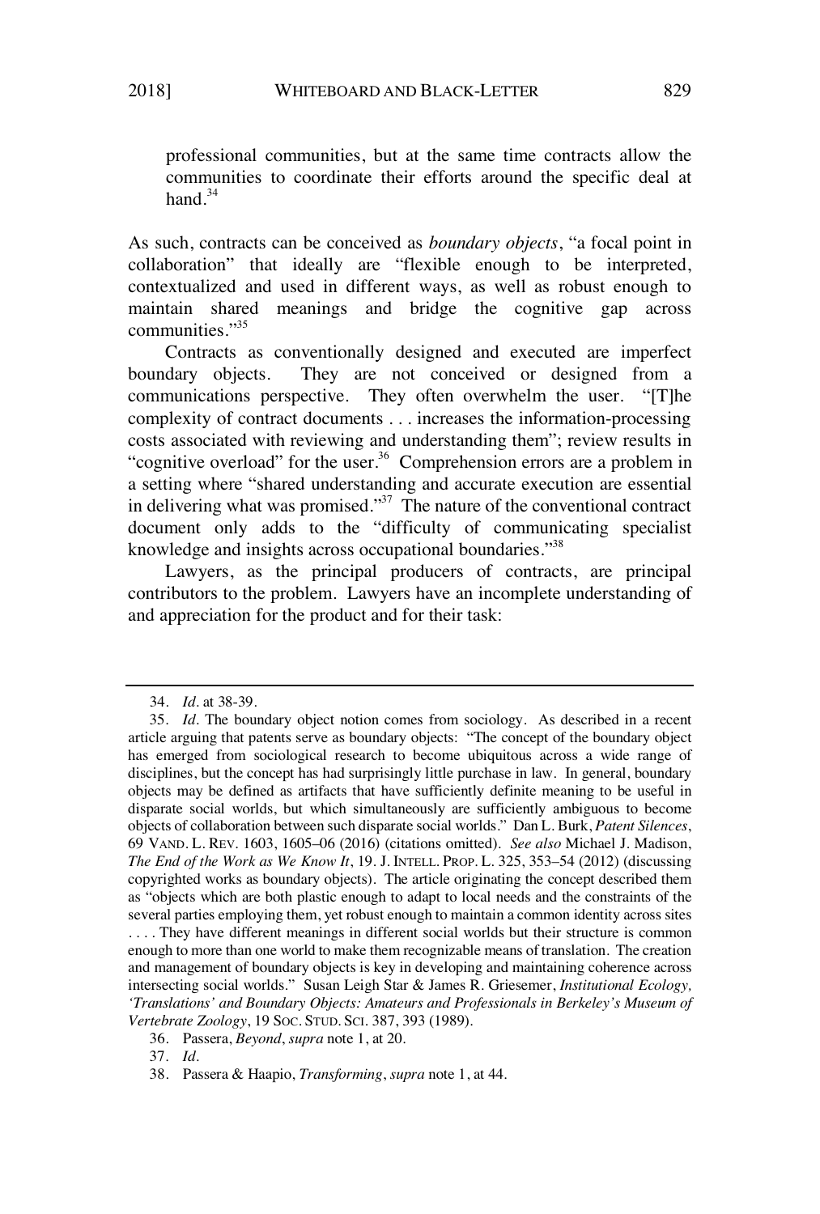> professional communities, but at the same time contracts allow the communities to coordinate their efforts around the specific deal at hand.[34]

As such, contracts can be conceived as *boundary objects*, "a focal point in collaboration" that ideally are "flexible enough to be interpreted, contextualized and used in different ways, as well as robust enough to maintain shared meanings and bridge the cognitive gap across communities."[35]

Contracts as conventionally designed and executed are imperfect boundary objects. They are not conceived or designed from a communications perspective. They often overwhelm the user. "[T]he complexity of contract documents . . . increases the information-processing costs associated with reviewing and understanding them"; review results in "cognitive overload" for the user.[36] Comprehension errors are a problem in a setting where "shared understanding and accurate execution are essential in delivering what was promised."[37] The nature of the conventional contract document only adds to the "difficulty of communicating specialist knowledge and insights across occupational boundaries."[38]

Lawyers, as the principal producers of contracts, are principal contributors to the problem. Lawyers have an incomplete understanding of and appreciation for the product and for their task:

---

34. *Id*. at 38-39.

35. *Id*. The boundary object notion comes from sociology. As described in a recent article arguing that patents serve as boundary objects: "The concept of the boundary object has emerged from sociological research to become ubiquitous across a wide range of disciplines, but the concept has had surprisingly little purchase in law. In general, boundary objects may be defined as artifacts that have sufficiently definite meaning to be useful in disparate social worlds, but which simultaneously are sufficiently ambiguous to become objects of collaboration between such disparate social worlds." Dan L. Burk, *Patent Silences*, 69 VAND. L. REV. 1603, 1605–06 (2016) (citations omitted). *See also* Michael J. Madison, *The End of the Work as We Know It*, 19. J. INTELL. PROP. L. 325, 353–54 (2012) (discussing copyrighted works as boundary objects). The article originating the concept described them as "objects which are both plastic enough to adapt to local needs and the constraints of the several parties employing them, yet robust enough to maintain a common identity across sites . . . . They have different meanings in different social worlds but their structure is common enough to more than one world to make them recognizable means of translation. The creation and management of boundary objects is key in developing and maintaining coherence across intersecting social worlds." Susan Leigh Star & James R. Griesemer, *Institutional Ecology, 'Translations' and Boundary Objects: Amateurs and Professionals in Berkeley's Museum of Vertebrate Zoology*, 19 SOC. STUD. SCI. 387, 393 (1989).

36. Passera, *Beyond*, *supra* note 1, at 20.

37. *Id*.

38. Passera & Haapio, *Transforming*, *supra* note 1, at 44.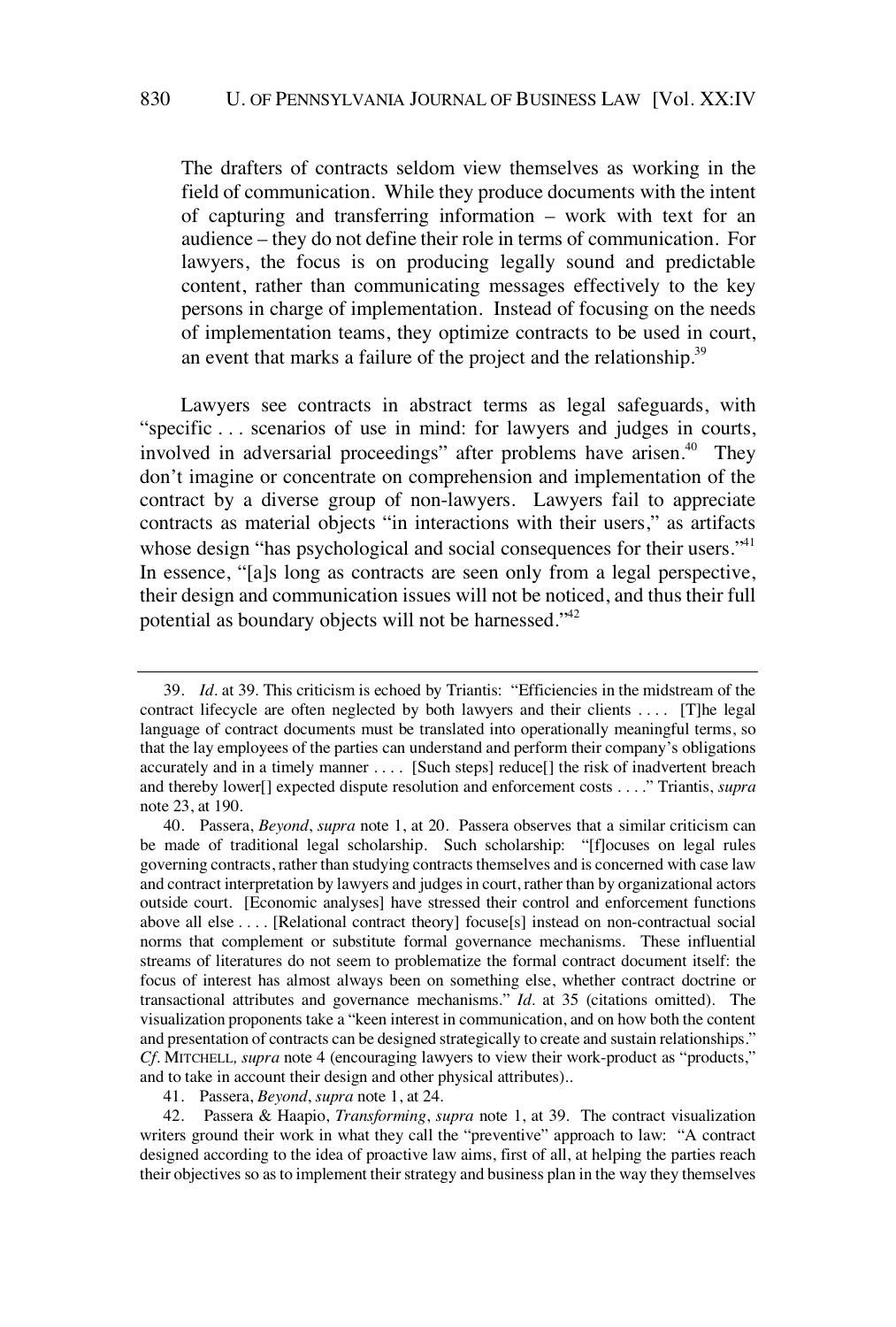> The drafters of contracts seldom view themselves as working in the field of communication. While they produce documents with the intent of capturing and transferring information – work with text for an audience – they do not define their role in terms of communication. For lawyers, the focus is on producing legally sound and predictable content, rather than communicating messages effectively to the key persons in charge of implementation. Instead of focusing on the needs of implementation teams, they optimize contracts to be used in court, an event that marks a failure of the project and the relationship.[39]

Lawyers see contracts in abstract terms as legal safeguards, with "specific . . . scenarios of use in mind: for lawyers and judges in courts, involved in adversarial proceedings" after problems have arisen.[40] They don't imagine or concentrate on comprehension and implementation of the contract by a diverse group of non-lawyers. Lawyers fail to appreciate contracts as material objects "in interactions with their users," as artifacts whose design "has psychological and social consequences for their users."[41] In essence, "[a]s long as contracts are seen only from a legal perspective, their design and communication issues will not be noticed, and thus their full potential as boundary objects will not be harnessed."[42]

---

39. *Id*. at 39. This criticism is echoed by Triantis: "Efficiencies in the midstream of the contract lifecycle are often neglected by both lawyers and their clients . . . . [T]he legal language of contract documents must be translated into operationally meaningful terms, so that the lay employees of the parties can understand and perform their company's obligations accurately and in a timely manner . . . . [Such steps] reduce[] the risk of inadvertent breach and thereby lower[] expected dispute resolution and enforcement costs . . . ." Triantis, *supra* note 23, at 190.

40. Passera, *Beyond*, *supra* note 1, at 20. Passera observes that a similar criticism can be made of traditional legal scholarship. Such scholarship: "[f]ocuses on legal rules governing contracts, rather than studying contracts themselves and is concerned with case law and contract interpretation by lawyers and judges in court, rather than by organizational actors outside court. [Economic analyses] have stressed their control and enforcement functions above all else . . . . [Relational contract theory] focuse[s] instead on non-contractual social norms that complement or substitute formal governance mechanisms. These influential streams of literatures do not seem to problematize the formal contract document itself: the focus of interest has almost always been on something else, whether contract doctrine or transactional attributes and governance mechanisms." *Id*. at 35 (citations omitted). The visualization proponents take a "keen interest in communication, and on how both the content and presentation of contracts can be designed strategically to create and sustain relationships." *Cf*. MITCHELL, *supra* note 4 (encouraging lawyers to view their work-product as "products," and to take in account their design and other physical attributes)..

41. Passera, *Beyond*, *supra* note 1, at 24.

42. Passera & Haapio, *Transforming*, *supra* note 1, at 39. The contract visualization writers ground their work in what they call the "preventive" approach to law: "A contract designed according to the idea of proactive law aims, first of all, at helping the parties reach their objectives so as to implement their strategy and business plan in the way they themselves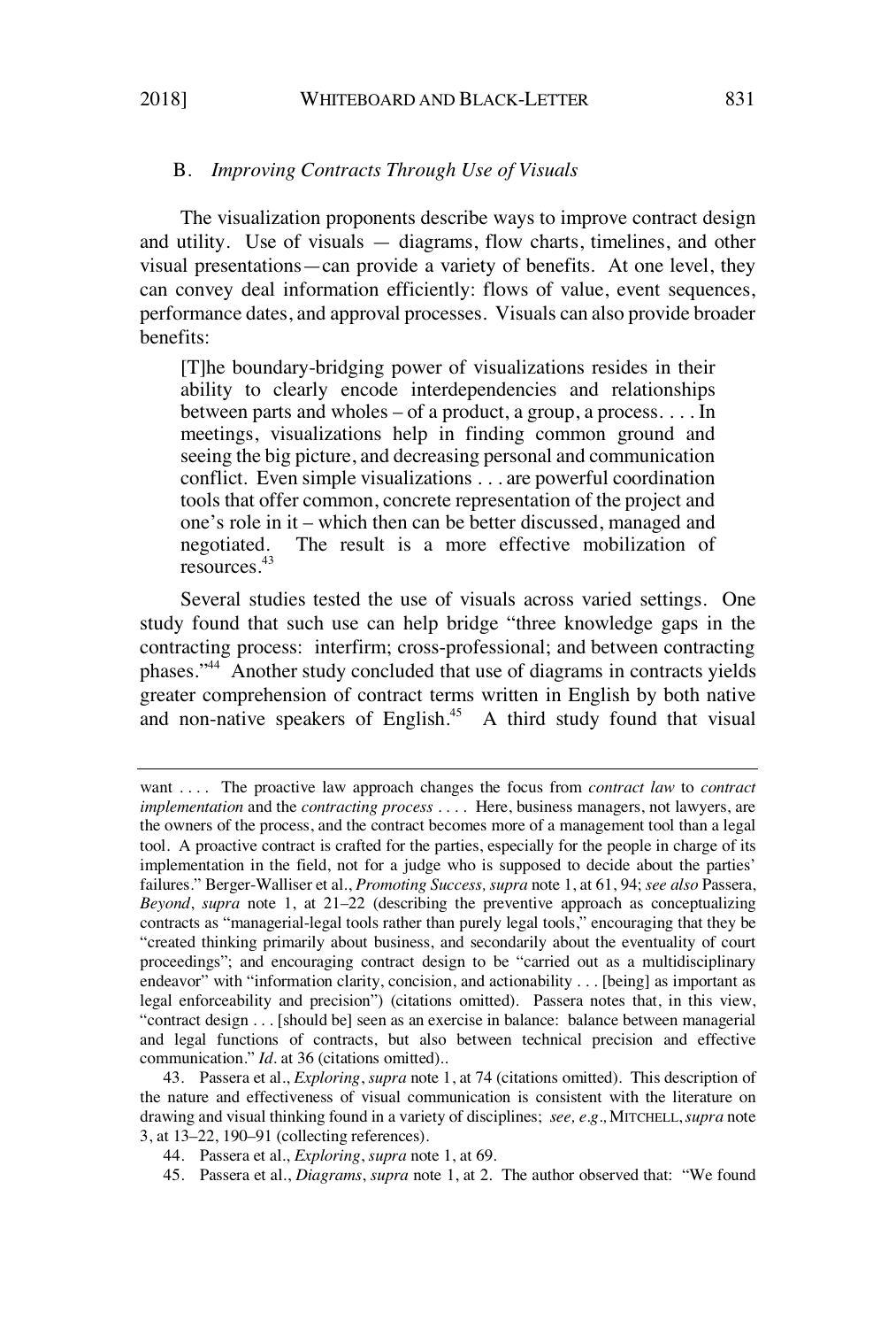### B. *Improving Contracts Through Use of Visuals*

The visualization proponents describe ways to improve contract design and utility. Use of visuals — diagrams, flow charts, timelines, and other visual presentations—can provide a variety of benefits. At one level, they can convey deal information efficiently: flows of value, event sequences, performance dates, and approval processes. Visuals can also provide broader benefits:

> [T]he boundary-bridging power of visualizations resides in their ability to clearly encode interdependencies and relationships between parts and wholes – of a product, a group, a process. . . . In meetings, visualizations help in finding common ground and seeing the big picture, and decreasing personal and communication conflict. Even simple visualizations . . . are powerful coordination tools that offer common, concrete representation of the project and one's role in it – which then can be better discussed, managed and negotiated. The result is a more effective mobilization of resources.[43]

Several studies tested the use of visuals across varied settings. One study found that such use can help bridge "three knowledge gaps in the contracting process: interfirm; cross-professional; and between contracting phases."[44] Another study concluded that use of diagrams in contracts yields greater comprehension of contract terms written in English by both native and non-native speakers of English.[45] A third study found that visual

---

want . . . . The proactive law approach changes the focus from *contract law* to *contract implementation* and the *contracting process* . . . . Here, business managers, not lawyers, are the owners of the process, and the contract becomes more of a management tool than a legal tool. A proactive contract is crafted for the parties, especially for the people in charge of its implementation in the field, not for a judge who is supposed to decide about the parties' failures." Berger-Walliser et al., *Promoting Success, supra* note 1, at 61, 94; *see also* Passera, *Beyond*, *supra* note 1, at 21–22 (describing the preventive approach as conceptualizing contracts as "managerial-legal tools rather than purely legal tools," encouraging that they be "created thinking primarily about business, and secondarily about the eventuality of court proceedings"; and encouraging contract design to be "carried out as a multidisciplinary endeavor" with "information clarity, concision, and actionability . . . [being] as important as legal enforceability and precision") (citations omitted). Passera notes that, in this view, "contract design . . . [should be] seen as an exercise in balance: balance between managerial and legal functions of contracts, but also between technical precision and effective communication." *Id*. at 36 (citations omitted)..

43. Passera et al., *Exploring*, *supra* note 1, at 74 (citations omitted). This description of the nature and effectiveness of visual communication is consistent with the literature on drawing and visual thinking found in a variety of disciplines; *see, e.g*., MITCHELL, *supra* note 3, at 13–22, 190–91 (collecting references).

44. Passera et al., *Exploring*, *supra* note 1, at 69.

45. Passera et al., *Diagrams*, *supra* note 1, at 2. The author observed that: "We found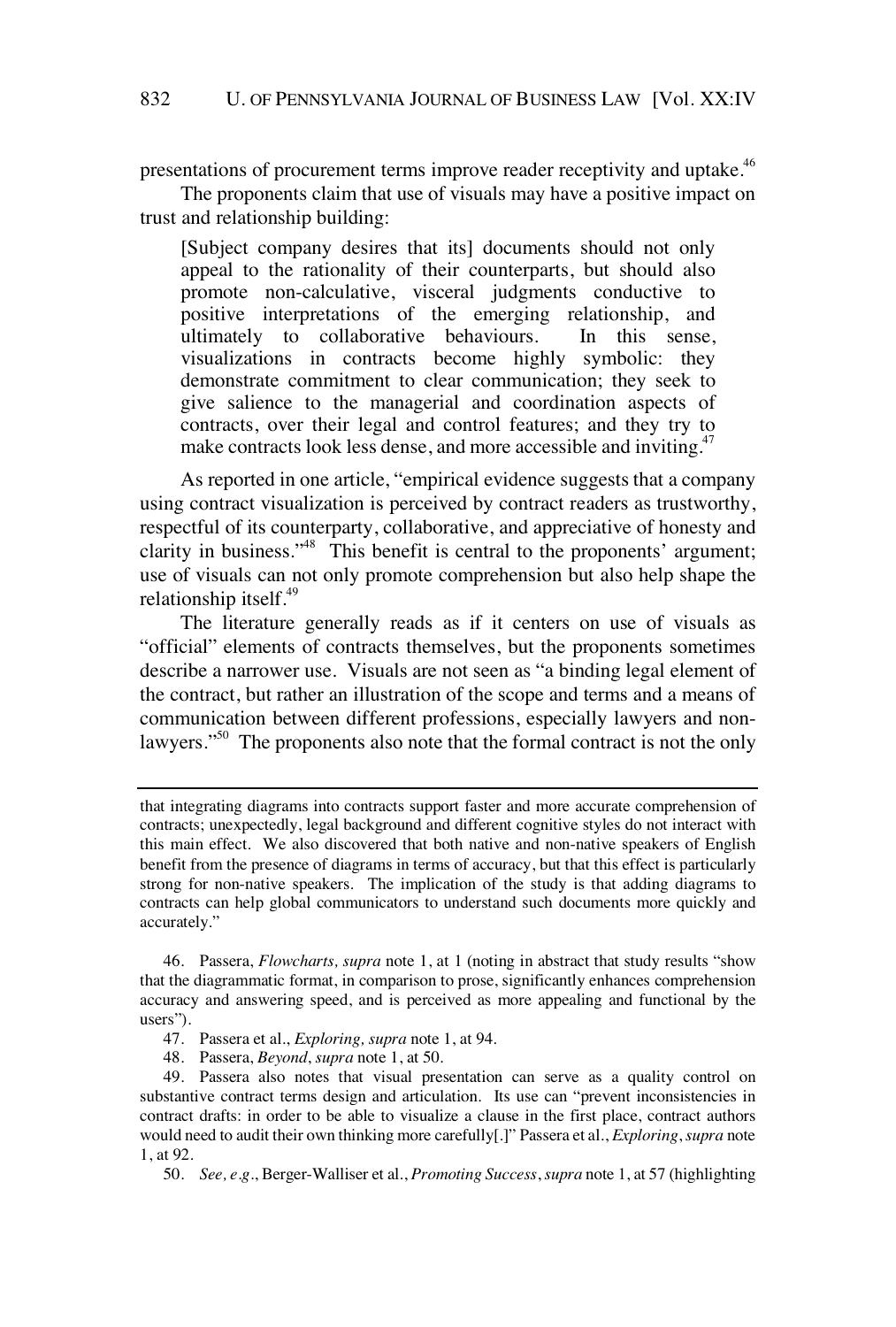presentations of procurement terms improve reader receptivity and uptake.[46]

The proponents claim that use of visuals may have a positive impact on trust and relationship building:

> [Subject company desires that its] documents should not only appeal to the rationality of their counterparts, but should also promote non-calculative, visceral judgments conductive to positive interpretations of the emerging relationship, and ultimately to collaborative behaviours. In this sense, visualizations in contracts become highly symbolic: they demonstrate commitment to clear communication; they seek to give salience to the managerial and coordination aspects of contracts, over their legal and control features; and they try to make contracts look less dense, and more accessible and inviting.[47]

As reported in one article, "empirical evidence suggests that a company using contract visualization is perceived by contract readers as trustworthy, respectful of its counterparty, collaborative, and appreciative of honesty and clarity in business."[48] This benefit is central to the proponents' argument; use of visuals can not only promote comprehension but also help shape the relationship itself.[49]

The literature generally reads as if it centers on use of visuals as "official" elements of contracts themselves, but the proponents sometimes describe a narrower use. Visuals are not seen as "a binding legal element of the contract, but rather an illustration of the scope and terms and a means of communication between different professions, especially lawyers and non-lawyers."[50] The proponents also note that the formal contract is not the only

---

that integrating diagrams into contracts support faster and more accurate comprehension of contracts; unexpectedly, legal background and different cognitive styles do not interact with this main effect. We also discovered that both native and non-native speakers of English benefit from the presence of diagrams in terms of accuracy, but that this effect is particularly strong for non-native speakers. The implication of the study is that adding diagrams to contracts can help global communicators to understand such documents more quickly and accurately."

46. Passera, *Flowcharts, supra* note 1, at 1 (noting in abstract that study results "show that the diagrammatic format, in comparison to prose, significantly enhances comprehension accuracy and answering speed, and is perceived as more appealing and functional by the users").

47. Passera et al., *Exploring, supra* note 1, at 94.

48. Passera, *Beyond*, *supra* note 1, at 50.

49. Passera also notes that visual presentation can serve as a quality control on substantive contract terms design and articulation. Its use can "prevent inconsistencies in contract drafts: in order to be able to visualize a clause in the first place, contract authors would need to audit their own thinking more carefully[.]" Passera et al., *Exploring*, *supra* note 1, at 92.

50. *See, e.g.*, Berger-Walliser et al., *Promoting Success*, *supra* note 1, at 57 (highlighting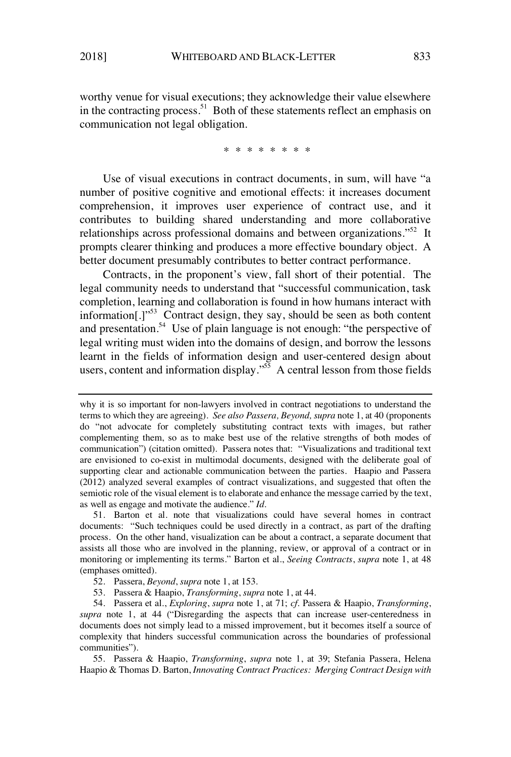worthy venue for visual executions; they acknowledge their value elsewhere in the contracting process.[51] Both of these statements reflect an emphasis on communication not legal obligation.

\* \* \* \* \* \* \* \*

Use of visual executions in contract documents, in sum, will have "a number of positive cognitive and emotional effects: it increases document comprehension, it improves user experience of contract use, and it contributes to building shared understanding and more collaborative relationships across professional domains and between organizations."[52] It prompts clearer thinking and produces a more effective boundary object. A better document presumably contributes to better contract performance.

Contracts, in the proponent's view, fall short of their potential. The legal community needs to understand that "successful communication, task completion, learning and collaboration is found in how humans interact with information[.]"[53] Contract design, they say, should be seen as both content and presentation.[54] Use of plain language is not enough: "the perspective of legal writing must widen into the domains of design, and borrow the lessons learnt in the fields of information design and user-centered design about users, content and information display."[55] A central lesson from those fields

---

why it is so important for non-lawyers involved in contract negotiations to understand the terms to which they are agreeing). *See also Passera, Beyond, supra* note 1, at 40 (proponents do "not advocate for completely substituting contract texts with images, but rather complementing them, so as to make best use of the relative strengths of both modes of communication") (citation omitted). Passera notes that: "Visualizations and traditional text are envisioned to co-exist in multimodal documents, designed with the deliberate goal of supporting clear and actionable communication between the parties. Haapio and Passera (2012) analyzed several examples of contract visualizations, and suggested that often the semiotic role of the visual element is to elaborate and enhance the message carried by the text, as well as engage and motivate the audience." *Id.*

51. Barton et al. note that visualizations could have several homes in contract documents: "Such techniques could be used directly in a contract, as part of the drafting process. On the other hand, visualization can be about a contract, a separate document that assists all those who are involved in the planning, review, or approval of a contract or in monitoring or implementing its terms." Barton et al., *Seeing Contracts*, *supra* note 1, at 48 (emphases omitted).

52. Passera, *Beyond*, *supra* note 1, at 153.

53. Passera & Haapio, *Transforming*, *supra* note 1, at 44.

54. Passera et al., *Exploring*, *supra* note 1, at 71; *cf.* Passera & Haapio, *Transforming*, *supra* note 1, at 44 ("Disregarding the aspects that can increase user-centeredness in documents does not simply lead to a missed improvement, but it becomes itself a source of complexity that hinders successful communication across the boundaries of professional communities").

55. Passera & Haapio, *Transforming*, *supra* note 1, at 39; Stefania Passera, Helena Haapio & Thomas D. Barton, *Innovating Contract Practices: Merging Contract Design with*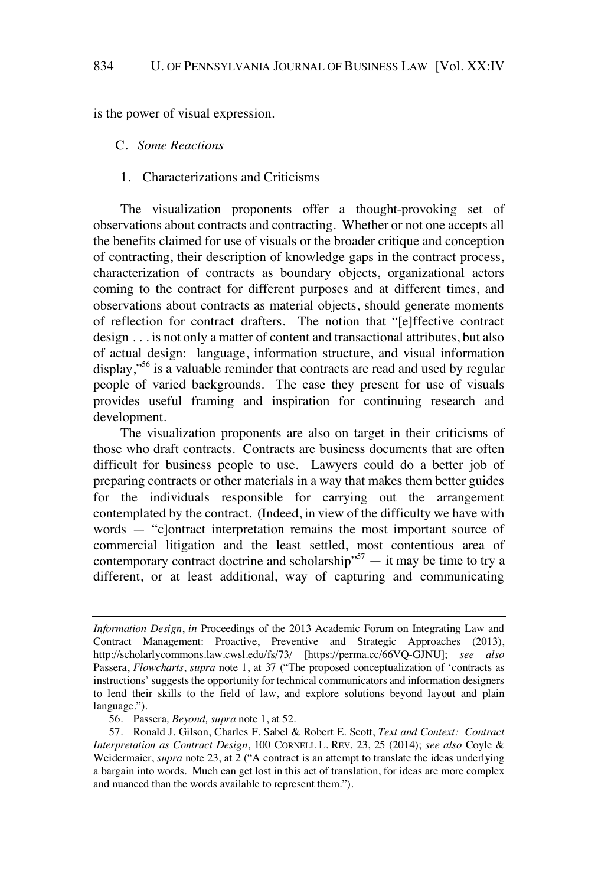is the power of visual expression.

### C. *Some Reactions*

#### 1. Characterizations and Criticisms

The visualization proponents offer a thought-provoking set of observations about contracts and contracting. Whether or not one accepts all the benefits claimed for use of visuals or the broader critique and conception of contracting, their description of knowledge gaps in the contract process, characterization of contracts as boundary objects, organizational actors coming to the contract for different purposes and at different times, and observations about contracts as material objects, should generate moments of reflection for contract drafters. The notion that "[e]ffective contract design . . . is not only a matter of content and transactional attributes, but also of actual design: language, information structure, and visual information display,"[56] is a valuable reminder that contracts are read and used by regular people of varied backgrounds. The case they present for use of visuals provides useful framing and inspiration for continuing research and development.

The visualization proponents are also on target in their criticisms of those who draft contracts. Contracts are business documents that are often difficult for business people to use. Lawyers could do a better job of preparing contracts or other materials in a way that makes them better guides for the individuals responsible for carrying out the arrangement contemplated by the contract. (Indeed, in view of the difficulty we have with words — "c]ontract interpretation remains the most important source of commercial litigation and the least settled, most contentious area of contemporary contract doctrine and scholarship"[57] — it may be time to try a different, or at least additional, way of capturing and communicating

---

*Information Design*, *in* Proceedings of the 2013 Academic Forum on Integrating Law and Contract Management: Proactive, Preventive and Strategic Approaches (2013), http://scholarlycommons.law.cwsl.edu/fs/73/ [https://perma.cc/66VQ-GJNU]; *see also* Passera, *Flowcharts*, *supra* note 1, at 37 ("The proposed conceptualization of 'contracts as instructions' suggests the opportunity for technical communicators and information designers to lend their skills to the field of law, and explore solutions beyond layout and plain language.").

56. Passera, *Beyond, supra* note 1, at 52.

57. Ronald J. Gilson, Charles F. Sabel & Robert E. Scott, *Text and Context: Contract Interpretation as Contract Design*, 100 CORNELL L. REV. 23, 25 (2014); *see also* Coyle & Weidermaier, *supra* note 23, at 2 ("A contract is an attempt to translate the ideas underlying a bargain into words. Much can get lost in this act of translation, for ideas are more complex and nuanced than the words available to represent them.").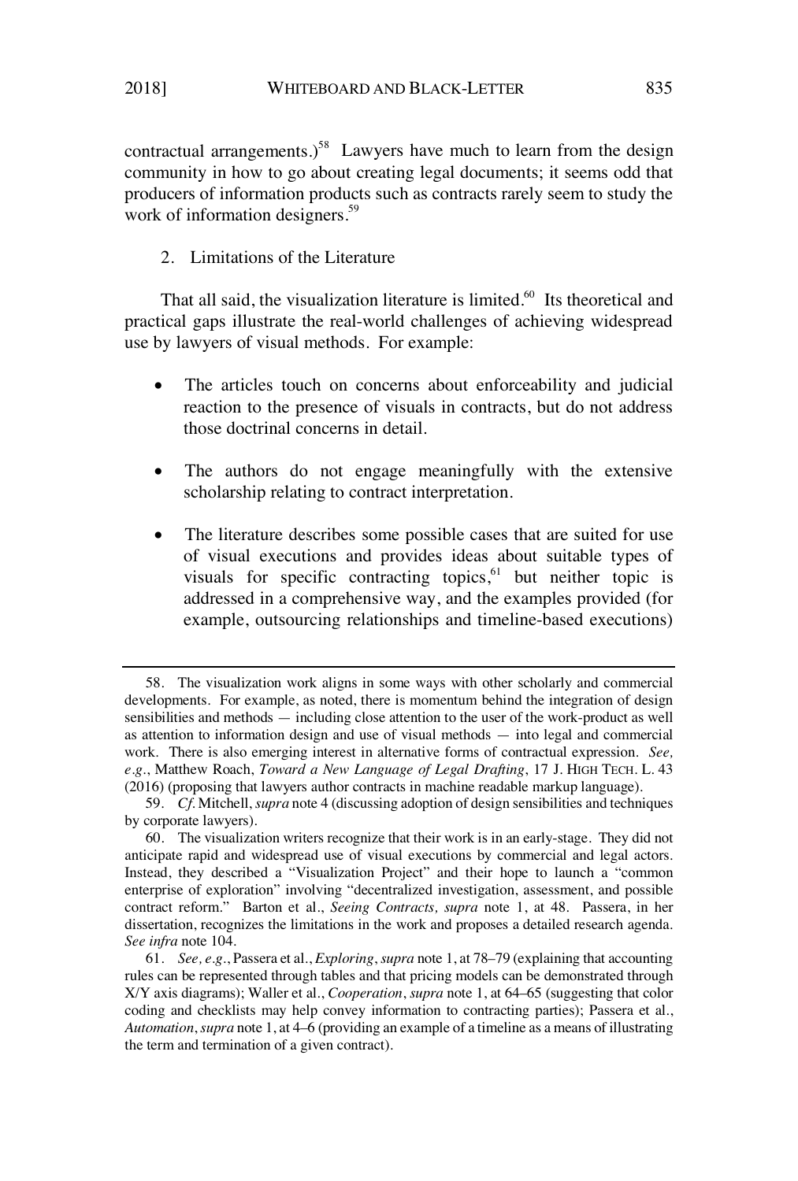contractual arrangements.)[58] Lawyers have much to learn from the design community in how to go about creating legal documents; it seems odd that producers of information products such as contracts rarely seem to study the work of information designers.[59]

### 2. Limitations of the Literature

That all said, the visualization literature is limited.[60] Its theoretical and practical gaps illustrate the real-world challenges of achieving widespread use by lawyers of visual methods. For example:

- The articles touch on concerns about enforceability and judicial reaction to the presence of visuals in contracts, but do not address those doctrinal concerns in detail.
- The authors do not engage meaningfully with the extensive scholarship relating to contract interpretation.
- The literature describes some possible cases that are suited for use of visual executions and provides ideas about suitable types of visuals for specific contracting topics,[61] but neither topic is addressed in a comprehensive way, and the examples provided (for example, outsourcing relationships and timeline-based executions)

---

58. The visualization work aligns in some ways with other scholarly and commercial developments. For example, as noted, there is momentum behind the integration of design sensibilities and methods — including close attention to the user of the work-product as well as attention to information design and use of visual methods — into legal and commercial work. There is also emerging interest in alternative forms of contractual expression. *See, e.g.*, Matthew Roach, *Toward a New Language of Legal Drafting*, 17 J. HIGH TECH. L. 43 (2016) (proposing that lawyers author contracts in machine readable markup language).

59. *Cf.* Mitchell, *supra* note 4 (discussing adoption of design sensibilities and techniques by corporate lawyers).

60. The visualization writers recognize that their work is in an early-stage. They did not anticipate rapid and widespread use of visual executions by commercial and legal actors. Instead, they described a "Visualization Project" and their hope to launch a "common enterprise of exploration" involving "decentralized investigation, assessment, and possible contract reform." Barton et al., *Seeing Contracts, supra* note 1, at 48. Passera, in her dissertation, recognizes the limitations in the work and proposes a detailed research agenda. *See infra* note 104.

61. *See, e.g.*, Passera et al., *Exploring*, *supra* note 1, at 78–79 (explaining that accounting rules can be represented through tables and that pricing models can be demonstrated through X/Y axis diagrams); Waller et al., *Cooperation*, *supra* note 1, at 64–65 (suggesting that color coding and checklists may help convey information to contracting parties); Passera et al., *Automation*, *supra* note 1, at 4–6 (providing an example of a timeline as a means of illustrating the term and termination of a given contract).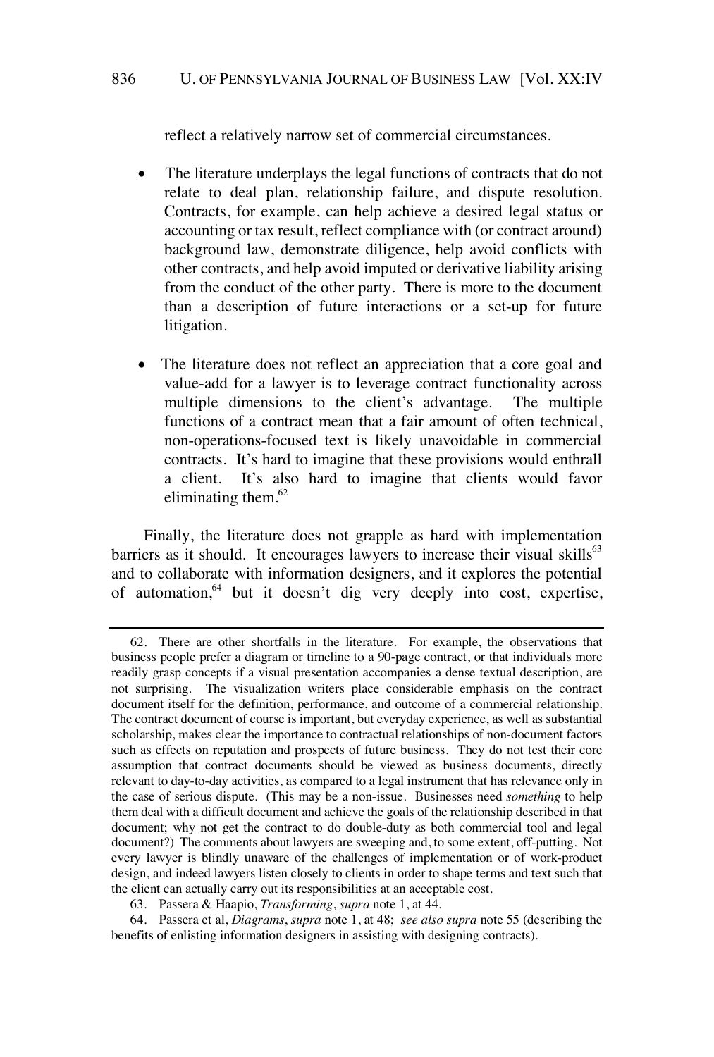reflect a relatively narrow set of commercial circumstances.

- The literature underplays the legal functions of contracts that do not relate to deal plan, relationship failure, and dispute resolution. Contracts, for example, can help achieve a desired legal status or accounting or tax result, reflect compliance with (or contract around) background law, demonstrate diligence, help avoid conflicts with other contracts, and help avoid imputed or derivative liability arising from the conduct of the other party. There is more to the document than a description of future interactions or a set-up for future litigation.

- The literature does not reflect an appreciation that a core goal and value-add for a lawyer is to leverage contract functionality across multiple dimensions to the client's advantage. The multiple functions of a contract mean that a fair amount of often technical, non-operations-focused text is likely unavoidable in commercial contracts. It's hard to imagine that these provisions would enthrall a client. It's also hard to imagine that clients would favor eliminating them.[62]

Finally, the literature does not grapple as hard with implementation barriers as it should. It encourages lawyers to increase their visual skills[63] and to collaborate with information designers, and it explores the potential of automation,[64] but it doesn't dig very deeply into cost, expertise,

---

62. There are other shortfalls in the literature. For example, the observations that business people prefer a diagram or timeline to a 90-page contract, or that individuals more readily grasp concepts if a visual presentation accompanies a dense textual description, are not surprising. The visualization writers place considerable emphasis on the contract document itself for the definition, performance, and outcome of a commercial relationship. The contract document of course is important, but everyday experience, as well as substantial scholarship, makes clear the importance to contractual relationships of non-document factors such as effects on reputation and prospects of future business. They do not test their core assumption that contract documents should be viewed as business documents, directly relevant to day-to-day activities, as compared to a legal instrument that has relevance only in the case of serious dispute. (This may be a non-issue. Businesses need *something* to help them deal with a difficult document and achieve the goals of the relationship described in that document; why not get the contract to do double-duty as both commercial tool and legal document?) The comments about lawyers are sweeping and, to some extent, off-putting. Not every lawyer is blindly unaware of the challenges of implementation or of work-product design, and indeed lawyers listen closely to clients in order to shape terms and text such that the client can actually carry out its responsibilities at an acceptable cost.

63. Passera & Haapio, *Transforming*, *supra* note 1, at 44.

64. Passera et al, *Diagrams*, *supra* note 1, at 48; *see also supra* note 55 (describing the benefits of enlisting information designers in assisting with designing contracts).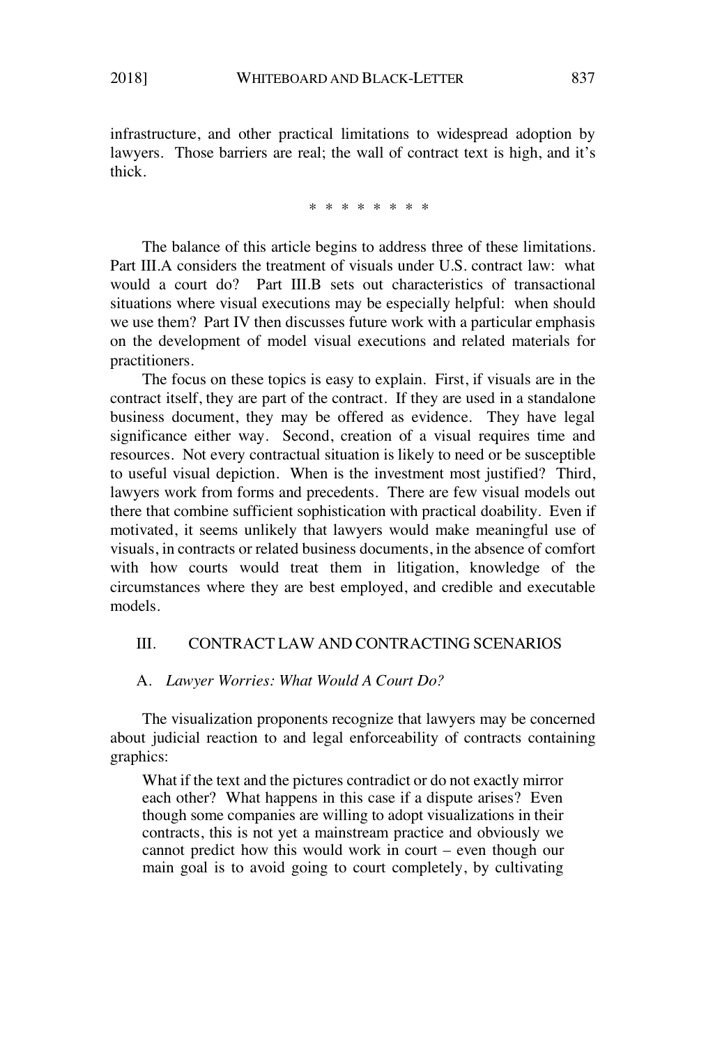infrastructure, and other practical limitations to widespread adoption by lawyers. Those barriers are real; the wall of contract text is high, and it's thick.

\* \* \* \* \* \* \* \*

The balance of this article begins to address three of these limitations. Part III.A considers the treatment of visuals under U.S. contract law: what would a court do? Part III.B sets out characteristics of transactional situations where visual executions may be especially helpful: when should we use them? Part IV then discusses future work with a particular emphasis on the development of model visual executions and related materials for practitioners.

The focus on these topics is easy to explain. First, if visuals are in the contract itself, they are part of the contract. If they are used in a standalone business document, they may be offered as evidence. They have legal significance either way. Second, creation of a visual requires time and resources. Not every contractual situation is likely to need or be susceptible to useful visual depiction. When is the investment most justified? Third, lawyers work from forms and precedents. There are few visual models out there that combine sufficient sophistication with practical doability. Even if motivated, it seems unlikely that lawyers would make meaningful use of visuals, in contracts or related business documents, in the absence of comfort with how courts would treat them in litigation, knowledge of the circumstances where they are best employed, and credible and executable models.

## III. CONTRACT LAW AND CONTRACTING SCENARIOS

### A. *Lawyer Worries: What Would A Court Do?*

The visualization proponents recognize that lawyers may be concerned about judicial reaction to and legal enforceability of contracts containing graphics:

> What if the text and the pictures contradict or do not exactly mirror each other? What happens in this case if a dispute arises? Even though some companies are willing to adopt visualizations in their contracts, this is not yet a mainstream practice and obviously we cannot predict how this would work in court – even though our main goal is to avoid going to court completely, by cultivating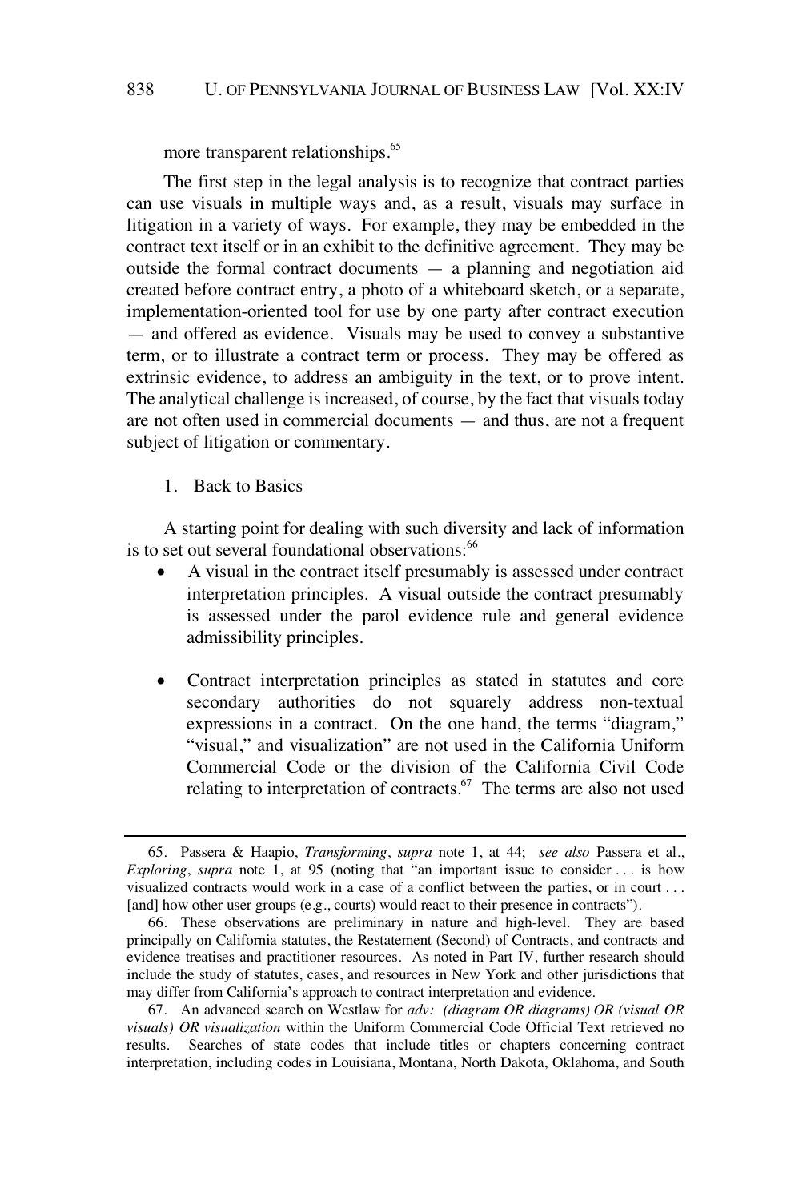more transparent relationships.[65]

The first step in the legal analysis is to recognize that contract parties can use visuals in multiple ways and, as a result, visuals may surface in litigation in a variety of ways. For example, they may be embedded in the contract text itself or in an exhibit to the definitive agreement. They may be outside the formal contract documents — a planning and negotiation aid created before contract entry, a photo of a whiteboard sketch, or a separate, implementation-oriented tool for use by one party after contract execution — and offered as evidence. Visuals may be used to convey a substantive term, or to illustrate a contract term or process. They may be offered as extrinsic evidence, to address an ambiguity in the text, or to prove intent. The analytical challenge is increased, of course, by the fact that visuals today are not often used in commercial documents — and thus, are not a frequent subject of litigation or commentary.

### 1. Back to Basics

A starting point for dealing with such diversity and lack of information is to set out several foundational observations:[66]

- A visual in the contract itself presumably is assessed under contract interpretation principles. A visual outside the contract presumably is assessed under the parol evidence rule and general evidence admissibility principles.

- Contract interpretation principles as stated in statutes and core secondary authorities do not squarely address non-textual expressions in a contract. On the one hand, the terms "diagram," "visual," and visualization" are not used in the California Uniform Commercial Code or the division of the California Civil Code relating to interpretation of contracts.[67] The terms are also not used

---

65. Passera & Haapio, *Transforming*, *supra* note 1, at 44; *see also* Passera et al., *Exploring*, *supra* note 1, at 95 (noting that "an important issue to consider . . . is how visualized contracts would work in a case of a conflict between the parties, or in court . . . [and] how other user groups (e.g., courts) would react to their presence in contracts").

66. These observations are preliminary in nature and high-level. They are based principally on California statutes, the Restatement (Second) of Contracts, and contracts and evidence treatises and practitioner resources. As noted in Part IV, further research should include the study of statutes, cases, and resources in New York and other jurisdictions that may differ from California's approach to contract interpretation and evidence.

67. An advanced search on Westlaw for *adv: (diagram OR diagrams) OR (visual OR visuals) OR visualization* within the Uniform Commercial Code Official Text retrieved no results. Searches of state codes that include titles or chapters concerning contract interpretation, including codes in Louisiana, Montana, North Dakota, Oklahoma, and South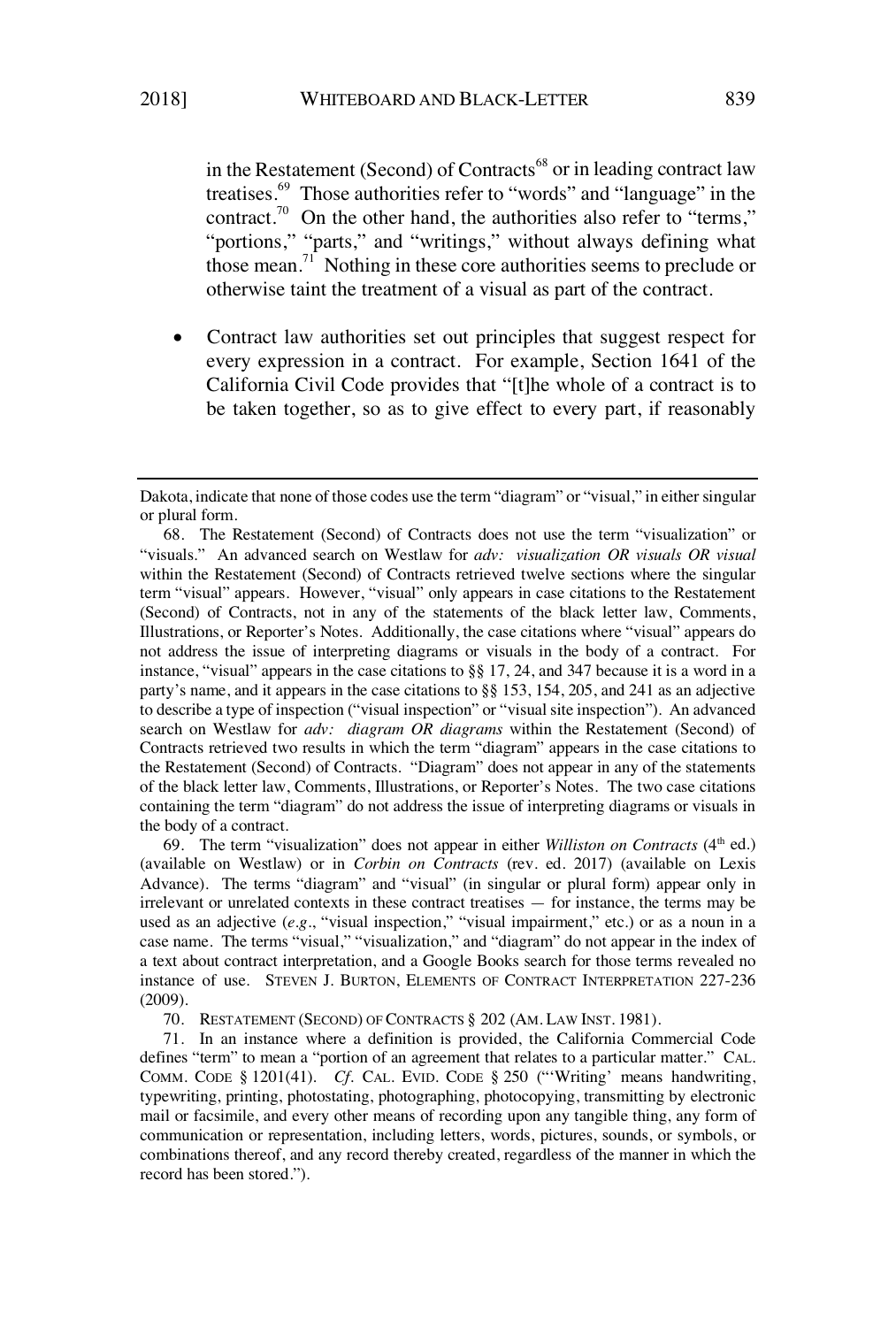in the Restatement (Second) of Contracts[68] or in leading contract law treatises.[69] Those authorities refer to "words" and "language" in the contract.[70] On the other hand, the authorities also refer to "terms," "portions," "parts," and "writings," without always defining what those mean.[71] Nothing in these core authorities seems to preclude or otherwise taint the treatment of a visual as part of the contract.

- Contract law authorities set out principles that suggest respect for every expression in a contract. For example, Section 1641 of the California Civil Code provides that "[t]he whole of a contract is to be taken together, so as to give effect to every part, if reasonably

---

Dakota, indicate that none of those codes use the term "diagram" or "visual," in either singular or plural form.

68. The Restatement (Second) of Contracts does not use the term "visualization" or "visuals." An advanced search on Westlaw for *adv: visualization OR visuals OR visual* within the Restatement (Second) of Contracts retrieved twelve sections where the singular term "visual" appears. However, "visual" only appears in case citations to the Restatement (Second) of Contracts, not in any of the statements of the black letter law, Comments, Illustrations, or Reporter's Notes. Additionally, the case citations where "visual" appears do not address the issue of interpreting diagrams or visuals in the body of a contract. For instance, "visual" appears in the case citations to §§ 17, 24, and 347 because it is a word in a party's name, and it appears in the case citations to §§ 153, 154, 205, and 241 as an adjective to describe a type of inspection ("visual inspection" or "visual site inspection"). An advanced search on Westlaw for *adv: diagram OR diagrams* within the Restatement (Second) of Contracts retrieved two results in which the term "diagram" appears in the case citations to the Restatement (Second) of Contracts. "Diagram" does not appear in any of the statements of the black letter law, Comments, Illustrations, or Reporter's Notes. The two case citations containing the term "diagram" do not address the issue of interpreting diagrams or visuals in the body of a contract.

69. The term "visualization" does not appear in either *Williston on Contracts* (4th ed.) (available on Westlaw) or in *Corbin on Contracts* (rev. ed. 2017) (available on Lexis Advance). The terms "diagram" and "visual" (in singular or plural form) appear only in irrelevant or unrelated contexts in these contract treatises — for instance, the terms may be used as an adjective (*e.g.*, "visual inspection," "visual impairment," etc.) or as a noun in a case name. The terms "visual," "visualization," and "diagram" do not appear in the index of a text about contract interpretation, and a Google Books search for those terms revealed no instance of use. STEVEN J. BURTON, ELEMENTS OF CONTRACT INTERPRETATION 227-236 (2009).

70. RESTATEMENT (SECOND) OF CONTRACTS § 202 (AM. LAW INST. 1981).

71. In an instance where a definition is provided, the California Commercial Code defines "term" to mean a "portion of an agreement that relates to a particular matter." CAL. COMM. CODE § 1201(41). *Cf.* CAL. EVID. CODE § 250 ("'Writing' means handwriting, typewriting, printing, photostating, photographing, photocopying, transmitting by electronic mail or facsimile, and every other means of recording upon any tangible thing, any form of communication or representation, including letters, words, pictures, sounds, or symbols, or combinations thereof, and any record thereby created, regardless of the manner in which the record has been stored.").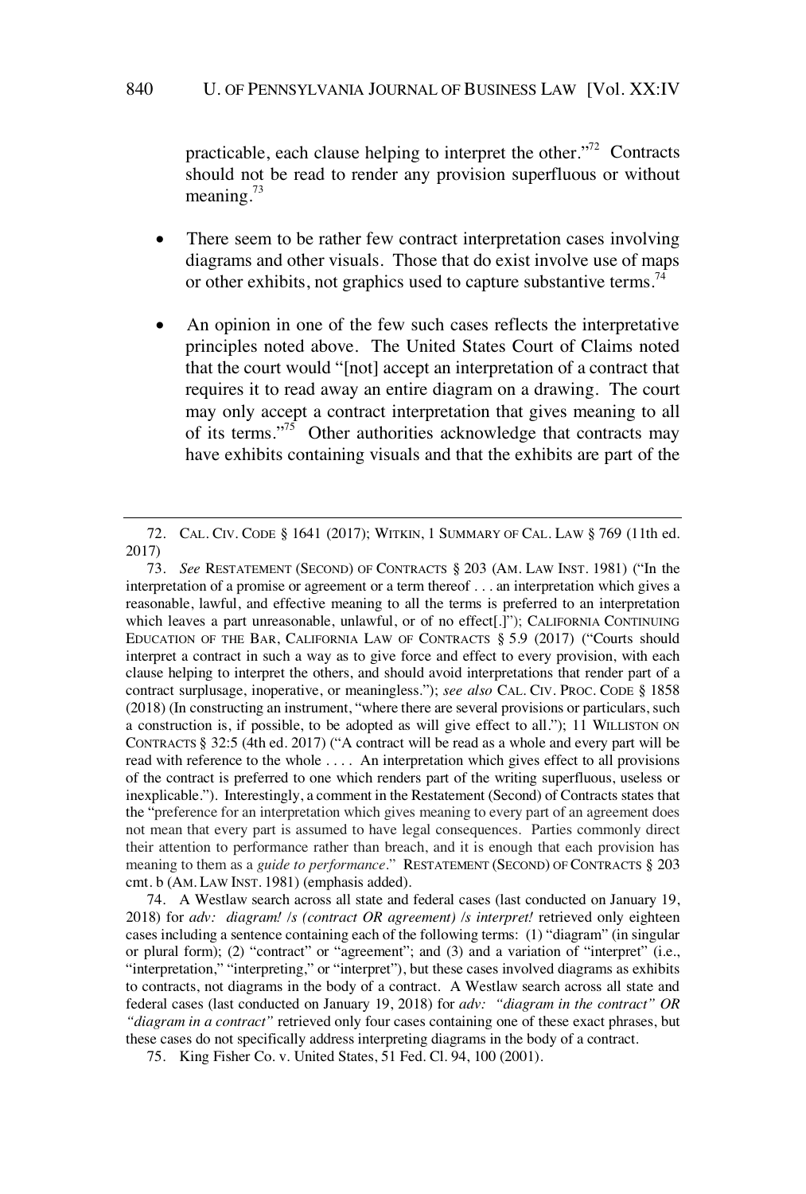practicable, each clause helping to interpret the other."[72] Contracts should not be read to render any provision superfluous or without meaning.[73]

- There seem to be rather few contract interpretation cases involving diagrams and other visuals. Those that do exist involve use of maps or other exhibits, not graphics used to capture substantive terms.[74]

- An opinion in one of the few such cases reflects the interpretative principles noted above. The United States Court of Claims noted that the court would "[not] accept an interpretation of a contract that requires it to read away an entire diagram on a drawing. The court may only accept a contract interpretation that gives meaning to all of its terms."[75] Other authorities acknowledge that contracts may have exhibits containing visuals and that the exhibits are part of the

---

72. CAL. CIV. CODE § 1641 (2017); WITKIN, 1 SUMMARY OF CAL. LAW § 769 (11th ed. 2017)

73. *See* RESTATEMENT (SECOND) OF CONTRACTS § 203 (AM. LAW INST. 1981) ("In the interpretation of a promise or agreement or a term thereof . . . an interpretation which gives a reasonable, lawful, and effective meaning to all the terms is preferred to an interpretation which leaves a part unreasonable, unlawful, or of no effect[.]"); CALIFORNIA CONTINUING EDUCATION OF THE BAR, CALIFORNIA LAW OF CONTRACTS § 5.9 (2017) ("Courts should interpret a contract in such a way as to give force and effect to every provision, with each clause helping to interpret the others, and should avoid interpretations that render part of a contract surplusage, inoperative, or meaningless."); *see also* CAL. CIV. PROC. CODE § 1858 (2018) (In constructing an instrument, "where there are several provisions or particulars, such a construction is, if possible, to be adopted as will give effect to all."); 11 WILLISTON ON CONTRACTS § 32:5 (4th ed. 2017) ("A contract will be read as a whole and every part will be read with reference to the whole . . . . An interpretation which gives effect to all provisions of the contract is preferred to one which renders part of the writing superfluous, useless or inexplicable."). Interestingly, a comment in the Restatement (Second) of Contracts states that the "preference for an interpretation which gives meaning to every part of an agreement does not mean that every part is assumed to have legal consequences. Parties commonly direct their attention to performance rather than breach, and it is enough that each provision has meaning to them as a *guide to performance*." RESTATEMENT (SECOND) OF CONTRACTS § 203 cmt. b (AM. LAW INST. 1981) (emphasis added).

74. A Westlaw search across all state and federal cases (last conducted on January 19, 2018) for *adv: diagram! /s (contract OR agreement) /s interpret!* retrieved only eighteen cases including a sentence containing each of the following terms: (1) "diagram" (in singular or plural form); (2) "contract" or "agreement"; and (3) and a variation of "interpret" (i.e., "interpretation," "interpreting," or "interpret"), but these cases involved diagrams as exhibits to contracts, not diagrams in the body of a contract. A Westlaw search across all state and federal cases (last conducted on January 19, 2018) for *adv: "diagram in the contract" OR "diagram in a contract"* retrieved only four cases containing one of these exact phrases, but these cases do not specifically address interpreting diagrams in the body of a contract.

75. King Fisher Co. v. United States, 51 Fed. Cl. 94, 100 (2001).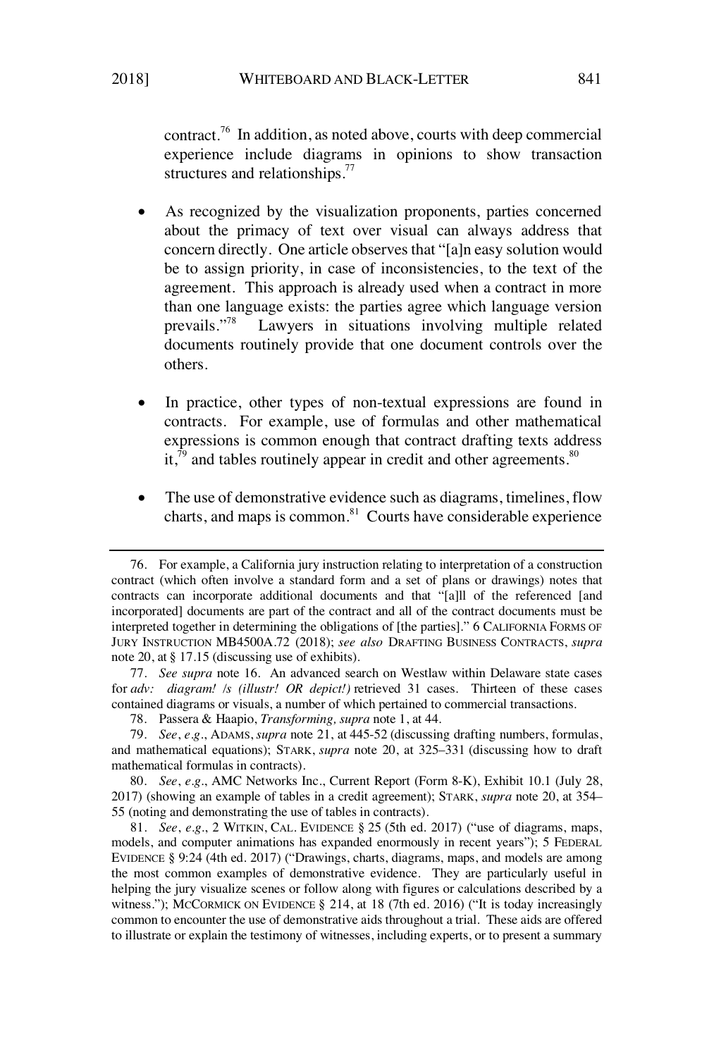contract.[76] In addition, as noted above, courts with deep commercial experience include diagrams in opinions to show transaction structures and relationships.[77]

- As recognized by the visualization proponents, parties concerned about the primacy of text over visual can always address that concern directly. One article observes that "[a]n easy solution would be to assign priority, in case of inconsistencies, to the text of the agreement. This approach is already used when a contract in more than one language exists: the parties agree which language version prevails."[78] Lawyers in situations involving multiple related documents routinely provide that one document controls over the others.

- In practice, other types of non-textual expressions are found in contracts. For example, use of formulas and other mathematical expressions is common enough that contract drafting texts address it,[79] and tables routinely appear in credit and other agreements.[80]

- The use of demonstrative evidence such as diagrams, timelines, flow charts, and maps is common.[81] Courts have considerable experience

---

76. For example, a California jury instruction relating to interpretation of a construction contract (which often involve a standard form and a set of plans or drawings) notes that contracts can incorporate additional documents and that "[a]ll of the referenced [and incorporated] documents are part of the contract and all of the contract documents must be interpreted together in determining the obligations of [the parties]." 6 CALIFORNIA FORMS OF JURY INSTRUCTION MB4500A.72 (2018); *see also* DRAFTING BUSINESS CONTRACTS, *supra* note 20, at § 17.15 (discussing use of exhibits).

77. *See supra* note 16. An advanced search on Westlaw within Delaware state cases for *adv: diagram! /s (illustr! OR depict!)* retrieved 31 cases. Thirteen of these cases contained diagrams or visuals, a number of which pertained to commercial transactions.

78. Passera & Haapio, *Transforming, supra* note 1, at 44.

79. *See*, *e.g*., ADAMS, *supra* note 21, at 445-52 (discussing drafting numbers, formulas, and mathematical equations); STARK, *supra* note 20, at 325–331 (discussing how to draft mathematical formulas in contracts).

80. *See*, *e.g*., AMC Networks Inc., Current Report (Form 8-K), Exhibit 10.1 (July 28, 2017) (showing an example of tables in a credit agreement); STARK, *supra* note 20, at 354–55 (noting and demonstrating the use of tables in contracts).

81. *See*, *e.g*., 2 WITKIN, CAL. EVIDENCE § 25 (5th ed. 2017) ("use of diagrams, maps, models, and computer animations has expanded enormously in recent years"); 5 FEDERAL EVIDENCE § 9:24 (4th ed. 2017) ("Drawings, charts, diagrams, maps, and models are among the most common examples of demonstrative evidence. They are particularly useful in helping the jury visualize scenes or follow along with figures or calculations described by a witness."); MCCORMICK ON EVIDENCE § 214, at 18 (7th ed. 2016) ("It is today increasingly common to encounter the use of demonstrative aids throughout a trial. These aids are offered to illustrate or explain the testimony of witnesses, including experts, or to present a summary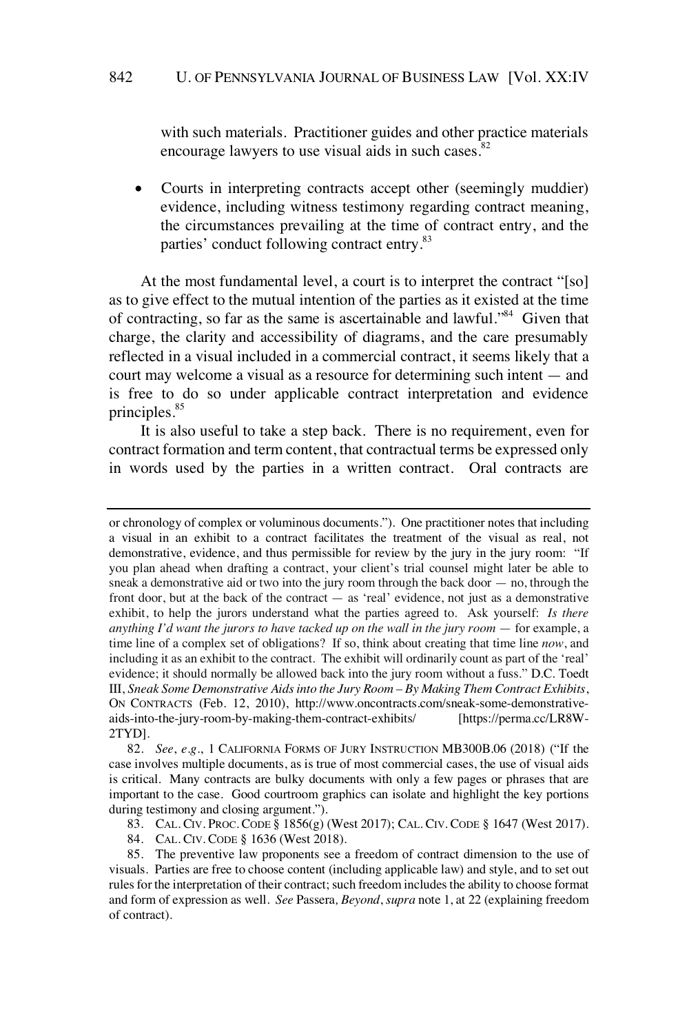with such materials. Practitioner guides and other practice materials encourage lawyers to use visual aids in such cases.[82]

- Courts in interpreting contracts accept other (seemingly muddier) evidence, including witness testimony regarding contract meaning, the circumstances prevailing at the time of contract entry, and the parties' conduct following contract entry.[83]

At the most fundamental level, a court is to interpret the contract "[so] as to give effect to the mutual intention of the parties as it existed at the time of contracting, so far as the same is ascertainable and lawful."[84] Given that charge, the clarity and accessibility of diagrams, and the care presumably reflected in a visual included in a commercial contract, it seems likely that a court may welcome a visual as a resource for determining such intent — and is free to do so under applicable contract interpretation and evidence principles.[85]

It is also useful to take a step back. There is no requirement, even for contract formation and term content, that contractual terms be expressed only in words used by the parties in a written contract. Oral contracts are

---

or chronology of complex or voluminous documents."). One practitioner notes that including a visual in an exhibit to a contract facilitates the treatment of the visual as real, not demonstrative, evidence, and thus permissible for review by the jury in the jury room: "If you plan ahead when drafting a contract, your client's trial counsel might later be able to sneak a demonstrative aid or two into the jury room through the back door — no, through the front door, but at the back of the contract — as 'real' evidence, not just as a demonstrative exhibit, to help the jurors understand what the parties agreed to. Ask yourself: *Is there anything I'd want the jurors to have tacked up on the wall in the jury room* — for example, a time line of a complex set of obligations? If so, think about creating that time line *now*, and including it as an exhibit to the contract. The exhibit will ordinarily count as part of the 'real' evidence; it should normally be allowed back into the jury room without a fuss." D.C. Toedt III, *Sneak Some Demonstrative Aids into the Jury Room – By Making Them Contract Exhibits*, ON CONTRACTS (Feb. 12, 2010), http://www.oncontracts.com/sneak-some-demonstrative-aids-into-the-jury-room-by-making-them-contract-exhibits/ [https://perma.cc/LR8W-2TYD].

82. *See, e.g.*, 1 CALIFORNIA FORMS OF JURY INSTRUCTION MB300B.06 (2018) ("If the case involves multiple documents, as is true of most commercial cases, the use of visual aids is critical. Many contracts are bulky documents with only a few pages or phrases that are important to the case. Good courtroom graphics can isolate and highlight the key portions during testimony and closing argument.").

83. CAL. CIV. PROC. CODE § 1856(g) (West 2017); CAL. CIV. CODE § 1647 (West 2017).

84. CAL. CIV. CODE § 1636 (West 2018).

85. The preventive law proponents see a freedom of contract dimension to the use of visuals. Parties are free to choose content (including applicable law) and style, and to set out rules for the interpretation of their contract; such freedom includes the ability to choose format and form of expression as well. *See* Passera, *Beyond*, *supra* note 1, at 22 (explaining freedom of contract).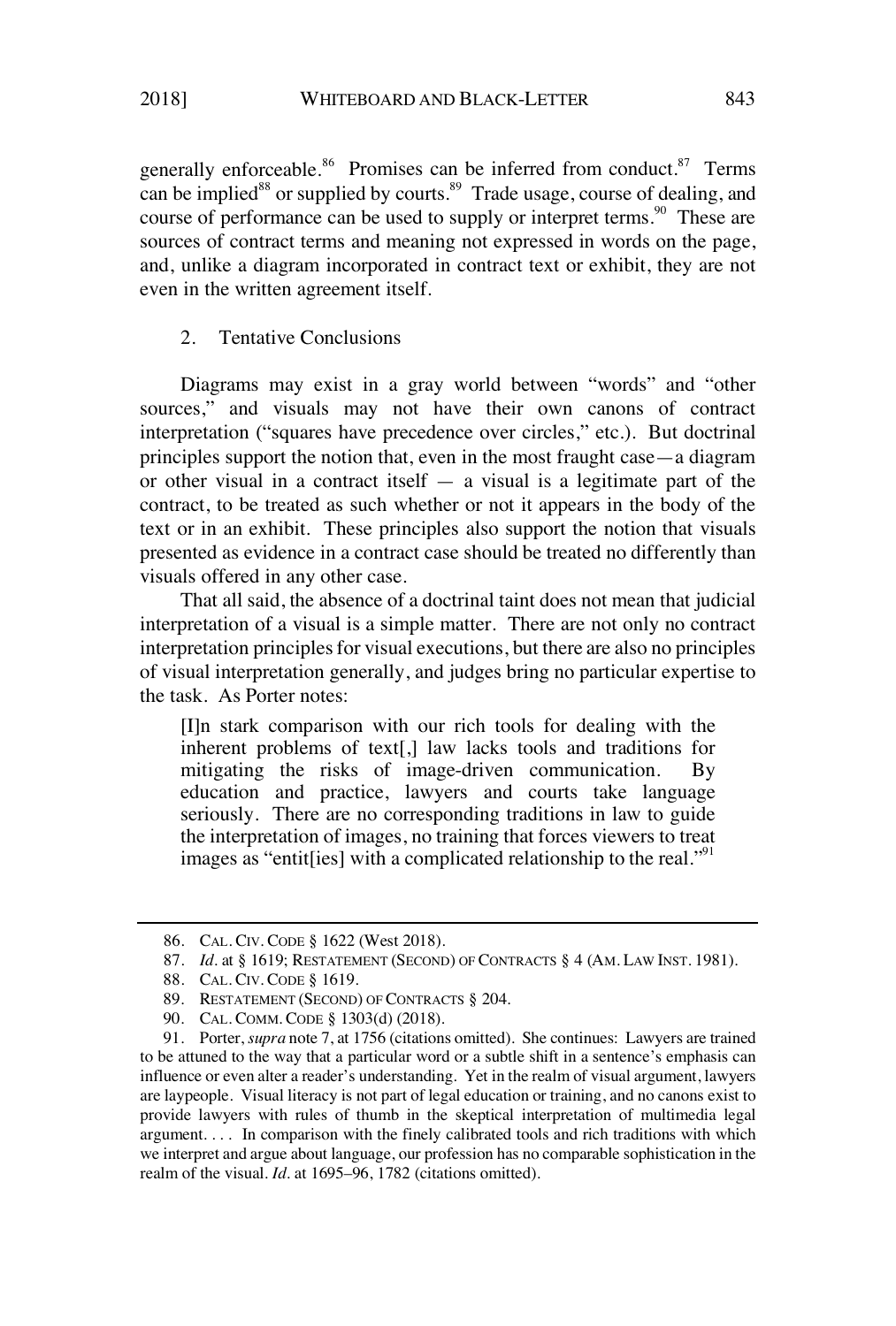generally enforceable.[86] Promises can be inferred from conduct.[87] Terms can be implied[88] or supplied by courts.[89] Trade usage, course of dealing, and course of performance can be used to supply or interpret terms.[90] These are sources of contract terms and meaning not expressed in words on the page, and, unlike a diagram incorporated in contract text or exhibit, they are not even in the written agreement itself.

### 2. Tentative Conclusions

Diagrams may exist in a gray world between "words" and "other sources," and visuals may not have their own canons of contract interpretation ("squares have precedence over circles," etc.). But doctrinal principles support the notion that, even in the most fraught case—a diagram or other visual in a contract itself — a visual is a legitimate part of the contract, to be treated as such whether or not it appears in the body of the text or in an exhibit. These principles also support the notion that visuals presented as evidence in a contract case should be treated no differently than visuals offered in any other case.

That all said, the absence of a doctrinal taint does not mean that judicial interpretation of a visual is a simple matter. There are not only no contract interpretation principles for visual executions, but there are also no principles of visual interpretation generally, and judges bring no particular expertise to the task. As Porter notes:

> [I]n stark comparison with our rich tools for dealing with the inherent problems of text[,] law lacks tools and traditions for mitigating the risks of image-driven communication. By education and practice, lawyers and courts take language seriously. There are no corresponding traditions in law to guide the interpretation of images, no training that forces viewers to treat images as "entit[ies] with a complicated relationship to the real."[91]

---

86. CAL. CIV. CODE § 1622 (West 2018).

87. *Id.* at § 1619; RESTATEMENT (SECOND) OF CONTRACTS § 4 (AM. LAW INST. 1981).

88. CAL. CIV. CODE § 1619.

89. RESTATEMENT (SECOND) OF CONTRACTS § 204.

90. CAL. COMM. CODE § 1303(d) (2018).

91. Porter, *supra* note 7, at 1756 (citations omitted). She continues: Lawyers are trained to be attuned to the way that a particular word or a subtle shift in a sentence's emphasis can influence or even alter a reader's understanding. Yet in the realm of visual argument, lawyers are laypeople. Visual literacy is not part of legal education or training, and no canons exist to provide lawyers with rules of thumb in the skeptical interpretation of multimedia legal argument. . . . In comparison with the finely calibrated tools and rich traditions with which we interpret and argue about language, our profession has no comparable sophistication in the realm of the visual. *Id.* at 1695–96, 1782 (citations omitted).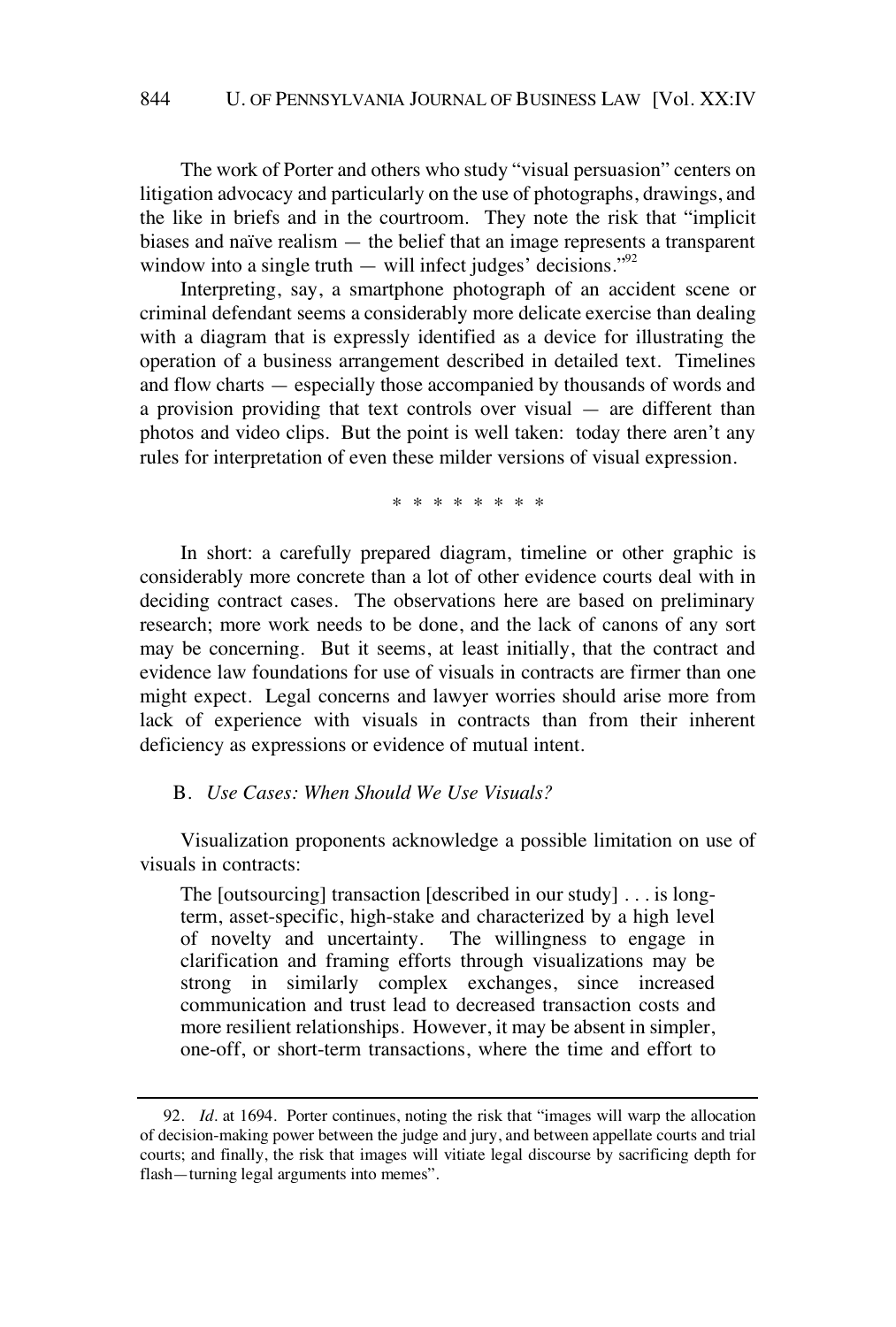The work of Porter and others who study "visual persuasion" centers on litigation advocacy and particularly on the use of photographs, drawings, and the like in briefs and in the courtroom. They note the risk that "implicit biases and naïve realism — the belief that an image represents a transparent window into a single truth — will infect judges' decisions."[92]

Interpreting, say, a smartphone photograph of an accident scene or criminal defendant seems a considerably more delicate exercise than dealing with a diagram that is expressly identified as a device for illustrating the operation of a business arrangement described in detailed text. Timelines and flow charts — especially those accompanied by thousands of words and a provision providing that text controls over visual — are different than photos and video clips. But the point is well taken: today there aren't any rules for interpretation of even these milder versions of visual expression.

\* \* \* \* \* \* \* \*

In short: a carefully prepared diagram, timeline or other graphic is considerably more concrete than a lot of other evidence courts deal with in deciding contract cases. The observations here are based on preliminary research; more work needs to be done, and the lack of canons of any sort may be concerning. But it seems, at least initially, that the contract and evidence law foundations for use of visuals in contracts are firmer than one might expect. Legal concerns and lawyer worries should arise more from lack of experience with visuals in contracts than from their inherent deficiency as expressions or evidence of mutual intent.

### B. *Use Cases: When Should We Use Visuals?*

Visualization proponents acknowledge a possible limitation on use of visuals in contracts:

> The [outsourcing] transaction [described in our study] . . . is long-term, asset-specific, high-stake and characterized by a high level of novelty and uncertainty. The willingness to engage in clarification and framing efforts through visualizations may be strong in similarly complex exchanges, since increased communication and trust lead to decreased transaction costs and more resilient relationships. However, it may be absent in simpler, one-off, or short-term transactions, where the time and effort to

---

92. *Id.* at 1694. Porter continues, noting the risk that "images will warp the allocation of decision-making power between the judge and jury, and between appellate courts and trial courts; and finally, the risk that images will vitiate legal discourse by sacrificing depth for flash—turning legal arguments into memes".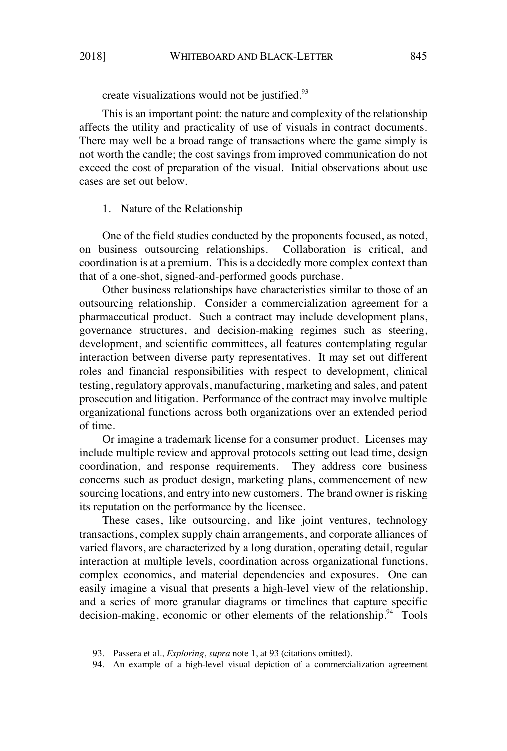create visualizations would not be justified.[93]

This is an important point: the nature and complexity of the relationship affects the utility and practicality of use of visuals in contract documents. There may well be a broad range of transactions where the game simply is not worth the candle; the cost savings from improved communication do not exceed the cost of preparation of the visual. Initial observations about use cases are set out below.

1. Nature of the Relationship

One of the field studies conducted by the proponents focused, as noted, on business outsourcing relationships. Collaboration is critical, and coordination is at a premium. This is a decidedly more complex context than that of a one-shot, signed-and-performed goods purchase.

Other business relationships have characteristics similar to those of an outsourcing relationship. Consider a commercialization agreement for a pharmaceutical product. Such a contract may include development plans, governance structures, and decision-making regimes such as steering, development, and scientific committees, all features contemplating regular interaction between diverse party representatives. It may set out different roles and financial responsibilities with respect to development, clinical testing, regulatory approvals, manufacturing, marketing and sales, and patent prosecution and litigation. Performance of the contract may involve multiple organizational functions across both organizations over an extended period of time.

Or imagine a trademark license for a consumer product. Licenses may include multiple review and approval protocols setting out lead time, design coordination, and response requirements. They address core business concerns such as product design, marketing plans, commencement of new sourcing locations, and entry into new customers. The brand owner is risking its reputation on the performance by the licensee.

These cases, like outsourcing, and like joint ventures, technology transactions, complex supply chain arrangements, and corporate alliances of varied flavors, are characterized by a long duration, operating detail, regular interaction at multiple levels, coordination across organizational functions, complex economics, and material dependencies and exposures. One can easily imagine a visual that presents a high-level view of the relationship, and a series of more granular diagrams or timelines that capture specific decision-making, economic or other elements of the relationship.[94] Tools

93. Passera et al., *Exploring*, *supra* note 1, at 93 (citations omitted).

94. An example of a high-level visual depiction of a commercialization agreement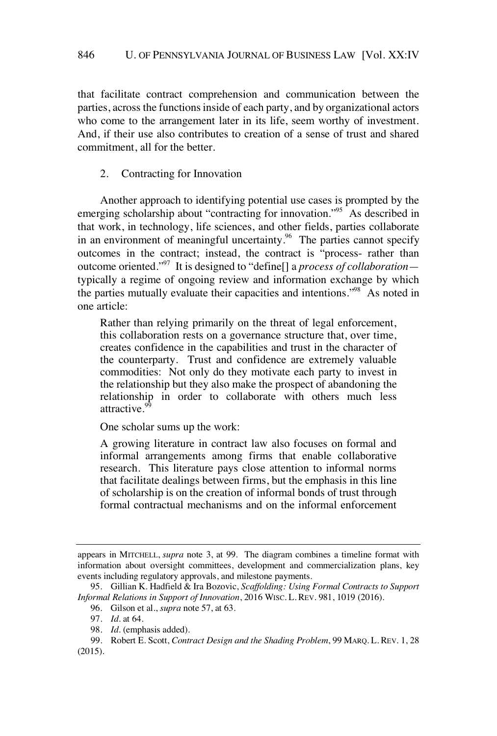that facilitate contract comprehension and communication between the parties, across the functions inside of each party, and by organizational actors who come to the arrangement later in its life, seem worthy of investment. And, if their use also contributes to creation of a sense of trust and shared commitment, all for the better.

### 2. Contracting for Innovation

Another approach to identifying potential use cases is prompted by the emerging scholarship about "contracting for innovation."[95] As described in that work, in technology, life sciences, and other fields, parties collaborate in an environment of meaningful uncertainty.[96] The parties cannot specify outcomes in the contract; instead, the contract is "process- rather than outcome oriented."[97] It is designed to "define[] a *process of collaboration*—typically a regime of ongoing review and information exchange by which the parties mutually evaluate their capacities and intentions."[98] As noted in one article:

> Rather than relying primarily on the threat of legal enforcement, this collaboration rests on a governance structure that, over time, creates confidence in the capabilities and trust in the character of the counterparty. Trust and confidence are extremely valuable commodities: Not only do they motivate each party to invest in the relationship but they also make the prospect of abandoning the relationship in order to collaborate with others much less attractive.[99]

One scholar sums up the work:

> A growing literature in contract law also focuses on formal and informal arrangements among firms that enable collaborative research. This literature pays close attention to informal norms that facilitate dealings between firms, but the emphasis in this line of scholarship is on the creation of informal bonds of trust through formal contractual mechanisms and on the informal enforcement

---

appears in MITCHELL, *supra* note 3, at 99. The diagram combines a timeline format with information about oversight committees, development and commercialization plans, key events including regulatory approvals, and milestone payments.

95. Gillian K. Hadfield & Ira Bozovic, *Scaffolding: Using Formal Contracts to Support Informal Relations in Support of Innovation*, 2016 WISC. L. REV. 981, 1019 (2016).

96. Gilson et al., *supra* note 57, at 63.

97. *Id.* at 64.

98. *Id.* (emphasis added).

99. Robert E. Scott, *Contract Design and the Shading Problem*, 99 MARQ. L. REV. 1, 28 (2015).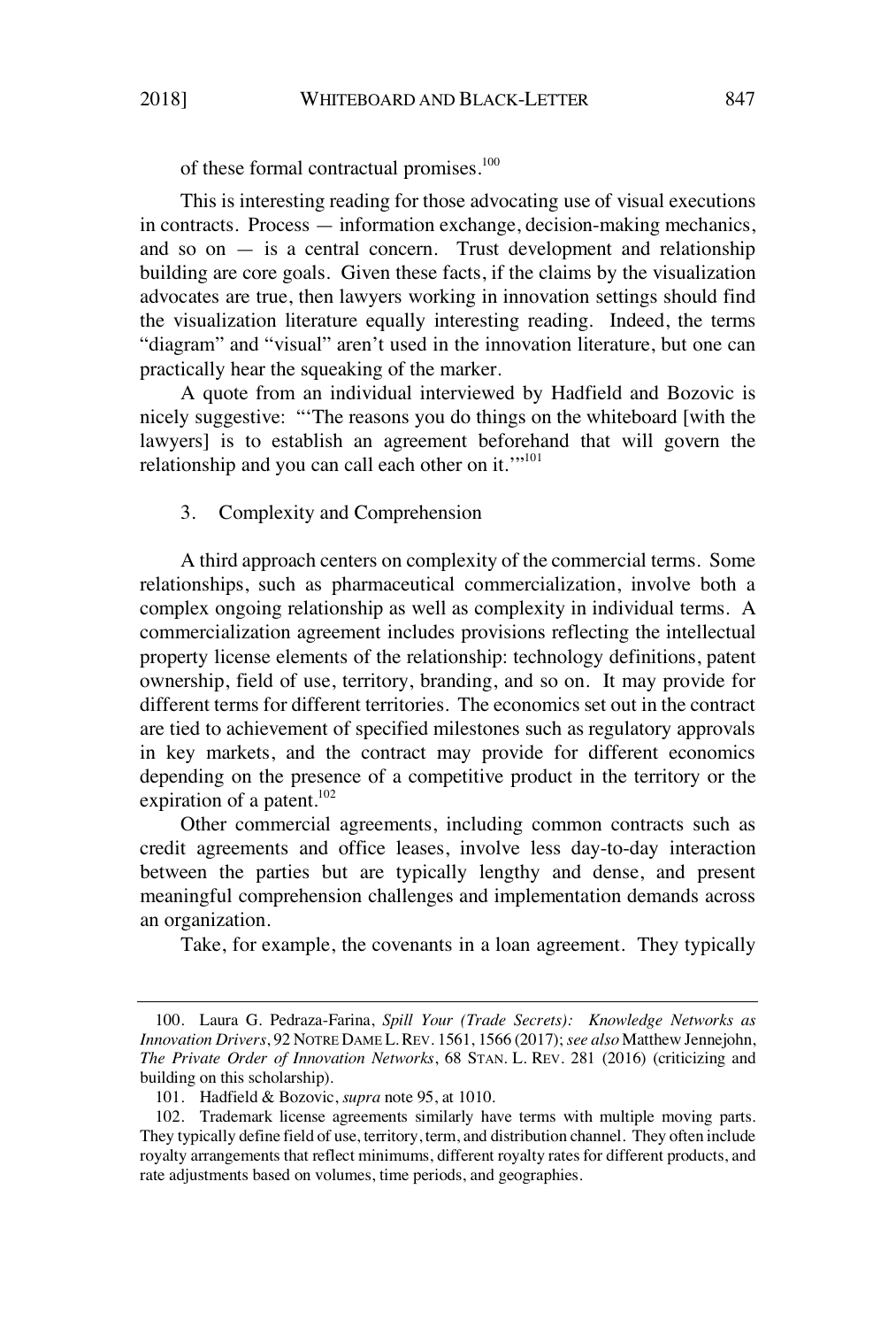of these formal contractual promises.[100]

This is interesting reading for those advocating use of visual executions in contracts. Process — information exchange, decision-making mechanics, and so on — is a central concern. Trust development and relationship building are core goals. Given these facts, if the claims by the visualization advocates are true, then lawyers working in innovation settings should find the visualization literature equally interesting reading. Indeed, the terms "diagram" and "visual" aren't used in the innovation literature, but one can practically hear the squeaking of the marker.

A quote from an individual interviewed by Hadfield and Bozovic is nicely suggestive: "'The reasons you do things on the whiteboard [with the lawyers] is to establish an agreement beforehand that will govern the relationship and you can call each other on it.'"[101]

### 3. Complexity and Comprehension

A third approach centers on complexity of the commercial terms. Some relationships, such as pharmaceutical commercialization, involve both a complex ongoing relationship as well as complexity in individual terms. A commercialization agreement includes provisions reflecting the intellectual property license elements of the relationship: technology definitions, patent ownership, field of use, territory, branding, and so on. It may provide for different terms for different territories. The economics set out in the contract are tied to achievement of specified milestones such as regulatory approvals in key markets, and the contract may provide for different economics depending on the presence of a competitive product in the territory or the expiration of a patent.[102]

Other commercial agreements, including common contracts such as credit agreements and office leases, involve less day-to-day interaction between the parties but are typically lengthy and dense, and present meaningful comprehension challenges and implementation demands across an organization.

Take, for example, the covenants in a loan agreement. They typically

---

100. Laura G. Pedraza-Farina, *Spill Your (Trade Secrets): Knowledge Networks as Innovation Drivers*, 92 NOTRE DAME L. REV. 1561, 1566 (2017); *see also* Matthew Jennejohn, *The Private Order of Innovation Networks*, 68 STAN. L. REV. 281 (2016) (criticizing and building on this scholarship).

101. Hadfield & Bozovic, *supra* note 95, at 1010.

102. Trademark license agreements similarly have terms with multiple moving parts. They typically define field of use, territory, term, and distribution channel. They often include royalty arrangements that reflect minimums, different royalty rates for different products, and rate adjustments based on volumes, time periods, and geographies.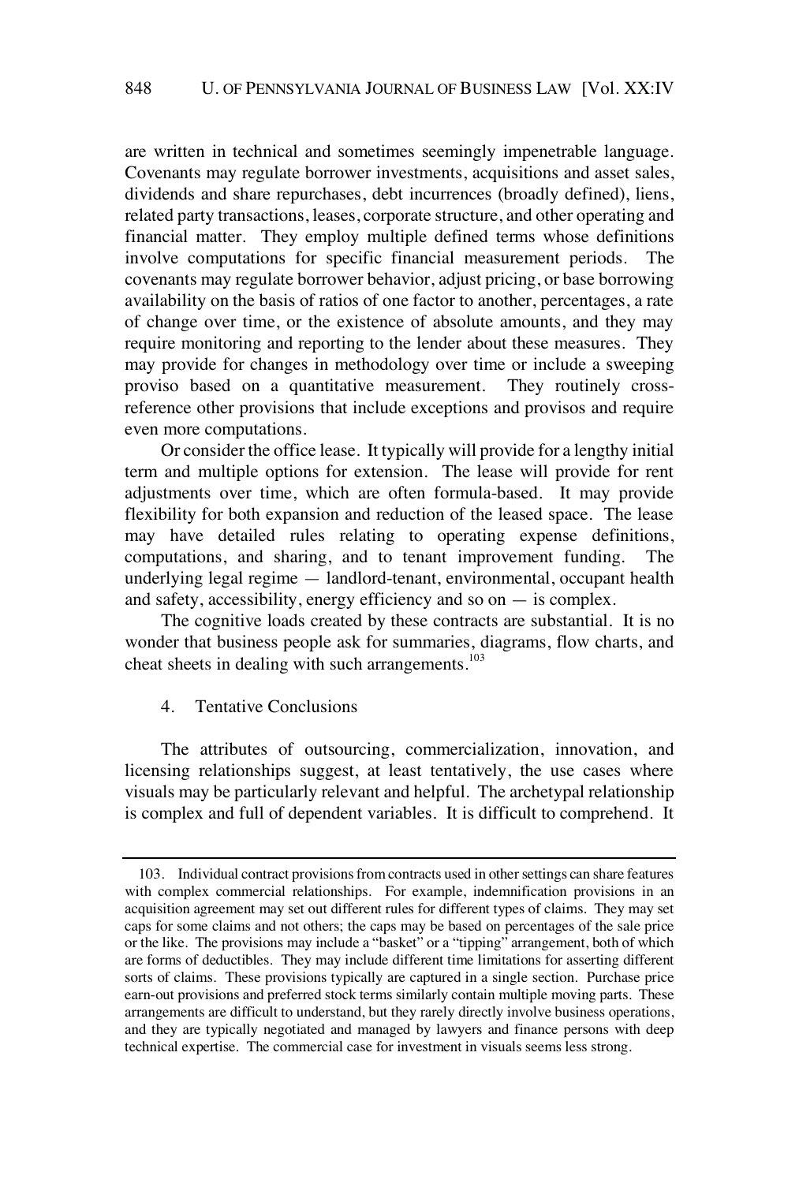are written in technical and sometimes seemingly impenetrable language. Covenants may regulate borrower investments, acquisitions and asset sales, dividends and share repurchases, debt incurrences (broadly defined), liens, related party transactions, leases, corporate structure, and other operating and financial matter. They employ multiple defined terms whose definitions involve computations for specific financial measurement periods. The covenants may regulate borrower behavior, adjust pricing, or base borrowing availability on the basis of ratios of one factor to another, percentages, a rate of change over time, or the existence of absolute amounts, and they may require monitoring and reporting to the lender about these measures. They may provide for changes in methodology over time or include a sweeping proviso based on a quantitative measurement. They routinely cross-reference other provisions that include exceptions and provisos and require even more computations.

Or consider the office lease. It typically will provide for a lengthy initial term and multiple options for extension. The lease will provide for rent adjustments over time, which are often formula-based. It may provide flexibility for both expansion and reduction of the leased space. The lease may have detailed rules relating to operating expense definitions, computations, and sharing, and to tenant improvement funding. The underlying legal regime — landlord-tenant, environmental, occupant health and safety, accessibility, energy efficiency and so on — is complex.

The cognitive loads created by these contracts are substantial. It is no wonder that business people ask for summaries, diagrams, flow charts, and cheat sheets in dealing with such arrangements.[103]

4. Tentative Conclusions

The attributes of outsourcing, commercialization, innovation, and licensing relationships suggest, at least tentatively, the use cases where visuals may be particularly relevant and helpful. The archetypal relationship is complex and full of dependent variables. It is difficult to comprehend. It

---

103. Individual contract provisions from contracts used in other settings can share features with complex commercial relationships. For example, indemnification provisions in an acquisition agreement may set out different rules for different types of claims. They may set caps for some claims and not others; the caps may be based on percentages of the sale price or the like. The provisions may include a "basket" or a "tipping" arrangement, both of which are forms of deductibles. They may include different time limitations for asserting different sorts of claims. These provisions typically are captured in a single section. Purchase price earn-out provisions and preferred stock terms similarly contain multiple moving parts. These arrangements are difficult to understand, but they rarely directly involve business operations, and they are typically negotiated and managed by lawyers and finance persons with deep technical expertise. The commercial case for investment in visuals seems less strong.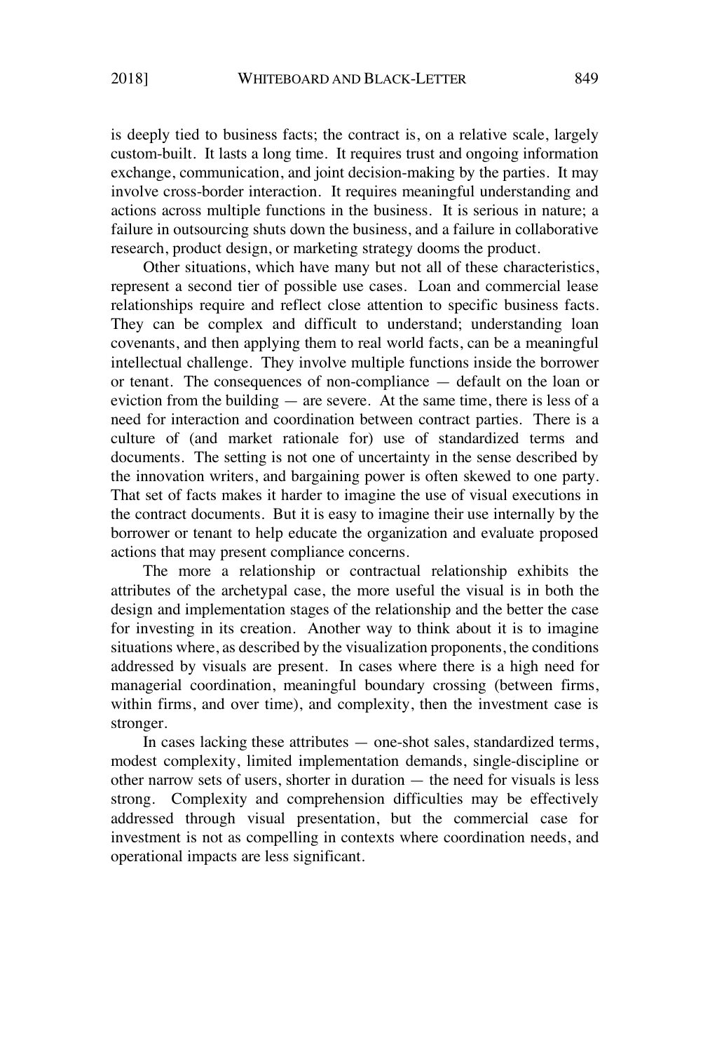is deeply tied to business facts; the contract is, on a relative scale, largely custom-built. It lasts a long time. It requires trust and ongoing information exchange, communication, and joint decision-making by the parties. It may involve cross-border interaction. It requires meaningful understanding and actions across multiple functions in the business. It is serious in nature; a failure in outsourcing shuts down the business, and a failure in collaborative research, product design, or marketing strategy dooms the product.

Other situations, which have many but not all of these characteristics, represent a second tier of possible use cases. Loan and commercial lease relationships require and reflect close attention to specific business facts. They can be complex and difficult to understand; understanding loan covenants, and then applying them to real world facts, can be a meaningful intellectual challenge. They involve multiple functions inside the borrower or tenant. The consequences of non-compliance — default on the loan or eviction from the building — are severe. At the same time, there is less of a need for interaction and coordination between contract parties. There is a culture of (and market rationale for) use of standardized terms and documents. The setting is not one of uncertainty in the sense described by the innovation writers, and bargaining power is often skewed to one party. That set of facts makes it harder to imagine the use of visual executions in the contract documents. But it is easy to imagine their use internally by the borrower or tenant to help educate the organization and evaluate proposed actions that may present compliance concerns.

The more a relationship or contractual relationship exhibits the attributes of the archetypal case, the more useful the visual is in both the design and implementation stages of the relationship and the better the case for investing in its creation. Another way to think about it is to imagine situations where, as described by the visualization proponents, the conditions addressed by visuals are present. In cases where there is a high need for managerial coordination, meaningful boundary crossing (between firms, within firms, and over time), and complexity, then the investment case is stronger.

In cases lacking these attributes — one-shot sales, standardized terms, modest complexity, limited implementation demands, single-discipline or other narrow sets of users, shorter in duration — the need for visuals is less strong. Complexity and comprehension difficulties may be effectively addressed through visual presentation, but the commercial case for investment is not as compelling in contexts where coordination needs, and operational impacts are less significant.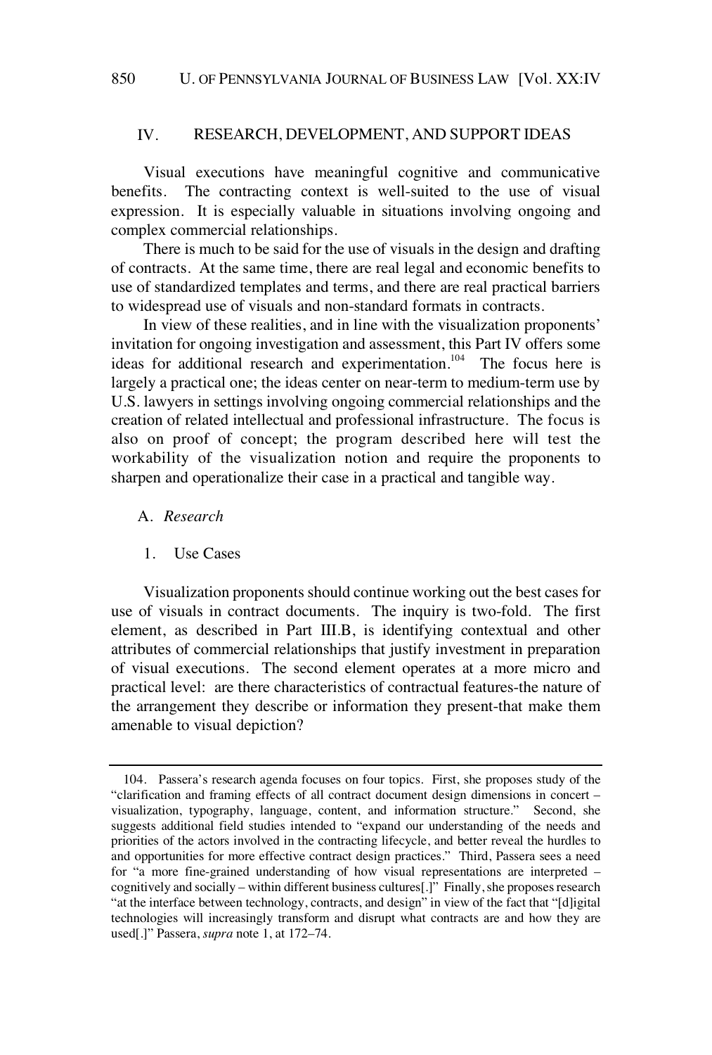## IV. RESEARCH, DEVELOPMENT, AND SUPPORT IDEAS

Visual executions have meaningful cognitive and communicative benefits. The contracting context is well-suited to the use of visual expression. It is especially valuable in situations involving ongoing and complex commercial relationships.

There is much to be said for the use of visuals in the design and drafting of contracts. At the same time, there are real legal and economic benefits to use of standardized templates and terms, and there are real practical barriers to widespread use of visuals and non-standard formats in contracts.

In view of these realities, and in line with the visualization proponents' invitation for ongoing investigation and assessment, this Part IV offers some ideas for additional research and experimentation.[104] The focus here is largely a practical one; the ideas center on near-term to medium-term use by U.S. lawyers in settings involving ongoing commercial relationships and the creation of related intellectual and professional infrastructure. The focus is also on proof of concept; the program described here will test the workability of the visualization notion and require the proponents to sharpen and operationalize their case in a practical and tangible way.

### A. *Research*

#### 1. Use Cases

Visualization proponents should continue working out the best cases for use of visuals in contract documents. The inquiry is two-fold. The first element, as described in Part III.B, is identifying contextual and other attributes of commercial relationships that justify investment in preparation of visual executions. The second element operates at a more micro and practical level: are there characteristics of contractual features-the nature of the arrangement they describe or information they present-that make them amenable to visual depiction?

---

104. Passera's research agenda focuses on four topics. First, she proposes study of the "clarification and framing effects of all contract document design dimensions in concert – visualization, typography, language, content, and information structure." Second, she suggests additional field studies intended to "expand our understanding of the needs and priorities of the actors involved in the contracting lifecycle, and better reveal the hurdles to and opportunities for more effective contract design practices." Third, Passera sees a need for "a more fine-grained understanding of how visual representations are interpreted – cognitively and socially – within different business cultures[.]" Finally, she proposes research "at the interface between technology, contracts, and design" in view of the fact that "[d]igital technologies will increasingly transform and disrupt what contracts are and how they are used[.]" Passera, *supra* note 1, at 172–74.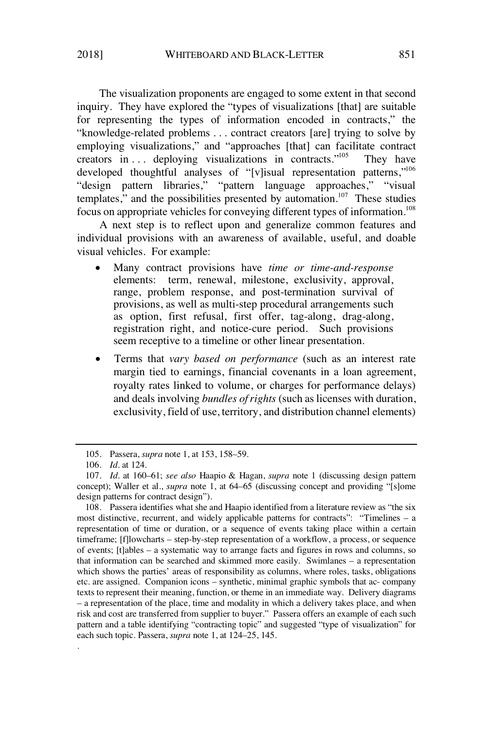The visualization proponents are engaged to some extent in that second inquiry. They have explored the "types of visualizations [that] are suitable for representing the types of information encoded in contracts," the "knowledge-related problems . . . contract creators [are] trying to solve by employing visualizations," and "approaches [that] can facilitate contract creators in . . . deploying visualizations in contracts."[105] They have developed thoughtful analyses of "[v]isual representation patterns,"[106] "design pattern libraries," "pattern language approaches," "visual templates," and the possibilities presented by automation.[107] These studies focus on appropriate vehicles for conveying different types of information.[108]

A next step is to reflect upon and generalize common features and individual provisions with an awareness of available, useful, and doable visual vehicles. For example:

- Many contract provisions have *time or time-and-response* elements: term, renewal, milestone, exclusivity, approval, range, problem response, and post-termination survival of provisions, as well as multi-step procedural arrangements such as option, first refusal, first offer, tag-along, drag-along, registration right, and notice-cure period. Such provisions seem receptive to a timeline or other linear presentation.
- Terms that *vary based on performance* (such as an interest rate margin tied to earnings, financial covenants in a loan agreement, royalty rates linked to volume, or charges for performance delays) and deals involving *bundles of rights* (such as licenses with duration, exclusivity, field of use, territory, and distribution channel elements)

---

105. Passera, *supra* note 1, at 153, 158–59.

106. *Id.* at 124.

107. *Id.* at 160–61; *see also* Haapio & Hagan, *supra* note 1 (discussing design pattern concept); Waller et al., *supra* note 1, at 64–65 (discussing concept and providing "[s]ome design patterns for contract design").

108. Passera identifies what she and Haapio identified from a literature review as "the six most distinctive, recurrent, and widely applicable patterns for contracts": "Timelines – a representation of time or duration, or a sequence of events taking place within a certain timeframe; [f]lowcharts – step-by-step representation of a workflow, a process, or sequence of events; [t]ables – a systematic way to arrange facts and figures in rows and columns, so that information can be searched and skimmed more easily. Swimlanes – a representation which shows the parties' areas of responsibility as columns, where roles, tasks, obligations etc. are assigned. Companion icons – synthetic, minimal graphic symbols that ac- company texts to represent their meaning, function, or theme in an immediate way. Delivery diagrams – a representation of the place, time and modality in which a delivery takes place, and when risk and cost are transferred from supplier to buyer." Passera offers an example of each such pattern and a table identifying "contracting topic" and suggested "type of visualization" for each such topic. Passera, *supra* note 1, at 124–25, 145.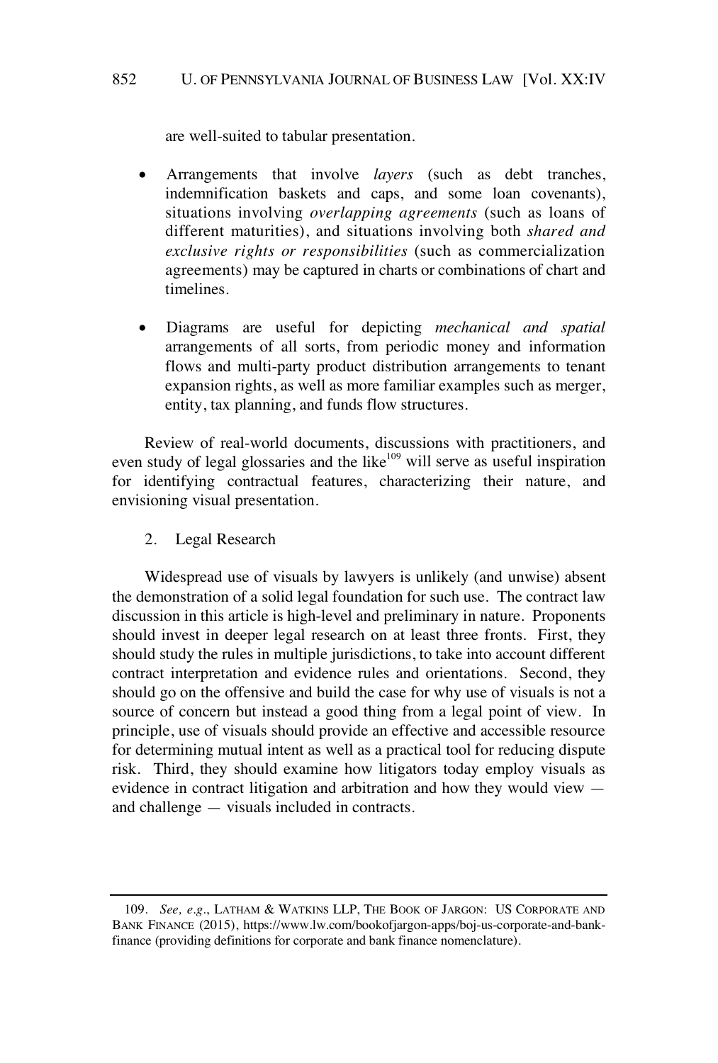are well-suited to tabular presentation.

- Arrangements that involve *layers* (such as debt tranches, indemnification baskets and caps, and some loan covenants), situations involving *overlapping agreements* (such as loans of different maturities), and situations involving both *shared and exclusive rights or responsibilities* (such as commercialization agreements) may be captured in charts or combinations of chart and timelines.

- Diagrams are useful for depicting *mechanical and spatial* arrangements of all sorts, from periodic money and information flows and multi-party product distribution arrangements to tenant expansion rights, as well as more familiar examples such as merger, entity, tax planning, and funds flow structures.

Review of real-world documents, discussions with practitioners, and even study of legal glossaries and the like[109] will serve as useful inspiration for identifying contractual features, characterizing their nature, and envisioning visual presentation.

2. Legal Research

Widespread use of visuals by lawyers is unlikely (and unwise) absent the demonstration of a solid legal foundation for such use. The contract law discussion in this article is high-level and preliminary in nature. Proponents should invest in deeper legal research on at least three fronts. First, they should study the rules in multiple jurisdictions, to take into account different contract interpretation and evidence rules and orientations. Second, they should go on the offensive and build the case for why use of visuals is not a source of concern but instead a good thing from a legal point of view. In principle, use of visuals should provide an effective and accessible resource for determining mutual intent as well as a practical tool for reducing dispute risk. Third, they should examine how litigators today employ visuals as evidence in contract litigation and arbitration and how they would view — and challenge — visuals included in contracts.

---

109. *See, e.g.*, LATHAM & WATKINS LLP, THE BOOK OF JARGON: US CORPORATE AND BANK FINANCE (2015), https://www.lw.com/bookofjargon-apps/boj-us-corporate-and-bank-finance (providing definitions for corporate and bank finance nomenclature).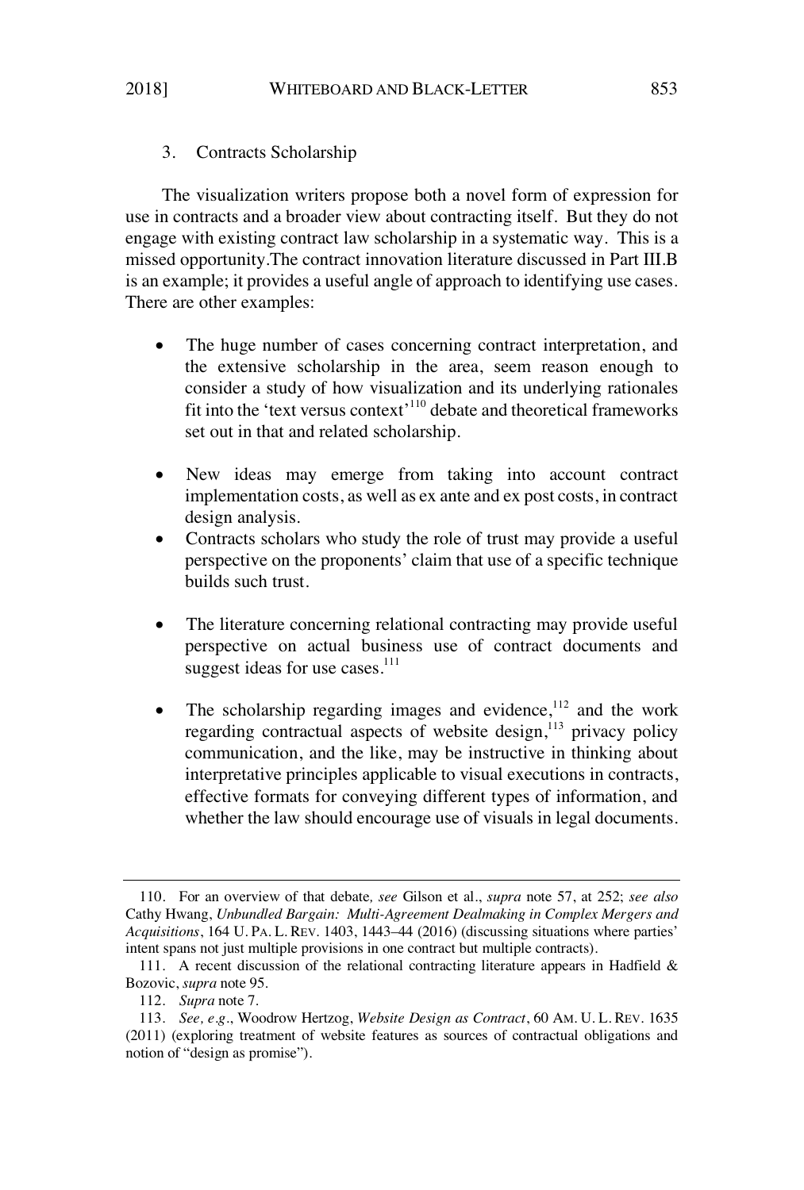### 3. Contracts Scholarship

The visualization writers propose both a novel form of expression for use in contracts and a broader view about contracting itself. But they do not engage with existing contract law scholarship in a systematic way. This is a missed opportunity.The contract innovation literature discussed in Part III.B is an example; it provides a useful angle of approach to identifying use cases. There are other examples:

- The huge number of cases concerning contract interpretation, and the extensive scholarship in the area, seem reason enough to consider a study of how visualization and its underlying rationales fit into the 'text versus context'[110] debate and theoretical frameworks set out in that and related scholarship.
- New ideas may emerge from taking into account contract implementation costs, as well as ex ante and ex post costs, in contract design analysis.
- Contracts scholars who study the role of trust may provide a useful perspective on the proponents' claim that use of a specific technique builds such trust.
- The literature concerning relational contracting may provide useful perspective on actual business use of contract documents and suggest ideas for use cases.[111]
- The scholarship regarding images and evidence,[112] and the work regarding contractual aspects of website design,[113] privacy policy communication, and the like, may be instructive in thinking about interpretative principles applicable to visual executions in contracts, effective formats for conveying different types of information, and whether the law should encourage use of visuals in legal documents.

---

110. For an overview of that debate, *see* Gilson et al., *supra* note 57, at 252; *see also* Cathy Hwang, *Unbundled Bargain: Multi-Agreement Dealmaking in Complex Mergers and Acquisitions*, 164 U. PA. L. REV. 1403, 1443–44 (2016) (discussing situations where parties' intent spans not just multiple provisions in one contract but multiple contracts).

111. A recent discussion of the relational contracting literature appears in Hadfield & Bozovic, *supra* note 95.

112. *Supra* note 7.

113. *See, e.g.*, Woodrow Hertzog, *Website Design as Contract*, 60 AM. U. L. REV. 1635 (2011) (exploring treatment of website features as sources of contractual obligations and notion of "design as promise").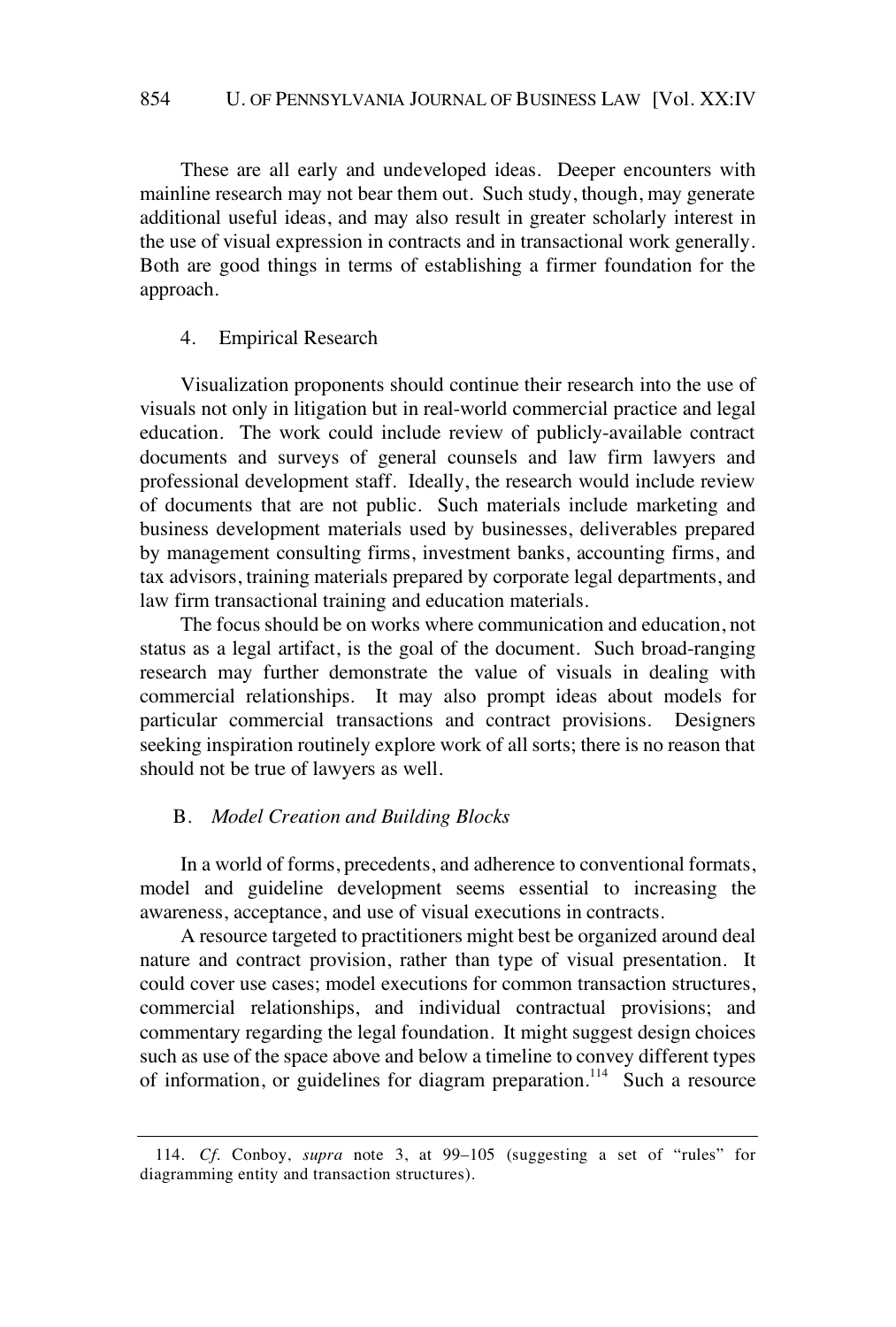These are all early and undeveloped ideas. Deeper encounters with mainline research may not bear them out. Such study, though, may generate additional useful ideas, and may also result in greater scholarly interest in the use of visual expression in contracts and in transactional work generally. Both are good things in terms of establishing a firmer foundation for the approach.

#### 4. Empirical Research

Visualization proponents should continue their research into the use of visuals not only in litigation but in real-world commercial practice and legal education. The work could include review of publicly-available contract documents and surveys of general counsels and law firm lawyers and professional development staff. Ideally, the research would include review of documents that are not public. Such materials include marketing and business development materials used by businesses, deliverables prepared by management consulting firms, investment banks, accounting firms, and tax advisors, training materials prepared by corporate legal departments, and law firm transactional training and education materials.

The focus should be on works where communication and education, not status as a legal artifact, is the goal of the document. Such broad-ranging research may further demonstrate the value of visuals in dealing with commercial relationships. It may also prompt ideas about models for particular commercial transactions and contract provisions. Designers seeking inspiration routinely explore work of all sorts; there is no reason that should not be true of lawyers as well.

### B. *Model Creation and Building Blocks*

In a world of forms, precedents, and adherence to conventional formats, model and guideline development seems essential to increasing the awareness, acceptance, and use of visual executions in contracts.

A resource targeted to practitioners might best be organized around deal nature and contract provision, rather than type of visual presentation. It could cover use cases; model executions for common transaction structures, commercial relationships, and individual contractual provisions; and commentary regarding the legal foundation. It might suggest design choices such as use of the space above and below a timeline to convey different types of information, or guidelines for diagram preparation.[114] Such a resource

---

114. *Cf.* Conboy, *supra* note 3, at 99–105 (suggesting a set of "rules" for diagramming entity and transaction structures).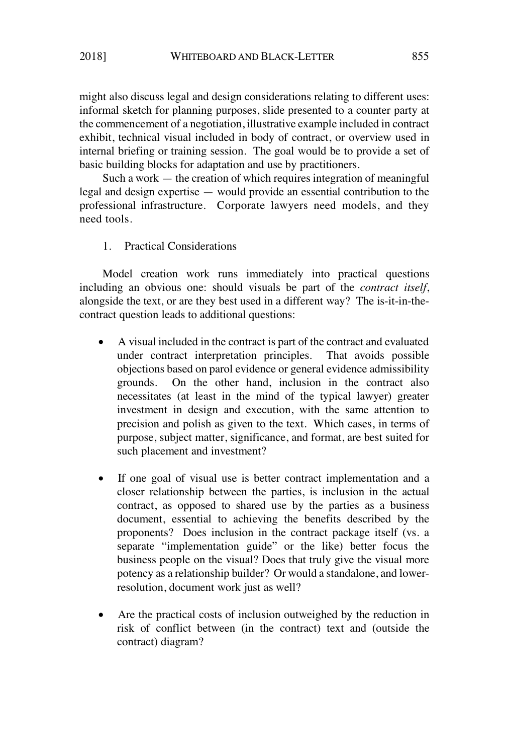might also discuss legal and design considerations relating to different uses: informal sketch for planning purposes, slide presented to a counter party at the commencement of a negotiation, illustrative example included in contract exhibit, technical visual included in body of contract, or overview used in internal briefing or training session. The goal would be to provide a set of basic building blocks for adaptation and use by practitioners.

Such a work — the creation of which requires integration of meaningful legal and design expertise — would provide an essential contribution to the professional infrastructure. Corporate lawyers need models, and they need tools.

### 1. Practical Considerations

Model creation work runs immediately into practical questions including an obvious one: should visuals be part of the *contract itself*, alongside the text, or are they best used in a different way? The is-it-in-the-contract question leads to additional questions:

- A visual included in the contract is part of the contract and evaluated under contract interpretation principles. That avoids possible objections based on parol evidence or general evidence admissibility grounds. On the other hand, inclusion in the contract also necessitates (at least in the mind of the typical lawyer) greater investment in design and execution, with the same attention to precision and polish as given to the text. Which cases, in terms of purpose, subject matter, significance, and format, are best suited for such placement and investment?

- If one goal of visual use is better contract implementation and a closer relationship between the parties, is inclusion in the actual contract, as opposed to shared use by the parties as a business document, essential to achieving the benefits described by the proponents? Does inclusion in the contract package itself (vs. a separate "implementation guide" or the like) better focus the business people on the visual? Does that truly give the visual more potency as a relationship builder? Or would a standalone, and lower-resolution, document work just as well?

- Are the practical costs of inclusion outweighed by the reduction in risk of conflict between (in the contract) text and (outside the contract) diagram?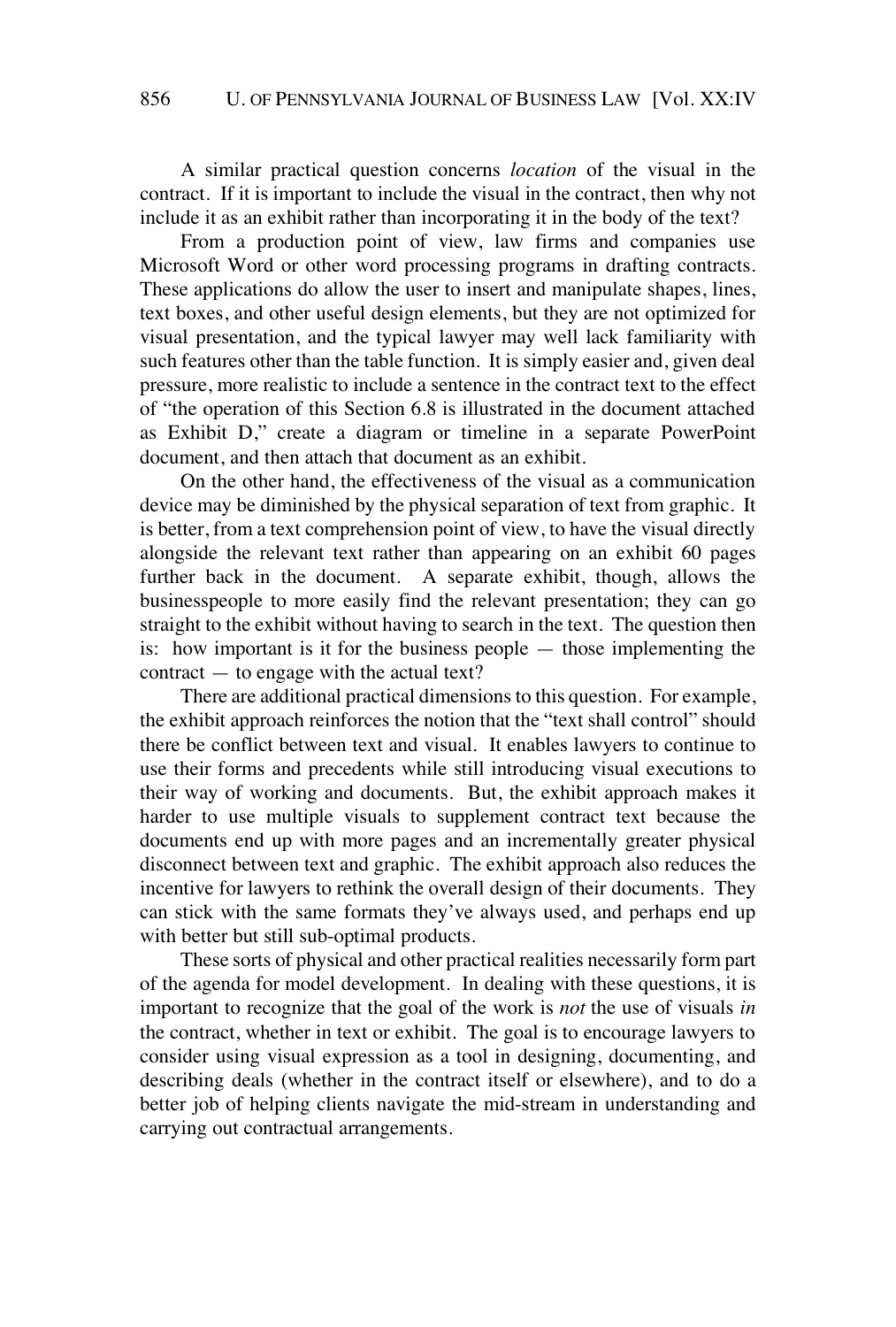A similar practical question concerns *location* of the visual in the contract. If it is important to include the visual in the contract, then why not include it as an exhibit rather than incorporating it in the body of the text?

From a production point of view, law firms and companies use Microsoft Word or other word processing programs in drafting contracts. These applications do allow the user to insert and manipulate shapes, lines, text boxes, and other useful design elements, but they are not optimized for visual presentation, and the typical lawyer may well lack familiarity with such features other than the table function. It is simply easier and, given deal pressure, more realistic to include a sentence in the contract text to the effect of "the operation of this Section 6.8 is illustrated in the document attached as Exhibit D," create a diagram or timeline in a separate PowerPoint document, and then attach that document as an exhibit.

On the other hand, the effectiveness of the visual as a communication device may be diminished by the physical separation of text from graphic. It is better, from a text comprehension point of view, to have the visual directly alongside the relevant text rather than appearing on an exhibit 60 pages further back in the document. A separate exhibit, though, allows the businesspeople to more easily find the relevant presentation; they can go straight to the exhibit without having to search in the text. The question then is: how important is it for the business people — those implementing the contract — to engage with the actual text?

There are additional practical dimensions to this question. For example, the exhibit approach reinforces the notion that the "text shall control" should there be conflict between text and visual. It enables lawyers to continue to use their forms and precedents while still introducing visual executions to their way of working and documents. But, the exhibit approach makes it harder to use multiple visuals to supplement contract text because the documents end up with more pages and an incrementally greater physical disconnect between text and graphic. The exhibit approach also reduces the incentive for lawyers to rethink the overall design of their documents. They can stick with the same formats they've always used, and perhaps end up with better but still sub-optimal products.

These sorts of physical and other practical realities necessarily form part of the agenda for model development. In dealing with these questions, it is important to recognize that the goal of the work is *not* the use of visuals *in* the contract, whether in text or exhibit. The goal is to encourage lawyers to consider using visual expression as a tool in designing, documenting, and describing deals (whether in the contract itself or elsewhere), and to do a better job of helping clients navigate the mid-stream in understanding and carrying out contractual arrangements.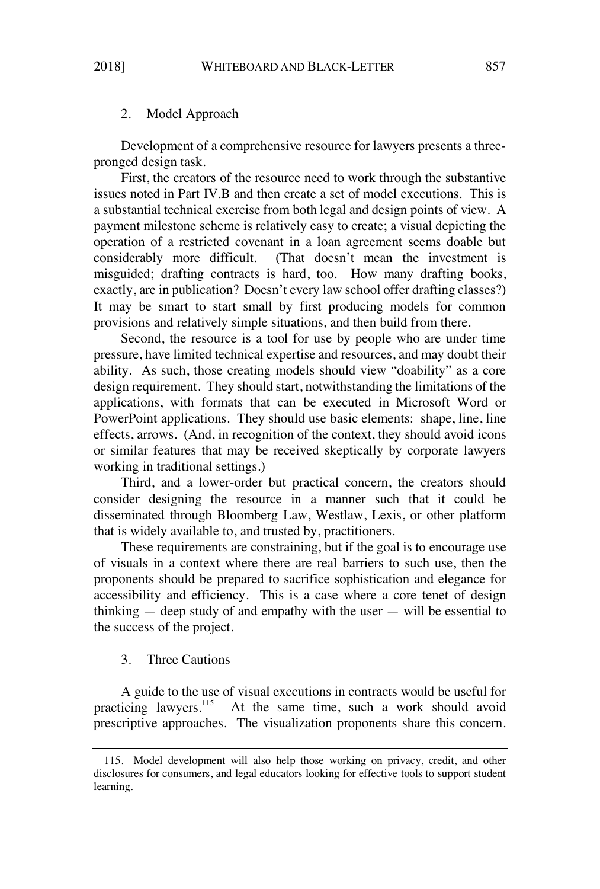### 2. Model Approach

Development of a comprehensive resource for lawyers presents a three-pronged design task.

First, the creators of the resource need to work through the substantive issues noted in Part IV.B and then create a set of model executions. This is a substantial technical exercise from both legal and design points of view. A payment milestone scheme is relatively easy to create; a visual depicting the operation of a restricted covenant in a loan agreement seems doable but considerably more difficult. (That doesn't mean the investment is misguided; drafting contracts is hard, too. How many drafting books, exactly, are in publication? Doesn't every law school offer drafting classes?) It may be smart to start small by first producing models for common provisions and relatively simple situations, and then build from there.

Second, the resource is a tool for use by people who are under time pressure, have limited technical expertise and resources, and may doubt their ability. As such, those creating models should view "doability" as a core design requirement. They should start, notwithstanding the limitations of the applications, with formats that can be executed in Microsoft Word or PowerPoint applications. They should use basic elements: shape, line, line effects, arrows. (And, in recognition of the context, they should avoid icons or similar features that may be received skeptically by corporate lawyers working in traditional settings.)

Third, and a lower-order but practical concern, the creators should consider designing the resource in a manner such that it could be disseminated through Bloomberg Law, Westlaw, Lexis, or other platform that is widely available to, and trusted by, practitioners.

These requirements are constraining, but if the goal is to encourage use of visuals in a context where there are real barriers to such use, then the proponents should be prepared to sacrifice sophistication and elegance for accessibility and efficiency. This is a case where a core tenet of design thinking — deep study of and empathy with the user — will be essential to the success of the project.

### 3. Three Cautions

A guide to the use of visual executions in contracts would be useful for practicing lawyers.[115] At the same time, such a work should avoid prescriptive approaches. The visualization proponents share this concern.

---

115. Model development will also help those working on privacy, credit, and other disclosures for consumers, and legal educators looking for effective tools to support student learning.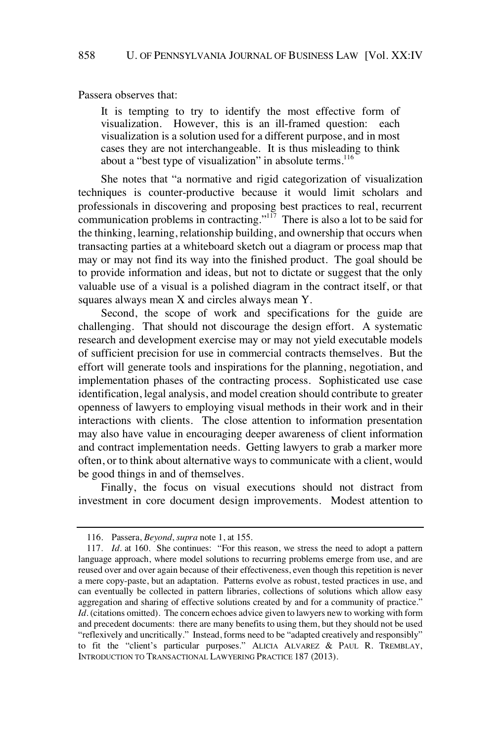Passera observes that:

> It is tempting to try to identify the most effective form of visualization. However, this is an ill-framed question: each visualization is a solution used for a different purpose, and in most cases they are not interchangeable. It is thus misleading to think about a "best type of visualization" in absolute terms.[116]

She notes that "a normative and rigid categorization of visualization techniques is counter-productive because it would limit scholars and professionals in discovering and proposing best practices to real, recurrent communication problems in contracting."[117] There is also a lot to be said for the thinking, learning, relationship building, and ownership that occurs when transacting parties at a whiteboard sketch out a diagram or process map that may or may not find its way into the finished product. The goal should be to provide information and ideas, but not to dictate or suggest that the only valuable use of a visual is a polished diagram in the contract itself, or that squares always mean X and circles always mean Y.

Second, the scope of work and specifications for the guide are challenging. That should not discourage the design effort. A systematic research and development exercise may or may not yield executable models of sufficient precision for use in commercial contracts themselves. But the effort will generate tools and inspirations for the planning, negotiation, and implementation phases of the contracting process. Sophisticated use case identification, legal analysis, and model creation should contribute to greater openness of lawyers to employing visual methods in their work and in their interactions with clients. The close attention to information presentation may also have value in encouraging deeper awareness of client information and contract implementation needs. Getting lawyers to grab a marker more often, or to think about alternative ways to communicate with a client, would be good things in and of themselves.

Finally, the focus on visual executions should not distract from investment in core document design improvements. Modest attention to

---

116. Passera, *Beyond*, *supra* note 1, at 155.

117. *Id.* at 160. She continues: "For this reason, we stress the need to adopt a pattern language approach, where model solutions to recurring problems emerge from use, and are reused over and over again because of their effectiveness, even though this repetition is never a mere copy-paste, but an adaptation. Patterns evolve as robust, tested practices in use, and can eventually be collected in pattern libraries, collections of solutions which allow easy aggregation and sharing of effective solutions created by and for a community of practice." *Id.* (citations omitted). The concern echoes advice given to lawyers new to working with form and precedent documents: there are many benefits to using them, but they should not be used "reflexively and uncritically." Instead, forms need to be "adapted creatively and responsibly" to fit the "client's particular purposes." ALICIA ALVAREZ & PAUL R. TREMBLAY, INTRODUCTION TO TRANSACTIONAL LAWYERING PRACTICE 187 (2013).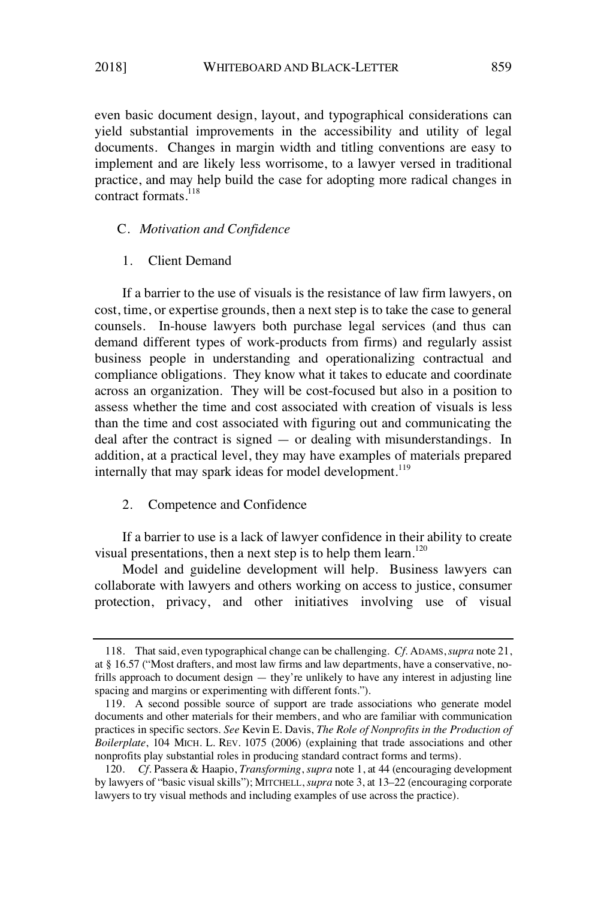even basic document design, layout, and typographical considerations can yield substantial improvements in the accessibility and utility of legal documents. Changes in margin width and titling conventions are easy to implement and are likely less worrisome, to a lawyer versed in traditional practice, and may help build the case for adopting more radical changes in contract formats.[118]

### C. *Motivation and Confidence*

#### 1. Client Demand

If a barrier to the use of visuals is the resistance of law firm lawyers, on cost, time, or expertise grounds, then a next step is to take the case to general counsels. In-house lawyers both purchase legal services (and thus can demand different types of work-products from firms) and regularly assist business people in understanding and operationalizing contractual and compliance obligations. They know what it takes to educate and coordinate across an organization. They will be cost-focused but also in a position to assess whether the time and cost associated with creation of visuals is less than the time and cost associated with figuring out and communicating the deal after the contract is signed — or dealing with misunderstandings. In addition, at a practical level, they may have examples of materials prepared internally that may spark ideas for model development.[119]

#### 2. Competence and Confidence

If a barrier to use is a lack of lawyer confidence in their ability to create visual presentations, then a next step is to help them learn.[120]

Model and guideline development will help. Business lawyers can collaborate with lawyers and others working on access to justice, consumer protection, privacy, and other initiatives involving use of visual

---

118. That said, even typographical change can be challenging. *Cf.* ADAMS, *supra* note 21, at § 16.57 ("Most drafters, and most law firms and law departments, have a conservative, no-frills approach to document design — they're unlikely to have any interest in adjusting line spacing and margins or experimenting with different fonts.").

119. A second possible source of support are trade associations who generate model documents and other materials for their members, and who are familiar with communication practices in specific sectors. *See* Kevin E. Davis, *The Role of Nonprofits in the Production of Boilerplate*, 104 MICH. L. REV. 1075 (2006) (explaining that trade associations and other nonprofits play substantial roles in producing standard contract forms and terms).

120. *Cf.* Passera & Haapio, *Transforming*, *supra* note 1, at 44 (encouraging development by lawyers of "basic visual skills"); MITCHELL, *supra* note 3, at 13–22 (encouraging corporate lawyers to try visual methods and including examples of use across the practice).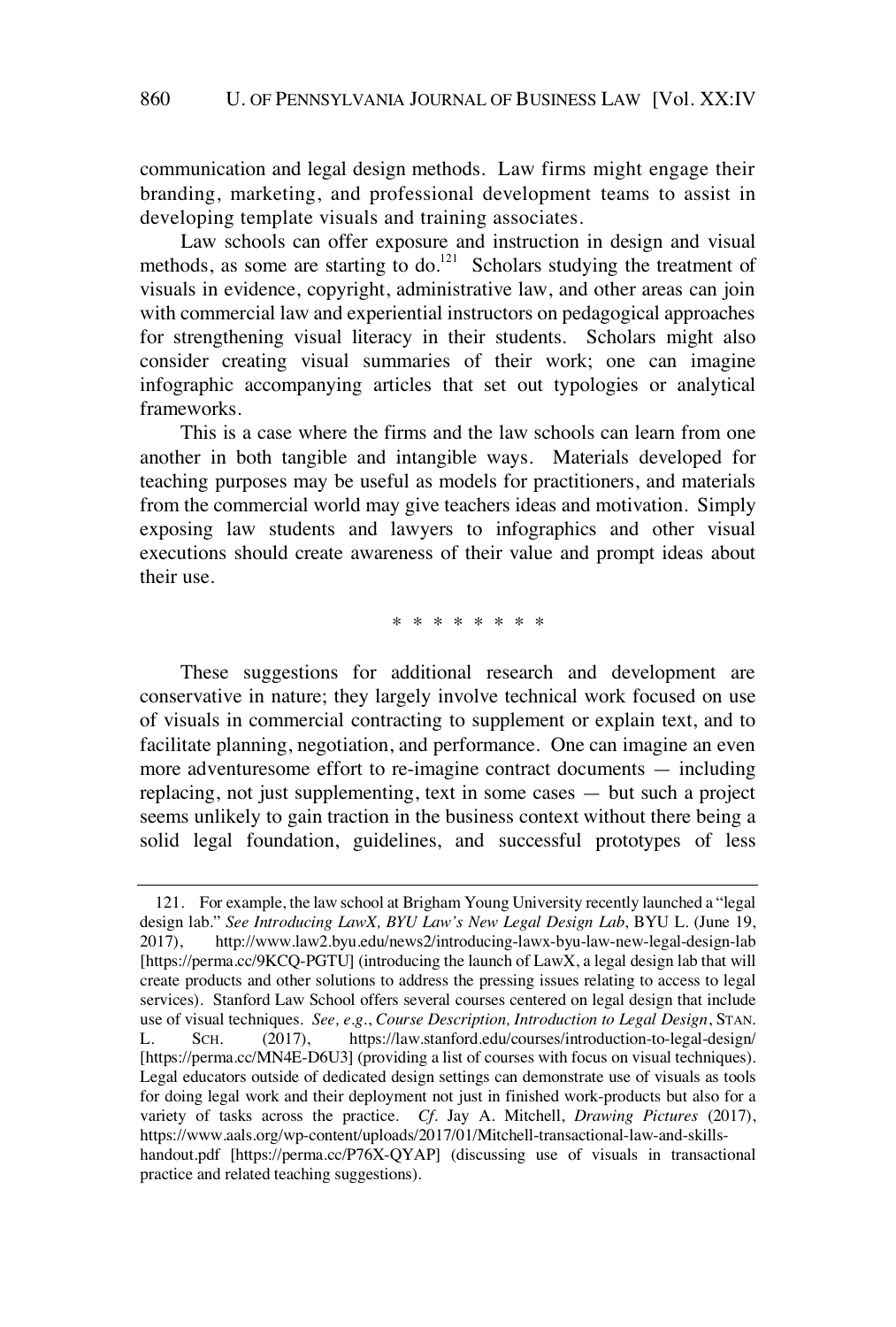communication and legal design methods. Law firms might engage their branding, marketing, and professional development teams to assist in developing template visuals and training associates.

Law schools can offer exposure and instruction in design and visual methods, as some are starting to do.[121] Scholars studying the treatment of visuals in evidence, copyright, administrative law, and other areas can join with commercial law and experiential instructors on pedagogical approaches for strengthening visual literacy in their students. Scholars might also consider creating visual summaries of their work; one can imagine infographic accompanying articles that set out typologies or analytical frameworks.

This is a case where the firms and the law schools can learn from one another in both tangible and intangible ways. Materials developed for teaching purposes may be useful as models for practitioners, and materials from the commercial world may give teachers ideas and motivation. Simply exposing law students and lawyers to infographics and other visual executions should create awareness of their value and prompt ideas about their use.

\* \* \* \* \* \* \* \*

These suggestions for additional research and development are conservative in nature; they largely involve technical work focused on use of visuals in commercial contracting to supplement or explain text, and to facilitate planning, negotiation, and performance. One can imagine an even more adventuresome effort to re-imagine contract documents — including replacing, not just supplementing, text in some cases — but such a project seems unlikely to gain traction in the business context without there being a solid legal foundation, guidelines, and successful prototypes of less

---

121. For example, the law school at Brigham Young University recently launched a "legal design lab." *See Introducing LawX, BYU Law's New Legal Design Lab*, BYU L. (June 19, 2017), http://www.law2.byu.edu/news2/introducing-lawx-byu-law-new-legal-design-lab [https://perma.cc/9KCQ-PGTU] (introducing the launch of LawX, a legal design lab that will create products and other solutions to address the pressing issues relating to access to legal services). Stanford Law School offers several courses centered on legal design that include use of visual techniques. *See, e.g.*, *Course Description, Introduction to Legal Design*, STAN. L. SCH. (2017), https://law.stanford.edu/courses/introduction-to-legal-design/ [https://perma.cc/MN4E-D6U3] (providing a list of courses with focus on visual techniques). Legal educators outside of dedicated design settings can demonstrate use of visuals as tools for doing legal work and their deployment not just in finished work-products but also for a variety of tasks across the practice. *Cf*. Jay A. Mitchell, *Drawing Pictures* (2017), https://www.aals.org/wp-content/uploads/2017/01/Mitchell-transactional-law-and-skills-handout.pdf [https://perma.cc/P76X-QYAP] (discussing use of visuals in transactional practice and related teaching suggestions).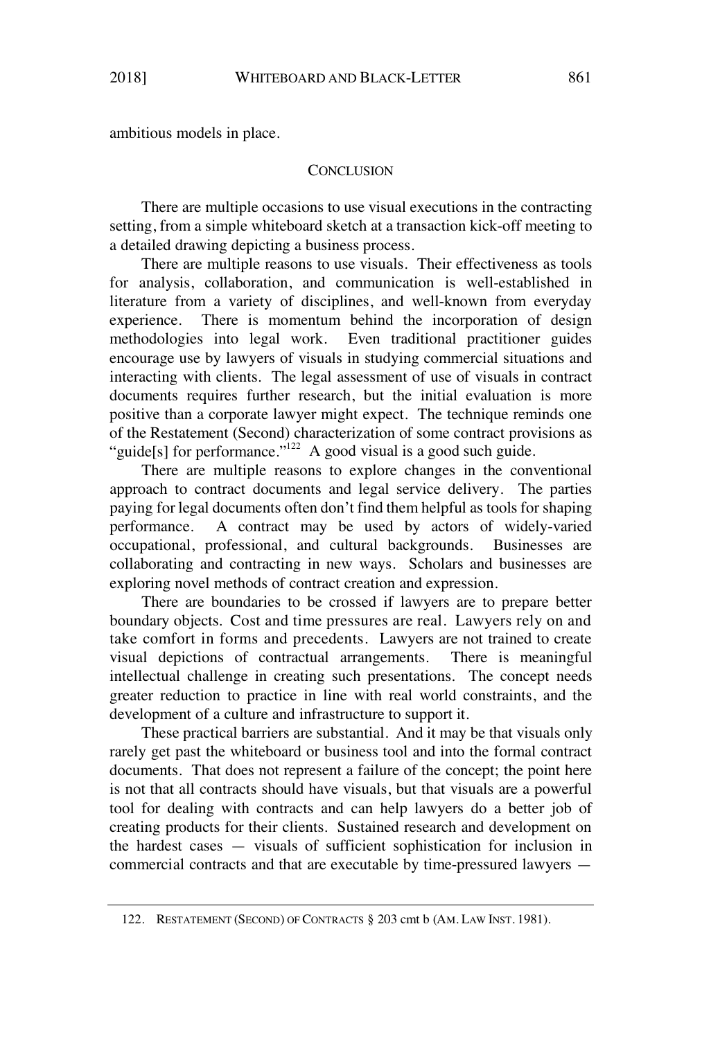ambitious models in place.

## CONCLUSION

There are multiple occasions to use visual executions in the contracting setting, from a simple whiteboard sketch at a transaction kick-off meeting to a detailed drawing depicting a business process.

There are multiple reasons to use visuals. Their effectiveness as tools for analysis, collaboration, and communication is well-established in literature from a variety of disciplines, and well-known from everyday experience. There is momentum behind the incorporation of design methodologies into legal work. Even traditional practitioner guides encourage use by lawyers of visuals in studying commercial situations and interacting with clients. The legal assessment of use of visuals in contract documents requires further research, but the initial evaluation is more positive than a corporate lawyer might expect. The technique reminds one of the Restatement (Second) characterization of some contract provisions as "guide[s] for performance."[122] A good visual is a good such guide.

There are multiple reasons to explore changes in the conventional approach to contract documents and legal service delivery. The parties paying for legal documents often don't find them helpful as tools for shaping performance. A contract may be used by actors of widely-varied occupational, professional, and cultural backgrounds. Businesses are collaborating and contracting in new ways. Scholars and businesses are exploring novel methods of contract creation and expression.

There are boundaries to be crossed if lawyers are to prepare better boundary objects. Cost and time pressures are real. Lawyers rely on and take comfort in forms and precedents. Lawyers are not trained to create visual depictions of contractual arrangements. There is meaningful intellectual challenge in creating such presentations. The concept needs greater reduction to practice in line with real world constraints, and the development of a culture and infrastructure to support it.

These practical barriers are substantial. And it may be that visuals only rarely get past the whiteboard or business tool and into the formal contract documents. That does not represent a failure of the concept; the point here is not that all contracts should have visuals, but that visuals are a powerful tool for dealing with contracts and can help lawyers do a better job of creating products for their clients. Sustained research and development on the hardest cases — visuals of sufficient sophistication for inclusion in commercial contracts and that are executable by time-pressured lawyers —

---

122. RESTATEMENT (SECOND) OF CONTRACTS § 203 cmt b (AM. LAW INST. 1981).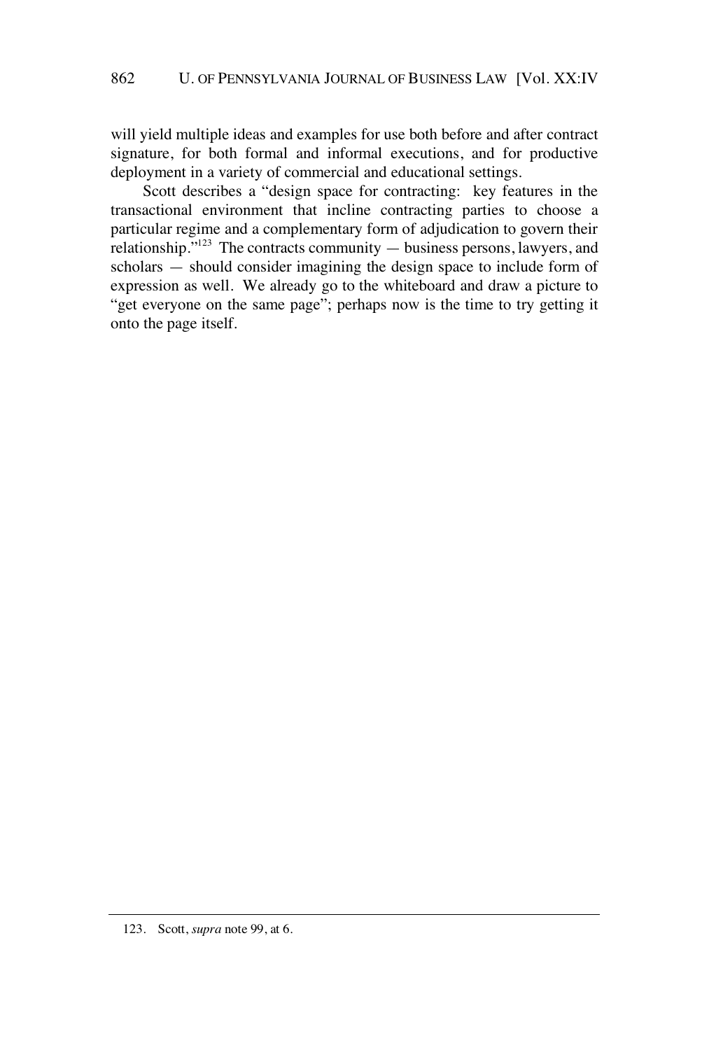will yield multiple ideas and examples for use both before and after contract signature, for both formal and informal executions, and for productive deployment in a variety of commercial and educational settings.

Scott describes a "design space for contracting: key features in the transactional environment that incline contracting parties to choose a particular regime and a complementary form of adjudication to govern their relationship."[123] The contracts community — business persons, lawyers, and scholars — should consider imagining the design space to include form of expression as well. We already go to the whiteboard and draw a picture to "get everyone on the same page"; perhaps now is the time to try getting it onto the page itself.

---

123. Scott, *supra* note 99, at 6.